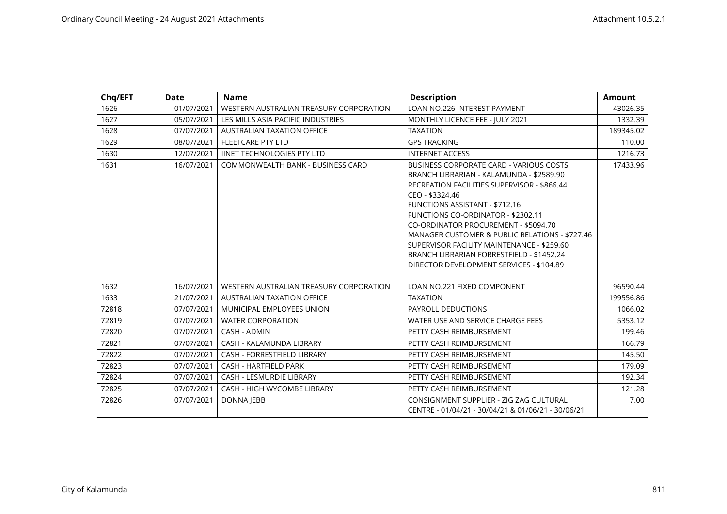| Chq/EFT | Date | Name | Description | Amount |
|---|---|---|---|---|
| 1626 | 01/07/2021 | WESTERN AUSTRALIAN TREASURY CORPORATION | LOAN NO.226 INTEREST PAYMENT | 43026.35 |
| 1627 | 05/07/2021 | LES MILLS ASIA PACIFIC INDUSTRIES | MONTHLY LICENCE FEE - JULY 2021 | 1332.39 |
| 1628 | 07/07/2021 | AUSTRALIAN TAXATION OFFICE | TAXATION | 189345.02 |
| 1629 | 08/07/2021 | FLEETCARE PTY LTD | GPS TRACKING | 110.00 |
| 1630 | 12/07/2021 | IINET TECHNOLOGIES PTY LTD | INTERNET ACCESS | 1216.73 |
| 1631 | 16/07/2021 | COMMONWEALTH BANK - BUSINESS CARD | BUSINESS CORPORATE CARD - VARIOUS COSTS<br>BRANCH LIBRARIAN - KALAMUNDA - $2589.90<br>RECREATION FACILITIES SUPERVISOR - $866.44<br>CEO - $3324.46<br>FUNCTIONS ASSISTANT - $712.16<br>FUNCTIONS CO-ORDINATOR - $2302.11<br>CO-ORDINATOR PROCUREMENT - $5094.70<br>MANAGER CUSTOMER & PUBLIC RELATIONS - $727.46<br>SUPERVISOR FACILITY MAINTENANCE - $259.60<br>BRANCH LIBRARIAN FORRESTFIELD - $1452.24<br>DIRECTOR DEVELOPMENT SERVICES - $104.89 | 17433.96 |
| 1632 | 16/07/2021 | WESTERN AUSTRALIAN TREASURY CORPORATION | LOAN NO.221 FIXED COMPONENT | 96590.44 |
| 1633 | 21/07/2021 | AUSTRALIAN TAXATION OFFICE | TAXATION | 199556.86 |
| 72818 | 07/07/2021 | MUNICIPAL EMPLOYEES UNION | PAYROLL DEDUCTIONS | 1066.02 |
| 72819 | 07/07/2021 | WATER CORPORATION | WATER USE AND SERVICE CHARGE FEES | 5353.12 |
| 72820 | 07/07/2021 | CASH - ADMIN | PETTY CASH REIMBURSEMENT | 199.46 |
| 72821 | 07/07/2021 | CASH - KALAMUNDA LIBRARY | PETTY CASH REIMBURSEMENT | 166.79 |
| 72822 | 07/07/2021 | CASH - FORRESTFIELD LIBRARY | PETTY CASH REIMBURSEMENT | 145.50 |
| 72823 | 07/07/2021 | CASH - HARTFIELD PARK | PETTY CASH REIMBURSEMENT | 179.09 |
| 72824 | 07/07/2021 | CASH - LESMURDIE LIBRARY | PETTY CASH REIMBURSEMENT | 192.34 |
| 72825 | 07/07/2021 | CASH - HIGH WYCOMBE LIBRARY | PETTY CASH REIMBURSEMENT | 121.28 |
| 72826 | 07/07/2021 | DONNA JEBB | CONSIGNMENT SUPPLIER - ZIG ZAG CULTURAL CENTRE - 01/04/21 - 30/04/21 & 01/06/21 - 30/06/21 | 7.00 |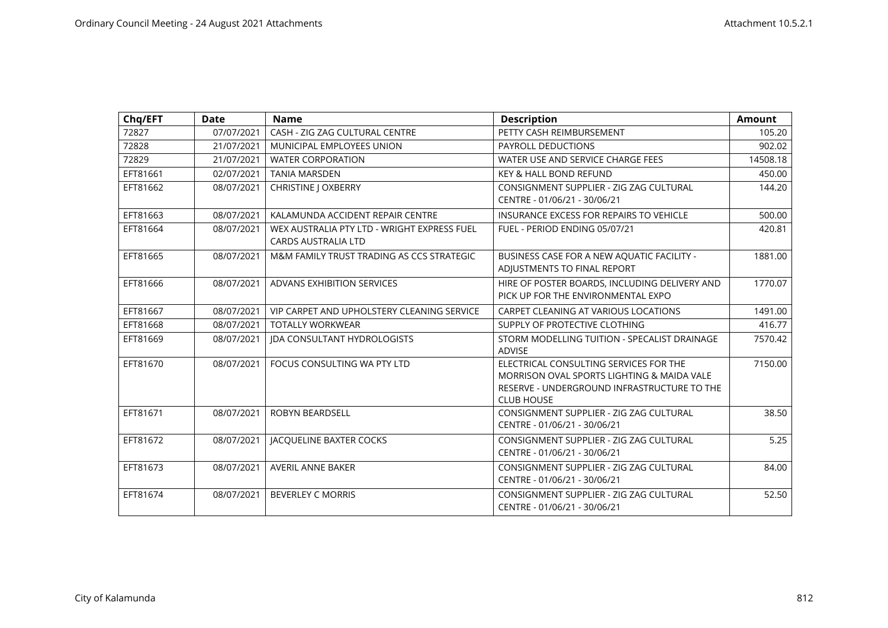| Chq/EFT | Date | Name | Description | Amount |
|---|---|---|---|---|
| 72827 | 07/07/2021 | CASH - ZIG ZAG CULTURAL CENTRE | PETTY CASH REIMBURSEMENT | 105.20 |
| 72828 | 21/07/2021 | MUNICIPAL EMPLOYEES UNION | PAYROLL DEDUCTIONS | 902.02 |
| 72829 | 21/07/2021 | WATER CORPORATION | WATER USE AND SERVICE CHARGE FEES | 14508.18 |
| EFT81661 | 02/07/2021 | TANIA MARSDEN | KEY & HALL BOND REFUND | 450.00 |
| EFT81662 | 08/07/2021 | CHRISTINE J OXBERRY | CONSIGNMENT SUPPLIER - ZIG ZAG CULTURAL CENTRE - 01/06/21 - 30/06/21 | 144.20 |
| EFT81663 | 08/07/2021 | KALAMUNDA ACCIDENT REPAIR CENTRE | INSURANCE EXCESS FOR REPAIRS TO VEHICLE | 500.00 |
| EFT81664 | 08/07/2021 | WEX AUSTRALIA PTY LTD - WRIGHT EXPRESS FUEL CARDS AUSTRALIA LTD | FUEL - PERIOD ENDING 05/07/21 | 420.81 |
| EFT81665 | 08/07/2021 | M&M FAMILY TRUST TRADING AS CCS STRATEGIC | BUSINESS CASE FOR A NEW AQUATIC FACILITY - ADJUSTMENTS TO FINAL REPORT | 1881.00 |
| EFT81666 | 08/07/2021 | ADVANS EXHIBITION SERVICES | HIRE OF POSTER BOARDS, INCLUDING DELIVERY AND PICK UP FOR THE ENVIRONMENTAL EXPO | 1770.07 |
| EFT81667 | 08/07/2021 | VIP CARPET AND UPHOLSTERY CLEANING SERVICE | CARPET CLEANING AT VARIOUS LOCATIONS | 1491.00 |
| EFT81668 | 08/07/2021 | TOTALLY WORKWEAR | SUPPLY OF PROTECTIVE CLOTHING | 416.77 |
| EFT81669 | 08/07/2021 | JDA CONSULTANT HYDROLOGISTS | STORM MODELLING TUITION - SPECALIST DRAINAGE ADVISE | 7570.42 |
| EFT81670 | 08/07/2021 | FOCUS CONSULTING WA PTY LTD | ELECTRICAL CONSULTING SERVICES FOR THE MORRISON OVAL SPORTS LIGHTING & MAIDA VALE RESERVE - UNDERGROUND INFRASTRUCTURE TO THE CLUB HOUSE | 7150.00 |
| EFT81671 | 08/07/2021 | ROBYN BEARDSELL | CONSIGNMENT SUPPLIER - ZIG ZAG CULTURAL CENTRE - 01/06/21 - 30/06/21 | 38.50 |
| EFT81672 | 08/07/2021 | JACQUELINE BAXTER COCKS | CONSIGNMENT SUPPLIER - ZIG ZAG CULTURAL CENTRE - 01/06/21 - 30/06/21 | 5.25 |
| EFT81673 | 08/07/2021 | AVERIL ANNE BAKER | CONSIGNMENT SUPPLIER - ZIG ZAG CULTURAL CENTRE - 01/06/21 - 30/06/21 | 84.00 |
| EFT81674 | 08/07/2021 | BEVERLEY C MORRIS | CONSIGNMENT SUPPLIER - ZIG ZAG CULTURAL CENTRE - 01/06/21 - 30/06/21 | 52.50 |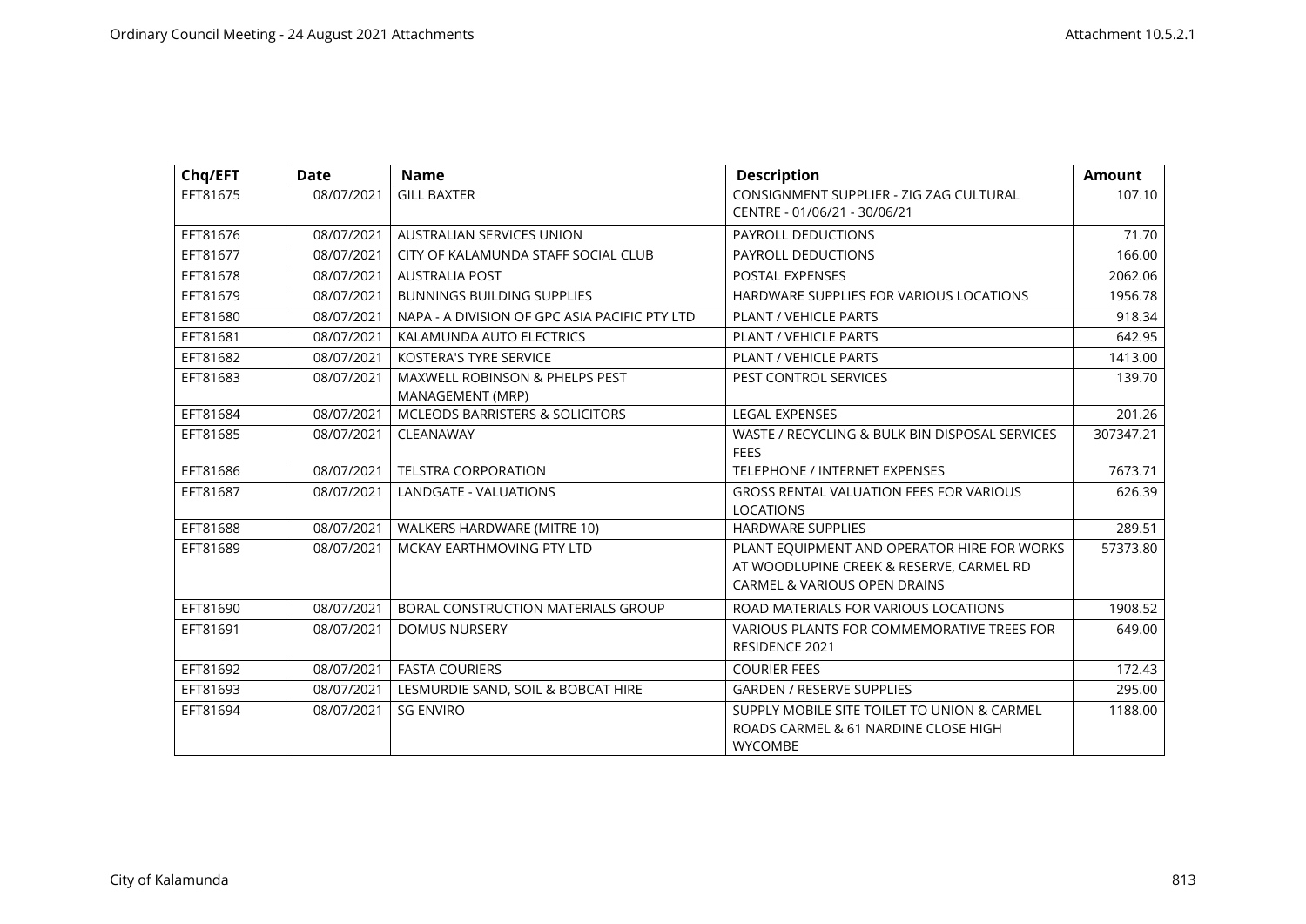| Chq/EFT | Date | Name | Description | Amount |
|---|---|---|---|---|
| EFT81675 | 08/07/2021 | GILL BAXTER | CONSIGNMENT SUPPLIER - ZIG ZAG CULTURAL CENTRE - 01/06/21 - 30/06/21 | 107.10 |
| EFT81676 | 08/07/2021 | AUSTRALIAN SERVICES UNION | PAYROLL DEDUCTIONS | 71.70 |
| EFT81677 | 08/07/2021 | CITY OF KALAMUNDA STAFF SOCIAL CLUB | PAYROLL DEDUCTIONS | 166.00 |
| EFT81678 | 08/07/2021 | AUSTRALIA POST | POSTAL EXPENSES | 2062.06 |
| EFT81679 | 08/07/2021 | BUNNINGS BUILDING SUPPLIES | HARDWARE SUPPLIES FOR VARIOUS LOCATIONS | 1956.78 |
| EFT81680 | 08/07/2021 | NAPA - A DIVISION OF GPC ASIA PACIFIC PTY LTD | PLANT / VEHICLE PARTS | 918.34 |
| EFT81681 | 08/07/2021 | KALAMUNDA AUTO ELECTRICS | PLANT / VEHICLE PARTS | 642.95 |
| EFT81682 | 08/07/2021 | KOSTERA'S TYRE SERVICE | PLANT / VEHICLE PARTS | 1413.00 |
| EFT81683 | 08/07/2021 | MAXWELL ROBINSON & PHELPS PEST MANAGEMENT (MRP) | PEST CONTROL SERVICES | 139.70 |
| EFT81684 | 08/07/2021 | MCLEODS BARRISTERS & SOLICITORS | LEGAL EXPENSES | 201.26 |
| EFT81685 | 08/07/2021 | CLEANAWAY | WASTE / RECYCLING & BULK BIN DISPOSAL SERVICES FEES | 307347.21 |
| EFT81686 | 08/07/2021 | TELSTRA CORPORATION | TELEPHONE / INTERNET EXPENSES | 7673.71 |
| EFT81687 | 08/07/2021 | LANDGATE - VALUATIONS | GROSS RENTAL VALUATION FEES FOR VARIOUS LOCATIONS | 626.39 |
| EFT81688 | 08/07/2021 | WALKERS HARDWARE (MITRE 10) | HARDWARE SUPPLIES | 289.51 |
| EFT81689 | 08/07/2021 | MCKAY EARTHMOVING PTY LTD | PLANT EQUIPMENT AND OPERATOR HIRE FOR WORKS AT WOODLUPINE CREEK & RESERVE, CARMEL RD CARMEL & VARIOUS OPEN DRAINS | 57373.80 |
| EFT81690 | 08/07/2021 | BORAL CONSTRUCTION MATERIALS GROUP | ROAD MATERIALS FOR VARIOUS LOCATIONS | 1908.52 |
| EFT81691 | 08/07/2021 | DOMUS NURSERY | VARIOUS PLANTS FOR COMMEMORATIVE TREES FOR RESIDENCE 2021 | 649.00 |
| EFT81692 | 08/07/2021 | FASTA COURIERS | COURIER FEES | 172.43 |
| EFT81693 | 08/07/2021 | LESMURDIE SAND, SOIL & BOBCAT HIRE | GARDEN / RESERVE SUPPLIES | 295.00 |
| EFT81694 | 08/07/2021 | SG ENVIRO | SUPPLY MOBILE SITE TOILET TO UNION & CARMEL ROADS CARMEL & 61 NARDINE CLOSE HIGH WYCOMBE | 1188.00 |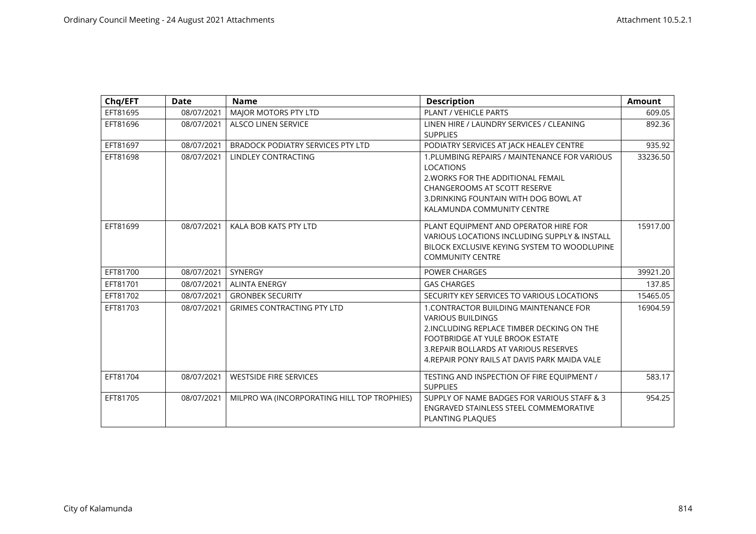| Chq/EFT | Date | Name | Description | Amount |
|---|---|---|---|---|
| EFT81695 | 08/07/2021 | MAJOR MOTORS PTY LTD | PLANT / VEHICLE PARTS | 609.05 |
| EFT81696 | 08/07/2021 | ALSCO LINEN SERVICE | LINEN HIRE / LAUNDRY SERVICES / CLEANING SUPPLIES | 892.36 |
| EFT81697 | 08/07/2021 | BRADOCK PODIATRY SERVICES PTY LTD | PODIATRY SERVICES AT JACK HEALEY CENTRE | 935.92 |
| EFT81698 | 08/07/2021 | LINDLEY CONTRACTING | 1.PLUMBING REPAIRS / MAINTENANCE FOR VARIOUS LOCATIONS<br>2.WORKS FOR THE ADDITIONAL FEMAIL CHANGEROOMS AT SCOTT RESERVE<br>3.DRINKING FOUNTAIN WITH DOG BOWL AT KALAMUNDA COMMUNITY CENTRE | 33236.50 |
| EFT81699 | 08/07/2021 | KALA BOB KATS PTY LTD | PLANT EQUIPMENT AND OPERATOR HIRE FOR VARIOUS LOCATIONS INCLUDING SUPPLY & INSTALL BILOCK EXCLUSIVE KEYING SYSTEM TO WOODLUPINE COMMUNITY CENTRE | 15917.00 |
| EFT81700 | 08/07/2021 | SYNERGY | POWER CHARGES | 39921.20 |
| EFT81701 | 08/07/2021 | ALINTA ENERGY | GAS CHARGES | 137.85 |
| EFT81702 | 08/07/2021 | GRONBEK SECURITY | SECURITY KEY SERVICES TO VARIOUS LOCATIONS | 15465.05 |
| EFT81703 | 08/07/2021 | GRIMES CONTRACTING PTY LTD | 1.CONTRACTOR BUILDING MAINTENANCE FOR VARIOUS BUILDINGS<br>2.INCLUDING REPLACE TIMBER DECKING ON THE FOOTBRIDGE AT YULE BROOK ESTATE<br>3.REPAIR BOLLARDS AT VARIOUS RESERVES<br>4.REPAIR PONY RAILS AT DAVIS PARK MAIDA VALE | 16904.59 |
| EFT81704 | 08/07/2021 | WESTSIDE FIRE SERVICES | TESTING AND INSPECTION OF FIRE EQUIPMENT / SUPPLIES | 583.17 |
| EFT81705 | 08/07/2021 | MILPRO WA (INCORPORATING HILL TOP TROPHIES) | SUPPLY OF NAME BADGES FOR VARIOUS STAFF & 3 ENGRAVED STAINLESS STEEL COMMEMORATIVE PLANTING PLAQUES | 954.25 |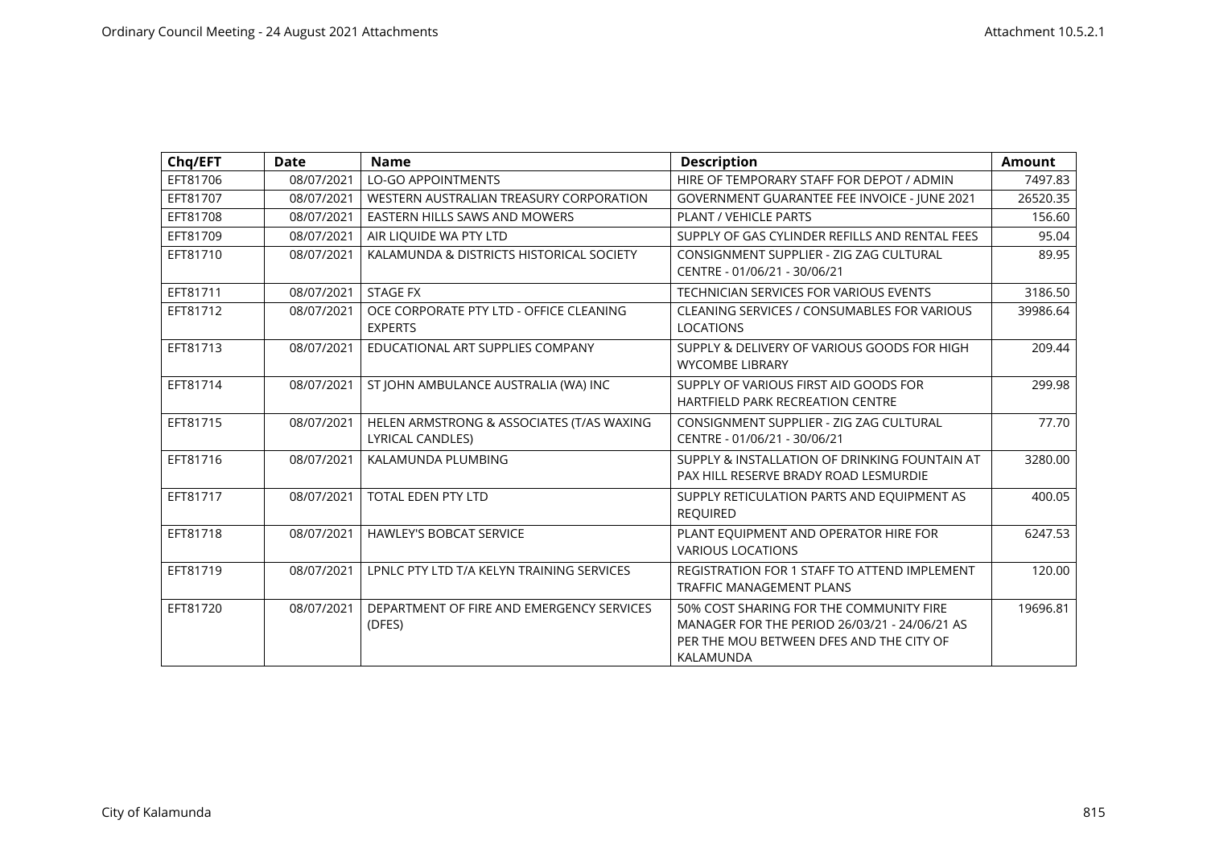| Chq/EFT | Date | Name | Description | Amount |
|---|---|---|---|---|
| EFT81706 | 08/07/2021 | LO-GO APPOINTMENTS | HIRE OF TEMPORARY STAFF FOR DEPOT / ADMIN | 7497.83 |
| EFT81707 | 08/07/2021 | WESTERN AUSTRALIAN TREASURY CORPORATION | GOVERNMENT GUARANTEE FEE INVOICE - JUNE 2021 | 26520.35 |
| EFT81708 | 08/07/2021 | EASTERN HILLS SAWS AND MOWERS | PLANT / VEHICLE PARTS | 156.60 |
| EFT81709 | 08/07/2021 | AIR LIQUIDE WA PTY LTD | SUPPLY OF GAS CYLINDER REFILLS AND RENTAL FEES | 95.04 |
| EFT81710 | 08/07/2021 | KALAMUNDA & DISTRICTS HISTORICAL SOCIETY | CONSIGNMENT SUPPLIER - ZIG ZAG CULTURAL CENTRE - 01/06/21 - 30/06/21 | 89.95 |
| EFT81711 | 08/07/2021 | STAGE FX | TECHNICIAN SERVICES FOR VARIOUS EVENTS | 3186.50 |
| EFT81712 | 08/07/2021 | OCE CORPORATE PTY LTD - OFFICE CLEANING EXPERTS | CLEANING SERVICES / CONSUMABLES FOR VARIOUS LOCATIONS | 39986.64 |
| EFT81713 | 08/07/2021 | EDUCATIONAL ART SUPPLIES COMPANY | SUPPLY & DELIVERY OF VARIOUS GOODS FOR HIGH WYCOMBE LIBRARY | 209.44 |
| EFT81714 | 08/07/2021 | ST JOHN AMBULANCE AUSTRALIA (WA) INC | SUPPLY OF VARIOUS FIRST AID GOODS FOR HARTFIELD PARK RECREATION CENTRE | 299.98 |
| EFT81715 | 08/07/2021 | HELEN ARMSTRONG & ASSOCIATES (T/AS WAXING LYRICAL CANDLES) | CONSIGNMENT SUPPLIER - ZIG ZAG CULTURAL CENTRE - 01/06/21 - 30/06/21 | 77.70 |
| EFT81716 | 08/07/2021 | KALAMUNDA PLUMBING | SUPPLY & INSTALLATION OF DRINKING FOUNTAIN AT PAX HILL RESERVE BRADY ROAD LESMURDIE | 3280.00 |
| EFT81717 | 08/07/2021 | TOTAL EDEN PTY LTD | SUPPLY RETICULATION PARTS AND EQUIPMENT AS REQUIRED | 400.05 |
| EFT81718 | 08/07/2021 | HAWLEY'S BOBCAT SERVICE | PLANT EQUIPMENT AND OPERATOR HIRE FOR VARIOUS LOCATIONS | 6247.53 |
| EFT81719 | 08/07/2021 | LPNLC PTY LTD T/A KELYN TRAINING SERVICES | REGISTRATION FOR 1 STAFF TO ATTEND IMPLEMENT TRAFFIC MANAGEMENT PLANS | 120.00 |
| EFT81720 | 08/07/2021 | DEPARTMENT OF FIRE AND EMERGENCY SERVICES (DFES) | 50% COST SHARING FOR THE COMMUNITY FIRE MANAGER FOR THE PERIOD 26/03/21 - 24/06/21 AS PER THE MOU BETWEEN DFES AND THE CITY OF KALAMUNDA | 19696.81 |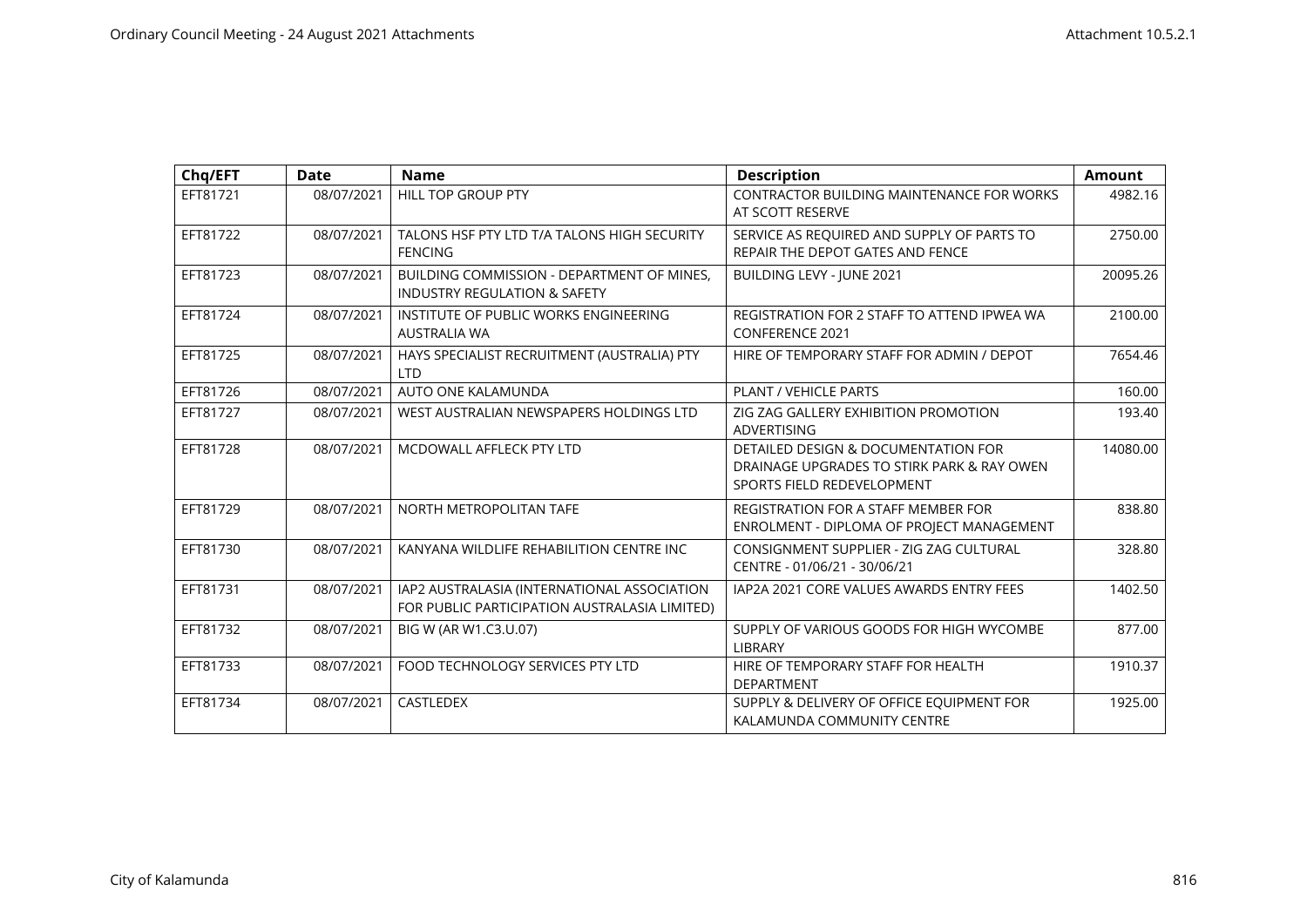| Chq/EFT | Date | Name | Description | Amount |
|---|---|---|---|---|
| EFT81721 | 08/07/2021 | HILL TOP GROUP PTY | CONTRACTOR BUILDING MAINTENANCE FOR WORKS AT SCOTT RESERVE | 4982.16 |
| EFT81722 | 08/07/2021 | TALONS HSF PTY LTD T/A TALONS HIGH SECURITY FENCING | SERVICE AS REQUIRED AND SUPPLY OF PARTS TO REPAIR THE DEPOT GATES AND FENCE | 2750.00 |
| EFT81723 | 08/07/2021 | BUILDING COMMISSION - DEPARTMENT OF MINES, INDUSTRY REGULATION & SAFETY | BUILDING LEVY - JUNE 2021 | 20095.26 |
| EFT81724 | 08/07/2021 | INSTITUTE OF PUBLIC WORKS ENGINEERING AUSTRALIA WA | REGISTRATION FOR 2 STAFF TO ATTEND IPWEA WA CONFERENCE 2021 | 2100.00 |
| EFT81725 | 08/07/2021 | HAYS SPECIALIST RECRUITMENT (AUSTRALIA) PTY LTD | HIRE OF TEMPORARY STAFF FOR ADMIN / DEPOT | 7654.46 |
| EFT81726 | 08/07/2021 | AUTO ONE KALAMUNDA | PLANT / VEHICLE PARTS | 160.00 |
| EFT81727 | 08/07/2021 | WEST AUSTRALIAN NEWSPAPERS HOLDINGS LTD | ZIG ZAG GALLERY EXHIBITION PROMOTION ADVERTISING | 193.40 |
| EFT81728 | 08/07/2021 | MCDOWALL AFFLECK PTY LTD | DETAILED DESIGN & DOCUMENTATION FOR DRAINAGE UPGRADES TO STIRK PARK & RAY OWEN SPORTS FIELD REDEVELOPMENT | 14080.00 |
| EFT81729 | 08/07/2021 | NORTH METROPOLITAN TAFE | REGISTRATION FOR A STAFF MEMBER FOR ENROLMENT - DIPLOMA OF PROJECT MANAGEMENT | 838.80 |
| EFT81730 | 08/07/2021 | KANYANA WILDLIFE REHABILITION CENTRE INC | CONSIGNMENT SUPPLIER - ZIG ZAG CULTURAL CENTRE - 01/06/21 - 30/06/21 | 328.80 |
| EFT81731 | 08/07/2021 | IAP2 AUSTRALASIA (INTERNATIONAL ASSOCIATION FOR PUBLIC PARTICIPATION AUSTRALASIA LIMITED) | IAP2A 2021 CORE VALUES AWARDS ENTRY FEES | 1402.50 |
| EFT81732 | 08/07/2021 | BIG W (AR W1.C3.U.07) | SUPPLY OF VARIOUS GOODS FOR HIGH WYCOMBE LIBRARY | 877.00 |
| EFT81733 | 08/07/2021 | FOOD TECHNOLOGY SERVICES PTY LTD | HIRE OF TEMPORARY STAFF FOR HEALTH DEPARTMENT | 1910.37 |
| EFT81734 | 08/07/2021 | CASTLEDEX | SUPPLY & DELIVERY OF OFFICE EQUIPMENT FOR KALAMUNDA COMMUNITY CENTRE | 1925.00 |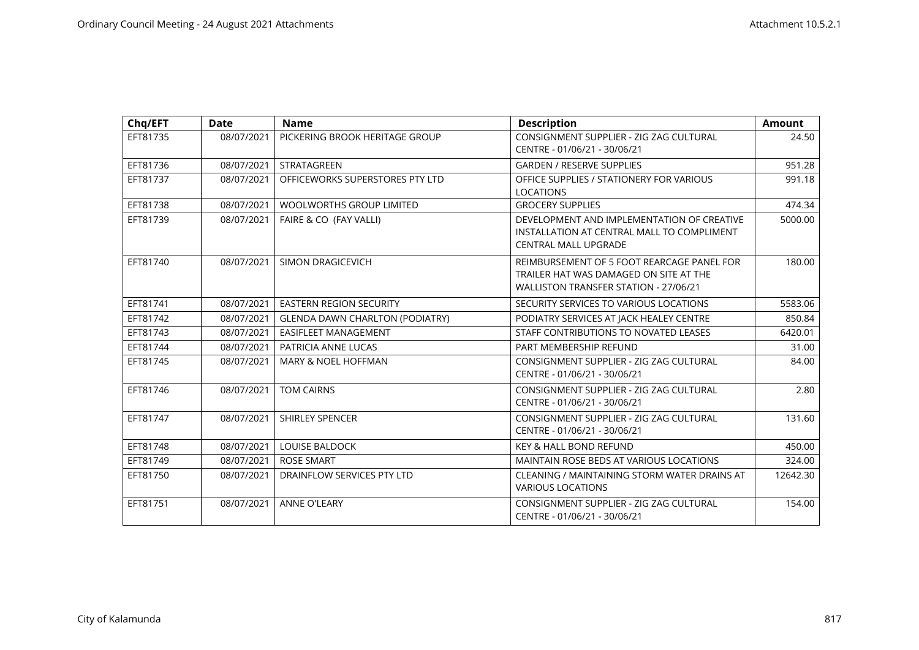| Chq/EFT | Date | Name | Description | Amount |
|---|---|---|---|---|
| EFT81735 | 08/07/2021 | PICKERING BROOK HERITAGE GROUP | CONSIGNMENT SUPPLIER - ZIG ZAG CULTURAL CENTRE - 01/06/21 - 30/06/21 | 24.50 |
| EFT81736 | 08/07/2021 | STRATAGREEN | GARDEN / RESERVE SUPPLIES | 951.28 |
| EFT81737 | 08/07/2021 | OFFICEWORKS SUPERSTORES PTY LTD | OFFICE SUPPLIES / STATIONERY FOR VARIOUS LOCATIONS | 991.18 |
| EFT81738 | 08/07/2021 | WOOLWORTHS GROUP LIMITED | GROCERY SUPPLIES | 474.34 |
| EFT81739 | 08/07/2021 | FAIRE & CO (FAY VALLI) | DEVELOPMENT AND IMPLEMENTATION OF CREATIVE INSTALLATION AT CENTRAL MALL TO COMPLIMENT CENTRAL MALL UPGRADE | 5000.00 |
| EFT81740 | 08/07/2021 | SIMON DRAGICEVICH | REIMBURSEMENT OF 5 FOOT REARCAGE PANEL FOR TRAILER HAT WAS DAMAGED ON SITE AT THE WALLISTON TRANSFER STATION - 27/06/21 | 180.00 |
| EFT81741 | 08/07/2021 | EASTERN REGION SECURITY | SECURITY SERVICES TO VARIOUS LOCATIONS | 5583.06 |
| EFT81742 | 08/07/2021 | GLENDA DAWN CHARLTON (PODIATRY) | PODIATRY SERVICES AT JACK HEALEY CENTRE | 850.84 |
| EFT81743 | 08/07/2021 | EASIFLEET MANAGEMENT | STAFF CONTRIBUTIONS TO NOVATED LEASES | 6420.01 |
| EFT81744 | 08/07/2021 | PATRICIA ANNE LUCAS | PART MEMBERSHIP REFUND | 31.00 |
| EFT81745 | 08/07/2021 | MARY & NOEL HOFFMAN | CONSIGNMENT SUPPLIER - ZIG ZAG CULTURAL CENTRE - 01/06/21 - 30/06/21 | 84.00 |
| EFT81746 | 08/07/2021 | TOM CAIRNS | CONSIGNMENT SUPPLIER - ZIG ZAG CULTURAL CENTRE - 01/06/21 - 30/06/21 | 2.80 |
| EFT81747 | 08/07/2021 | SHIRLEY SPENCER | CONSIGNMENT SUPPLIER - ZIG ZAG CULTURAL CENTRE - 01/06/21 - 30/06/21 | 131.60 |
| EFT81748 | 08/07/2021 | LOUISE BALDOCK | KEY & HALL BOND REFUND | 450.00 |
| EFT81749 | 08/07/2021 | ROSE SMART | MAINTAIN ROSE BEDS AT VARIOUS LOCATIONS | 324.00 |
| EFT81750 | 08/07/2021 | DRAINFLOW SERVICES PTY LTD | CLEANING / MAINTAINING STORM WATER DRAINS AT VARIOUS LOCATIONS | 12642.30 |
| EFT81751 | 08/07/2021 | ANNE O'LEARY | CONSIGNMENT SUPPLIER - ZIG ZAG CULTURAL CENTRE - 01/06/21 - 30/06/21 | 154.00 |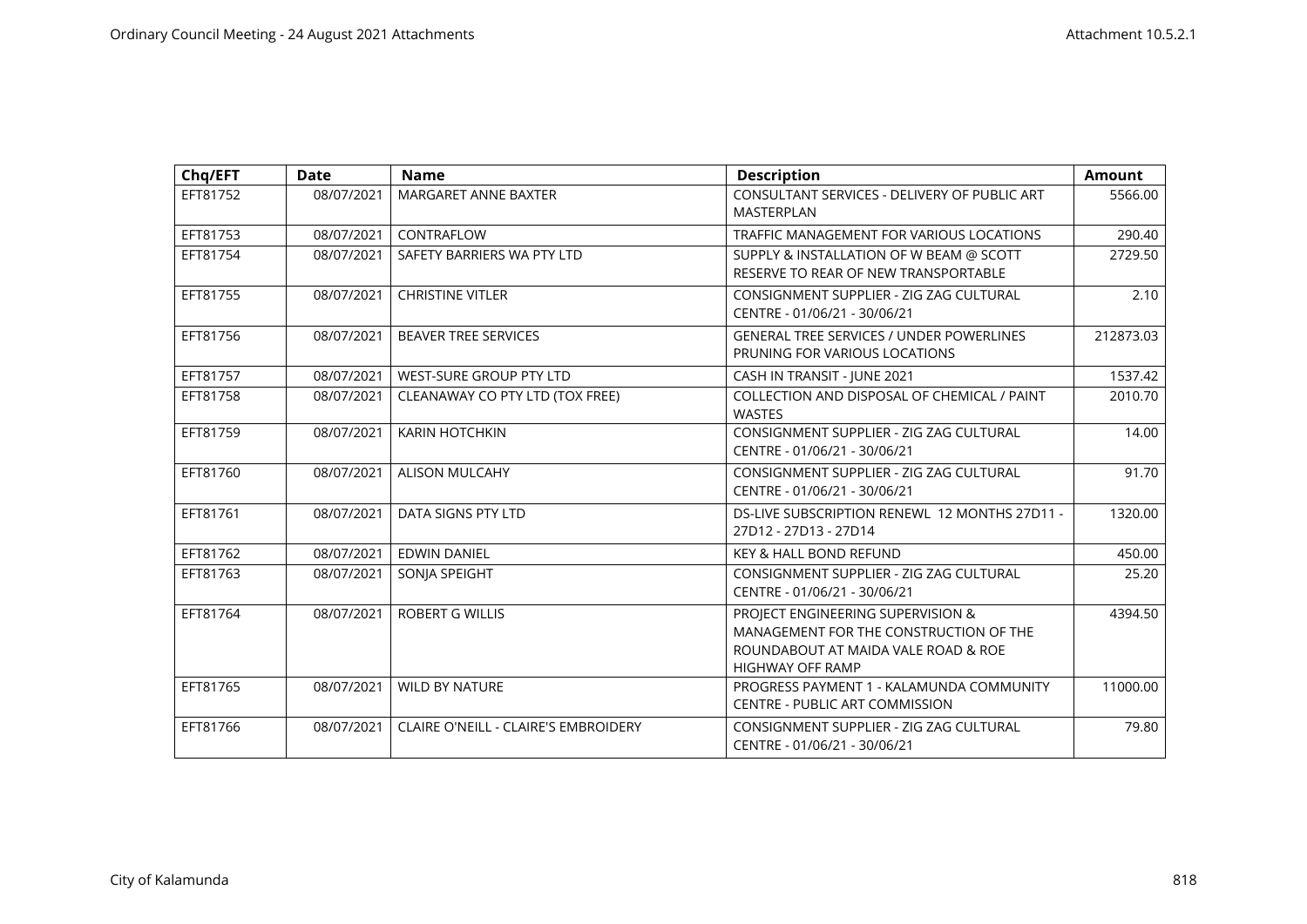| Chq/EFT | Date | Name | Description | Amount |
|---|---|---|---|---|
| EFT81752 | 08/07/2021 | MARGARET ANNE BAXTER | CONSULTANT SERVICES - DELIVERY OF PUBLIC ART MASTERPLAN | 5566.00 |
| EFT81753 | 08/07/2021 | CONTRAFLOW | TRAFFIC MANAGEMENT FOR VARIOUS LOCATIONS | 290.40 |
| EFT81754 | 08/07/2021 | SAFETY BARRIERS WA PTY LTD | SUPPLY & INSTALLATION OF W BEAM @ SCOTT RESERVE TO REAR OF NEW TRANSPORTABLE | 2729.50 |
| EFT81755 | 08/07/2021 | CHRISTINE VITLER | CONSIGNMENT SUPPLIER - ZIG ZAG CULTURAL CENTRE - 01/06/21 - 30/06/21 | 2.10 |
| EFT81756 | 08/07/2021 | BEAVER TREE SERVICES | GENERAL TREE SERVICES / UNDER POWERLINES PRUNING FOR VARIOUS LOCATIONS | 212873.03 |
| EFT81757 | 08/07/2021 | WEST-SURE GROUP PTY LTD | CASH IN TRANSIT - JUNE 2021 | 1537.42 |
| EFT81758 | 08/07/2021 | CLEANAWAY CO PTY LTD (TOX FREE) | COLLECTION AND DISPOSAL OF CHEMICAL / PAINT WASTES | 2010.70 |
| EFT81759 | 08/07/2021 | KARIN HOTCHKIN | CONSIGNMENT SUPPLIER - ZIG ZAG CULTURAL CENTRE - 01/06/21 - 30/06/21 | 14.00 |
| EFT81760 | 08/07/2021 | ALISON MULCAHY | CONSIGNMENT SUPPLIER - ZIG ZAG CULTURAL CENTRE - 01/06/21 - 30/06/21 | 91.70 |
| EFT81761 | 08/07/2021 | DATA SIGNS PTY LTD | DS-LIVE SUBSCRIPTION RENEWL 12 MONTHS 27D11 - 27D12 - 27D13 - 27D14 | 1320.00 |
| EFT81762 | 08/07/2021 | EDWIN DANIEL | KEY & HALL BOND REFUND | 450.00 |
| EFT81763 | 08/07/2021 | SONJA SPEIGHT | CONSIGNMENT SUPPLIER - ZIG ZAG CULTURAL CENTRE - 01/06/21 - 30/06/21 | 25.20 |
| EFT81764 | 08/07/2021 | ROBERT G WILLIS | PROJECT ENGINEERING SUPERVISION & MANAGEMENT FOR THE CONSTRUCTION OF THE ROUNDABOUT AT MAIDA VALE ROAD & ROE HIGHWAY OFF RAMP | 4394.50 |
| EFT81765 | 08/07/2021 | WILD BY NATURE | PROGRESS PAYMENT 1 - KALAMUNDA COMMUNITY CENTRE - PUBLIC ART COMMISSION | 11000.00 |
| EFT81766 | 08/07/2021 | CLAIRE O'NEILL - CLAIRE'S EMBROIDERY | CONSIGNMENT SUPPLIER - ZIG ZAG CULTURAL CENTRE - 01/06/21 - 30/06/21 | 79.80 |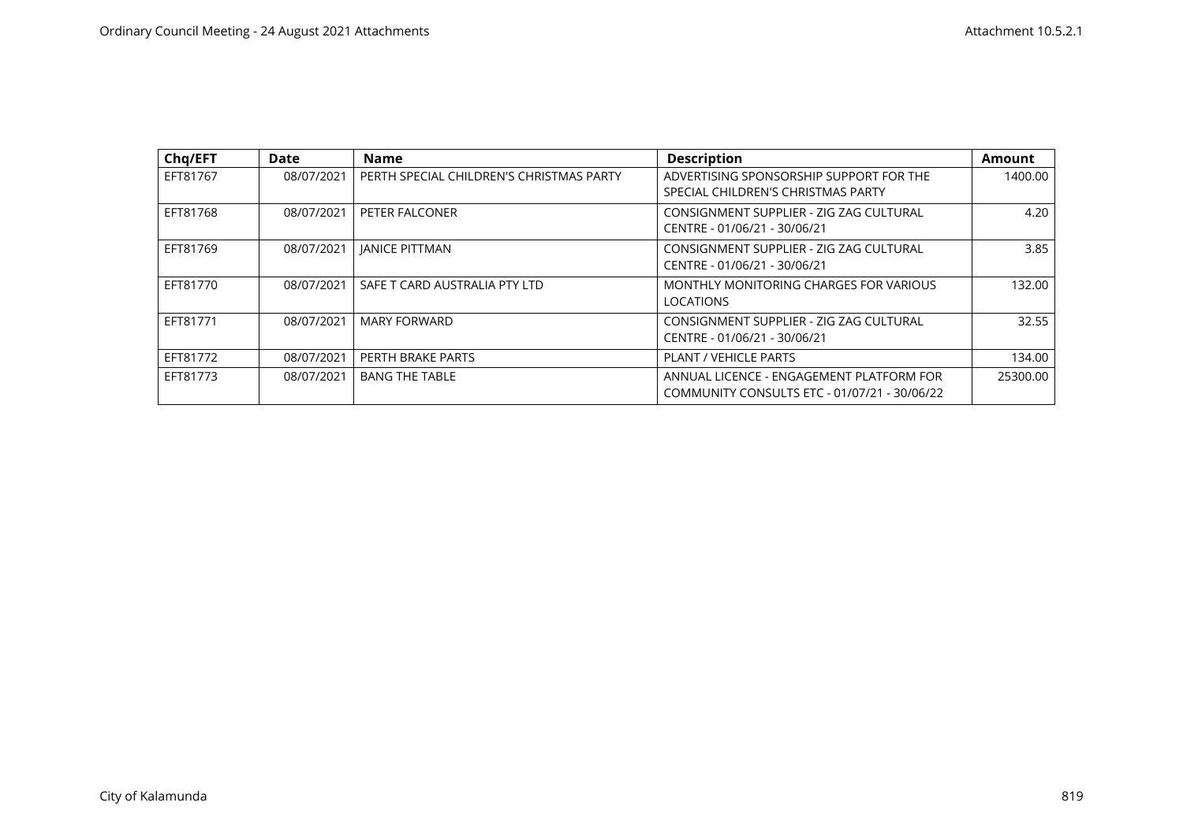| Chq/EFT | Date | Name | Description | Amount |
|---|---|---|---|---|
| EFT81767 | 08/07/2021 | PERTH SPECIAL CHILDREN'S CHRISTMAS PARTY | ADVERTISING SPONSORSHIP SUPPORT FOR THE SPECIAL CHILDREN'S CHRISTMAS PARTY | 1400.00 |
| EFT81768 | 08/07/2021 | PETER FALCONER | CONSIGNMENT SUPPLIER - ZIG ZAG CULTURAL CENTRE - 01/06/21 - 30/06/21 | 4.20 |
| EFT81769 | 08/07/2021 | JANICE PITTMAN | CONSIGNMENT SUPPLIER - ZIG ZAG CULTURAL CENTRE - 01/06/21 - 30/06/21 | 3.85 |
| EFT81770 | 08/07/2021 | SAFE T CARD AUSTRALIA PTY LTD | MONTHLY MONITORING CHARGES FOR VARIOUS LOCATIONS | 132.00 |
| EFT81771 | 08/07/2021 | MARY FORWARD | CONSIGNMENT SUPPLIER - ZIG ZAG CULTURAL CENTRE - 01/06/21 - 30/06/21 | 32.55 |
| EFT81772 | 08/07/2021 | PERTH BRAKE PARTS | PLANT / VEHICLE PARTS | 134.00 |
| EFT81773 | 08/07/2021 | BANG THE TABLE | ANNUAL LICENCE - ENGAGEMENT PLATFORM FOR COMMUNITY CONSULTS ETC - 01/07/21 - 30/06/22 | 25300.00 |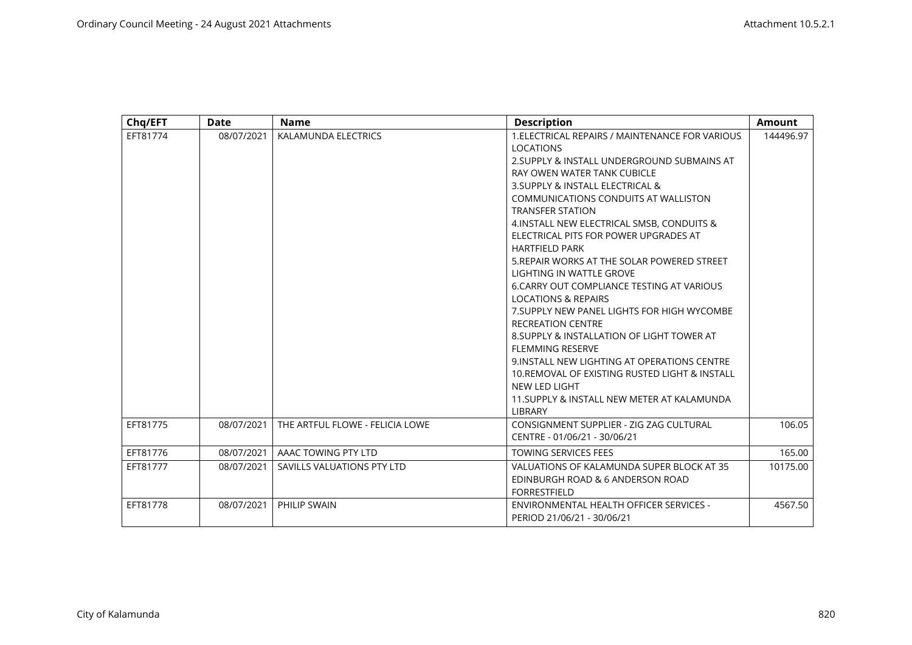| Chq/EFT | Date | Name | Description | Amount |
| --- | --- | --- | --- | --- |
| EFT81774 | 08/07/2021 | KALAMUNDA ELECTRICS | 1.ELECTRICAL REPAIRS / MAINTENANCE FOR VARIOUS LOCATIONS<br>2.SUPPLY & INSTALL UNDERGROUND SUBMAINS AT RAY OWEN WATER TANK CUBICLE<br>3.SUPPLY & INSTALL ELECTRICAL & COMMUNICATIONS CONDUITS AT WALLISTON TRANSFER STATION<br>4.INSTALL NEW ELECTRICAL SMSB, CONDUITS & ELECTRICAL PITS FOR POWER UPGRADES AT HARTFIELD PARK<br>5.REPAIR WORKS AT THE SOLAR POWERED STREET LIGHTING IN WATTLE GROVE<br>6.CARRY OUT COMPLIANCE TESTING AT VARIOUS LOCATIONS & REPAIRS<br>7.SUPPLY NEW PANEL LIGHTS FOR HIGH WYCOMBE RECREATION CENTRE<br>8.SUPPLY & INSTALLATION OF LIGHT TOWER AT FLEMMING RESERVE<br>9.INSTALL NEW LIGHTING AT OPERATIONS CENTRE<br>10.REMOVAL OF EXISTING RUSTED LIGHT & INSTALL NEW LED LIGHT<br>11.SUPPLY & INSTALL NEW METER AT KALAMUNDA LIBRARY | 144496.97 |
| EFT81775 | 08/07/2021 | THE ARTFUL FLOWE - FELICIA LOWE | CONSIGNMENT SUPPLIER - ZIG ZAG CULTURAL CENTRE - 01/06/21 - 30/06/21 | 106.05 |
| EFT81776 | 08/07/2021 | AAAC TOWING PTY LTD | TOWING SERVICES FEES | 165.00 |
| EFT81777 | 08/07/2021 | SAVILLS VALUATIONS PTY LTD | VALUATIONS OF KALAMUNDA SUPER BLOCK AT 35 EDINBURGH ROAD & 6 ANDERSON ROAD FORRESTFIELD | 10175.00 |
| EFT81778 | 08/07/2021 | PHILIP SWAIN | ENVIRONMENTAL HEALTH OFFICER SERVICES - PERIOD 21/06/21 - 30/06/21 | 4567.50 |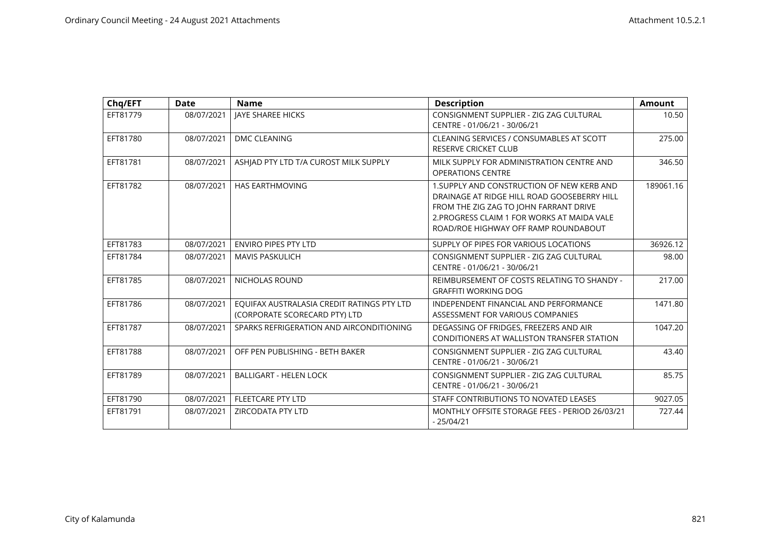| Chq/EFT | Date | Name | Description | Amount |
|---|---|---|---|---|
| EFT81779 | 08/07/2021 | JAYE SHAREE HICKS | CONSIGNMENT SUPPLIER - ZIG ZAG CULTURAL CENTRE - 01/06/21 - 30/06/21 | 10.50 |
| EFT81780 | 08/07/2021 | DMC CLEANING | CLEANING SERVICES / CONSUMABLES AT SCOTT RESERVE CRICKET CLUB | 275.00 |
| EFT81781 | 08/07/2021 | ASHJAD PTY LTD T/A CUROST MILK SUPPLY | MILK SUPPLY FOR ADMINISTRATION CENTRE AND OPERATIONS CENTRE | 346.50 |
| EFT81782 | 08/07/2021 | HAS EARTHMOVING | 1.SUPPLY AND CONSTRUCTION OF NEW KERB AND DRAINAGE AT RIDGE HILL ROAD GOOSEBERRY HILL FROM THE ZIG ZAG TO JOHN FARRANT DRIVE 2.PROGRESS CLAIM 1 FOR WORKS AT MAIDA VALE ROAD/ROE HIGHWAY OFF RAMP ROUNDABOUT | 189061.16 |
| EFT81783 | 08/07/2021 | ENVIRO PIPES PTY LTD | SUPPLY OF PIPES FOR VARIOUS LOCATIONS | 36926.12 |
| EFT81784 | 08/07/2021 | MAVIS PASKULICH | CONSIGNMENT SUPPLIER - ZIG ZAG CULTURAL CENTRE - 01/06/21 - 30/06/21 | 98.00 |
| EFT81785 | 08/07/2021 | NICHOLAS ROUND | REIMBURSEMENT OF COSTS RELATING TO SHANDY - GRAFFITI WORKING DOG | 217.00 |
| EFT81786 | 08/07/2021 | EQUIFAX AUSTRALASIA CREDIT RATINGS PTY LTD (CORPORATE SCORECARD PTY) LTD | INDEPENDENT FINANCIAL AND PERFORMANCE ASSESSMENT FOR VARIOUS COMPANIES | 1471.80 |
| EFT81787 | 08/07/2021 | SPARKS REFRIGERATION AND AIRCONDITIONING | DEGASSING OF FRIDGES, FREEZERS AND AIR CONDITIONERS AT WALLISTON TRANSFER STATION | 1047.20 |
| EFT81788 | 08/07/2021 | OFF PEN PUBLISHING - BETH BAKER | CONSIGNMENT SUPPLIER - ZIG ZAG CULTURAL CENTRE - 01/06/21 - 30/06/21 | 43.40 |
| EFT81789 | 08/07/2021 | BALLIGART - HELEN LOCK | CONSIGNMENT SUPPLIER - ZIG ZAG CULTURAL CENTRE - 01/06/21 - 30/06/21 | 85.75 |
| EFT81790 | 08/07/2021 | FLEETCARE PTY LTD | STAFF CONTRIBUTIONS TO NOVATED LEASES | 9027.05 |
| EFT81791 | 08/07/2021 | ZIRCODATA PTY LTD | MONTHLY OFFSITE STORAGE FEES - PERIOD 26/03/21 - 25/04/21 | 727.44 |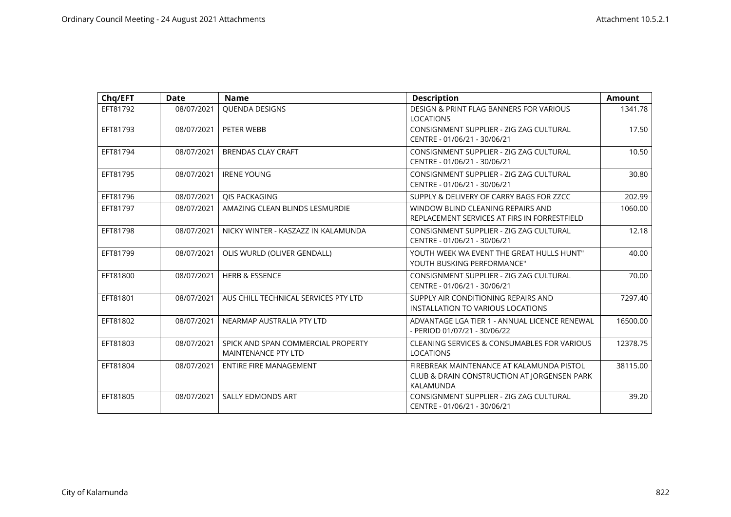| Chq/EFT | Date | Name | Description | Amount |
|---|---|---|---|---|
| EFT81792 | 08/07/2021 | QUENDA DESIGNS | DESIGN & PRINT FLAG BANNERS FOR VARIOUS LOCATIONS | 1341.78 |
| EFT81793 | 08/07/2021 | PETER WEBB | CONSIGNMENT SUPPLIER - ZIG ZAG CULTURAL CENTRE - 01/06/21 - 30/06/21 | 17.50 |
| EFT81794 | 08/07/2021 | BRENDAS CLAY CRAFT | CONSIGNMENT SUPPLIER - ZIG ZAG CULTURAL CENTRE - 01/06/21 - 30/06/21 | 10.50 |
| EFT81795 | 08/07/2021 | IRENE YOUNG | CONSIGNMENT SUPPLIER - ZIG ZAG CULTURAL CENTRE - 01/06/21 - 30/06/21 | 30.80 |
| EFT81796 | 08/07/2021 | QIS PACKAGING | SUPPLY & DELIVERY OF CARRY BAGS FOR ZZCC | 202.99 |
| EFT81797 | 08/07/2021 | AMAZING CLEAN BLINDS LESMURDIE | WINDOW BLIND CLEANING REPAIRS AND REPLACEMENT SERVICES AT FIRS IN FORRESTFIELD | 1060.00 |
| EFT81798 | 08/07/2021 | NICKY WINTER - KASZAZZ IN KALAMUNDA | CONSIGNMENT SUPPLIER - ZIG ZAG CULTURAL CENTRE - 01/06/21 - 30/06/21 | 12.18 |
| EFT81799 | 08/07/2021 | OLIS WURLD (OLIVER GENDALL) | YOUTH WEEK WA EVENT THE GREAT HULLS HUNT" YOUTH BUSKING PERFORMANCE" | 40.00 |
| EFT81800 | 08/07/2021 | HERB & ESSENCE | CONSIGNMENT SUPPLIER - ZIG ZAG CULTURAL CENTRE - 01/06/21 - 30/06/21 | 70.00 |
| EFT81801 | 08/07/2021 | AUS CHILL TECHNICAL SERVICES PTY LTD | SUPPLY AIR CONDITIONING REPAIRS AND INSTALLATION TO VARIOUS LOCATIONS | 7297.40 |
| EFT81802 | 08/07/2021 | NEARMAP AUSTRALIA PTY LTD | ADVANTAGE LGA TIER 1 - ANNUAL LICENCE RENEWAL - PERIOD 01/07/21 - 30/06/22 | 16500.00 |
| EFT81803 | 08/07/2021 | SPICK AND SPAN COMMERCIAL PROPERTY MAINTENANCE PTY LTD | CLEANING SERVICES & CONSUMABLES FOR VARIOUS LOCATIONS | 12378.75 |
| EFT81804 | 08/07/2021 | ENTIRE FIRE MANAGEMENT | FIREBREAK MAINTENANCE AT KALAMUNDA PISTOL CLUB & DRAIN CONSTRUCTION AT JORGENSEN PARK KALAMUNDA | 38115.00 |
| EFT81805 | 08/07/2021 | SALLY EDMONDS ART | CONSIGNMENT SUPPLIER - ZIG ZAG CULTURAL CENTRE - 01/06/21 - 30/06/21 | 39.20 |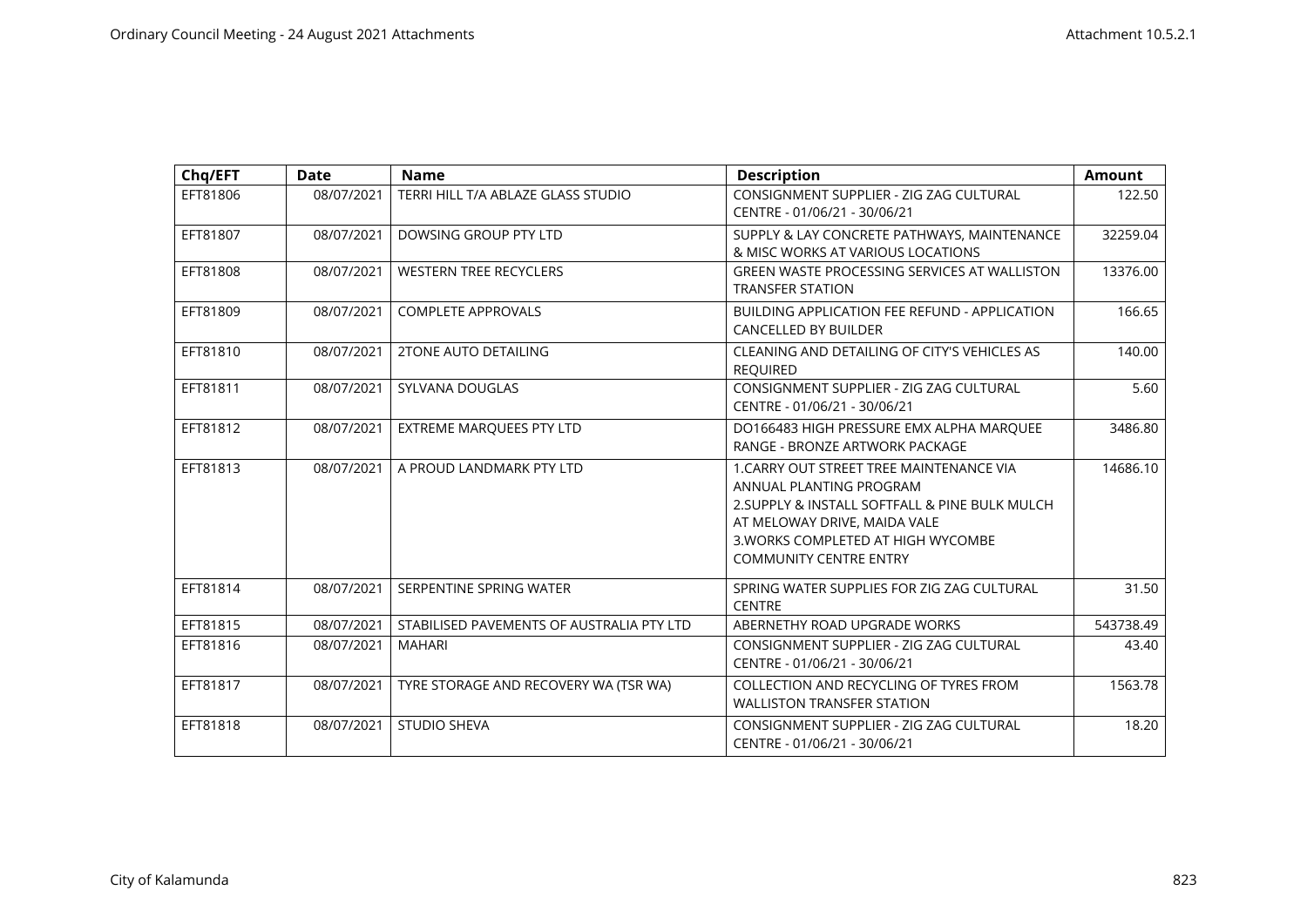| Chq/EFT | Date | Name | Description | Amount |
|---|---|---|---|---|
| EFT81806 | 08/07/2021 | TERRI HILL T/A ABLAZE GLASS STUDIO | CONSIGNMENT SUPPLIER - ZIG ZAG CULTURAL CENTRE - 01/06/21 - 30/06/21 | 122.50 |
| EFT81807 | 08/07/2021 | DOWSING GROUP PTY LTD | SUPPLY & LAY CONCRETE PATHWAYS, MAINTENANCE & MISC WORKS AT VARIOUS LOCATIONS | 32259.04 |
| EFT81808 | 08/07/2021 | WESTERN TREE RECYCLERS | GREEN WASTE PROCESSING SERVICES AT WALLISTON TRANSFER STATION | 13376.00 |
| EFT81809 | 08/07/2021 | COMPLETE APPROVALS | BUILDING APPLICATION FEE REFUND - APPLICATION CANCELLED BY BUILDER | 166.65 |
| EFT81810 | 08/07/2021 | 2TONE AUTO DETAILING | CLEANING AND DETAILING OF CITY'S VEHICLES AS REQUIRED | 140.00 |
| EFT81811 | 08/07/2021 | SYLVANA DOUGLAS | CONSIGNMENT SUPPLIER - ZIG ZAG CULTURAL CENTRE - 01/06/21 - 30/06/21 | 5.60 |
| EFT81812 | 08/07/2021 | EXTREME MARQUEES PTY LTD | DO166483 HIGH PRESSURE EMX ALPHA MARQUEE RANGE - BRONZE ARTWORK PACKAGE | 3486.80 |
| EFT81813 | 08/07/2021 | A PROUD LANDMARK PTY LTD | 1.CARRY OUT STREET TREE MAINTENANCE VIA ANNUAL PLANTING PROGRAM<br>2.SUPPLY & INSTALL SOFTFALL & PINE BULK MULCH AT MELOWAY DRIVE, MAIDA VALE<br>3.WORKS COMPLETED AT HIGH WYCOMBE COMMUNITY CENTRE ENTRY | 14686.10 |
| EFT81814 | 08/07/2021 | SERPENTINE SPRING WATER | SPRING WATER SUPPLIES FOR ZIG ZAG CULTURAL CENTRE | 31.50 |
| EFT81815 | 08/07/2021 | STABILISED PAVEMENTS OF AUSTRALIA PTY LTD | ABERNETHY ROAD UPGRADE WORKS | 543738.49 |
| EFT81816 | 08/07/2021 | MAHARI | CONSIGNMENT SUPPLIER - ZIG ZAG CULTURAL CENTRE - 01/06/21 - 30/06/21 | 43.40 |
| EFT81817 | 08/07/2021 | TYRE STORAGE AND RECOVERY WA (TSR WA) | COLLECTION AND RECYCLING OF TYRES FROM WALLISTON TRANSFER STATION | 1563.78 |
| EFT81818 | 08/07/2021 | STUDIO SHEVA | CONSIGNMENT SUPPLIER - ZIG ZAG CULTURAL CENTRE - 01/06/21 - 30/06/21 | 18.20 |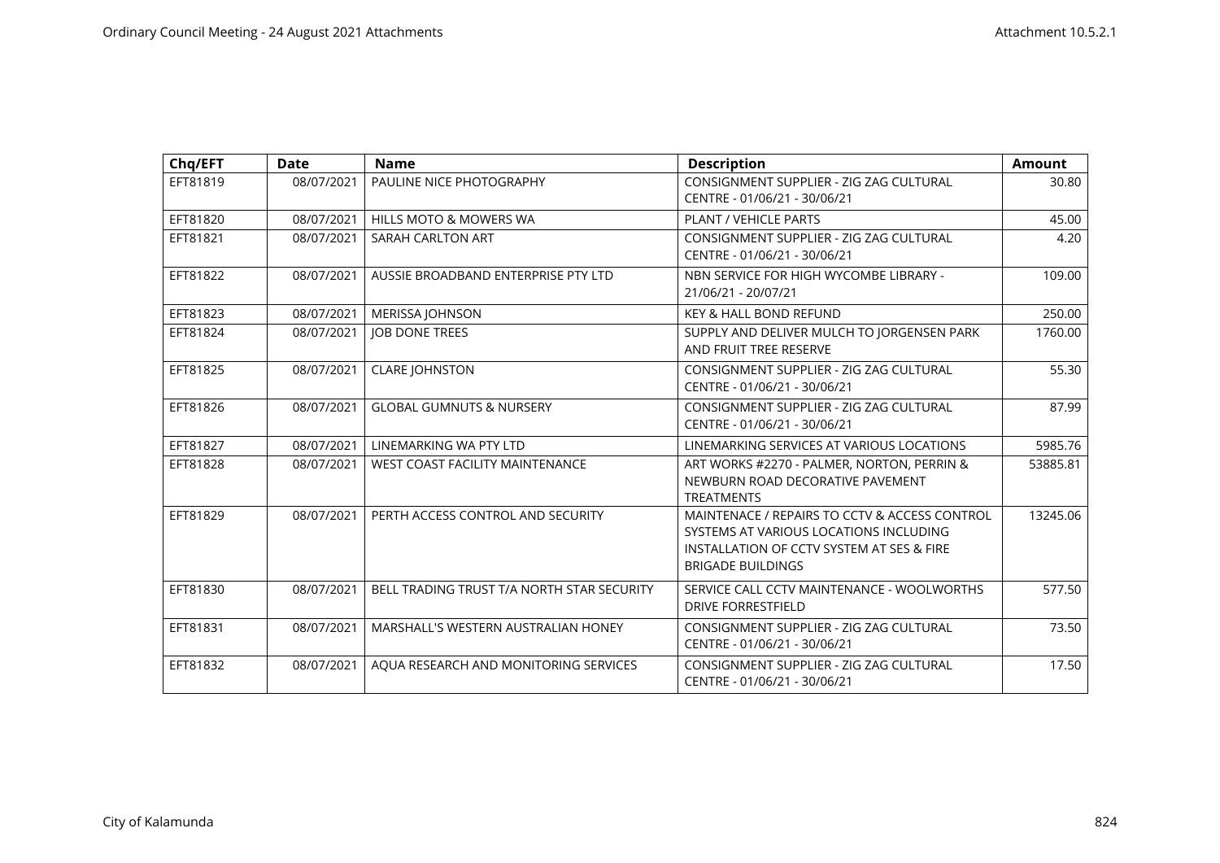| Chq/EFT | Date | Name | Description | Amount |
|---|---|---|---|---|
| EFT81819 | 08/07/2021 | PAULINE NICE PHOTOGRAPHY | CONSIGNMENT SUPPLIER - ZIG ZAG CULTURAL CENTRE - 01/06/21 - 30/06/21 | 30.80 |
| EFT81820 | 08/07/2021 | HILLS MOTO & MOWERS WA | PLANT / VEHICLE PARTS | 45.00 |
| EFT81821 | 08/07/2021 | SARAH CARLTON ART | CONSIGNMENT SUPPLIER - ZIG ZAG CULTURAL CENTRE - 01/06/21 - 30/06/21 | 4.20 |
| EFT81822 | 08/07/2021 | AUSSIE BROADBAND ENTERPRISE PTY LTD | NBN SERVICE FOR HIGH WYCOMBE LIBRARY - 21/06/21 - 20/07/21 | 109.00 |
| EFT81823 | 08/07/2021 | MERISSA JOHNSON | KEY & HALL BOND REFUND | 250.00 |
| EFT81824 | 08/07/2021 | JOB DONE TREES | SUPPLY AND DELIVER MULCH TO JORGENSEN PARK AND FRUIT TREE RESERVE | 1760.00 |
| EFT81825 | 08/07/2021 | CLARE JOHNSTON | CONSIGNMENT SUPPLIER - ZIG ZAG CULTURAL CENTRE - 01/06/21 - 30/06/21 | 55.30 |
| EFT81826 | 08/07/2021 | GLOBAL GUMNUTS & NURSERY | CONSIGNMENT SUPPLIER - ZIG ZAG CULTURAL CENTRE - 01/06/21 - 30/06/21 | 87.99 |
| EFT81827 | 08/07/2021 | LINEMARKING WA PTY LTD | LINEMARKING SERVICES AT VARIOUS LOCATIONS | 5985.76 |
| EFT81828 | 08/07/2021 | WEST COAST FACILITY MAINTENANCE | ART WORKS #2270 - PALMER, NORTON, PERRIN & NEWBURN ROAD DECORATIVE PAVEMENT TREATMENTS | 53885.81 |
| EFT81829 | 08/07/2021 | PERTH ACCESS CONTROL AND SECURITY | MAINTENACE / REPAIRS TO CCTV & ACCESS CONTROL SYSTEMS AT VARIOUS LOCATIONS INCLUDING INSTALLATION OF CCTV SYSTEM AT SES & FIRE BRIGADE BUILDINGS | 13245.06 |
| EFT81830 | 08/07/2021 | BELL TRADING TRUST T/A NORTH STAR SECURITY | SERVICE CALL CCTV MAINTENANCE - WOOLWORTHS DRIVE FORRESTFIELD | 577.50 |
| EFT81831 | 08/07/2021 | MARSHALL'S WESTERN AUSTRALIAN HONEY | CONSIGNMENT SUPPLIER - ZIG ZAG CULTURAL CENTRE - 01/06/21 - 30/06/21 | 73.50 |
| EFT81832 | 08/07/2021 | AQUA RESEARCH AND MONITORING SERVICES | CONSIGNMENT SUPPLIER - ZIG ZAG CULTURAL CENTRE - 01/06/21 - 30/06/21 | 17.50 |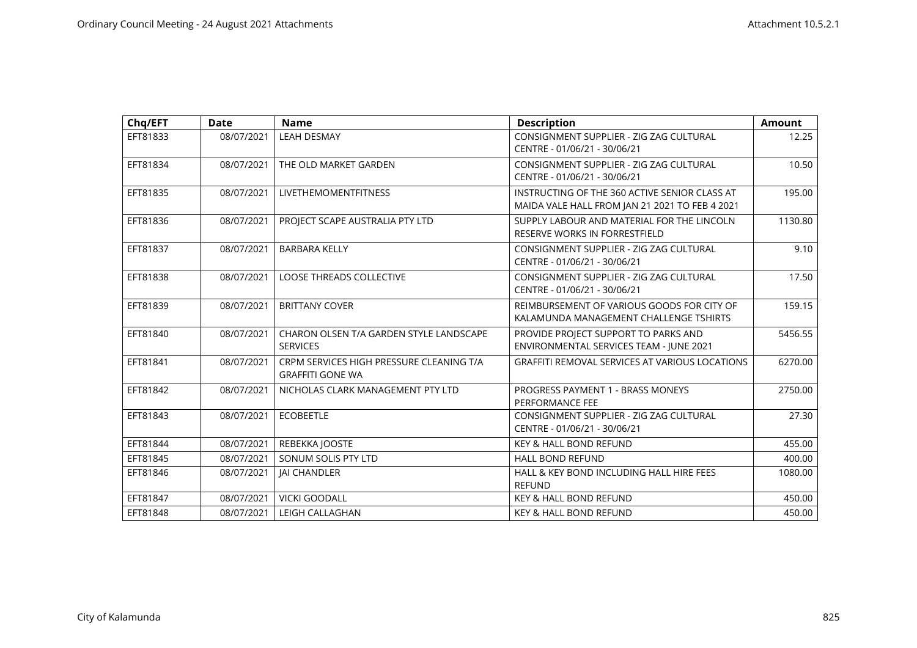| Chq/EFT | Date | Name | Description | Amount |
|---|---|---|---|---|
| EFT81833 | 08/07/2021 | LEAH DESMAY | CONSIGNMENT SUPPLIER - ZIG ZAG CULTURAL CENTRE - 01/06/21 - 30/06/21 | 12.25 |
| EFT81834 | 08/07/2021 | THE OLD MARKET GARDEN | CONSIGNMENT SUPPLIER - ZIG ZAG CULTURAL CENTRE - 01/06/21 - 30/06/21 | 10.50 |
| EFT81835 | 08/07/2021 | LIVETHEMOMENTFITNESS | INSTRUCTING OF THE 360 ACTIVE SENIOR CLASS AT MAIDA VALE HALL FROM JAN 21 2021 TO FEB 4 2021 | 195.00 |
| EFT81836 | 08/07/2021 | PROJECT SCAPE AUSTRALIA PTY LTD | SUPPLY LABOUR AND MATERIAL FOR THE LINCOLN RESERVE WORKS IN FORRESTFIELD | 1130.80 |
| EFT81837 | 08/07/2021 | BARBARA KELLY | CONSIGNMENT SUPPLIER - ZIG ZAG CULTURAL CENTRE - 01/06/21 - 30/06/21 | 9.10 |
| EFT81838 | 08/07/2021 | LOOSE THREADS COLLECTIVE | CONSIGNMENT SUPPLIER - ZIG ZAG CULTURAL CENTRE - 01/06/21 - 30/06/21 | 17.50 |
| EFT81839 | 08/07/2021 | BRITTANY COVER | REIMBURSEMENT OF VARIOUS GOODS FOR CITY OF KALAMUNDA MANAGEMENT CHALLENGE TSHIRTS | 159.15 |
| EFT81840 | 08/07/2021 | CHARON OLSEN T/A GARDEN STYLE LANDSCAPE SERVICES | PROVIDE PROJECT SUPPORT TO PARKS AND ENVIRONMENTAL SERVICES TEAM - JUNE 2021 | 5456.55 |
| EFT81841 | 08/07/2021 | CRPM SERVICES HIGH PRESSURE CLEANING T/A GRAFFITI GONE WA | GRAFFITI REMOVAL SERVICES AT VARIOUS LOCATIONS | 6270.00 |
| EFT81842 | 08/07/2021 | NICHOLAS CLARK MANAGEMENT PTY LTD | PROGRESS PAYMENT 1 - BRASS MONEYS PERFORMANCE FEE | 2750.00 |
| EFT81843 | 08/07/2021 | ECOBEETLE | CONSIGNMENT SUPPLIER - ZIG ZAG CULTURAL CENTRE - 01/06/21 - 30/06/21 | 27.30 |
| EFT81844 | 08/07/2021 | REBEKKA JOOSTE | KEY & HALL BOND REFUND | 455.00 |
| EFT81845 | 08/07/2021 | SONUM SOLIS PTY LTD | HALL BOND REFUND | 400.00 |
| EFT81846 | 08/07/2021 | JAI CHANDLER | HALL & KEY BOND INCLUDING HALL HIRE FEES REFUND | 1080.00 |
| EFT81847 | 08/07/2021 | VICKI GOODALL | KEY & HALL BOND REFUND | 450.00 |
| EFT81848 | 08/07/2021 | LEIGH CALLAGHAN | KEY & HALL BOND REFUND | 450.00 |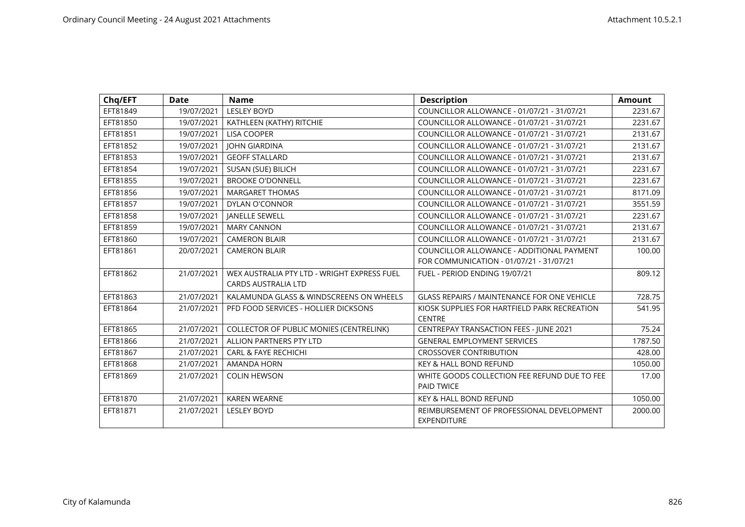| Chq/EFT | Date | Name | Description | Amount |
| --- | --- | --- | --- | --- |
| EFT81849 | 19/07/2021 | LESLEY BOYD | COUNCILLOR ALLOWANCE - 01/07/21 - 31/07/21 | 2231.67 |
| EFT81850 | 19/07/2021 | KATHLEEN (KATHY) RITCHIE | COUNCILLOR ALLOWANCE - 01/07/21 - 31/07/21 | 2231.67 |
| EFT81851 | 19/07/2021 | LISA COOPER | COUNCILLOR ALLOWANCE - 01/07/21 - 31/07/21 | 2131.67 |
| EFT81852 | 19/07/2021 | JOHN GIARDINA | COUNCILLOR ALLOWANCE - 01/07/21 - 31/07/21 | 2131.67 |
| EFT81853 | 19/07/2021 | GEOFF STALLARD | COUNCILLOR ALLOWANCE - 01/07/21 - 31/07/21 | 2131.67 |
| EFT81854 | 19/07/2021 | SUSAN (SUE) BILICH | COUNCILLOR ALLOWANCE - 01/07/21 - 31/07/21 | 2231.67 |
| EFT81855 | 19/07/2021 | BROOKE O'DONNELL | COUNCILLOR ALLOWANCE - 01/07/21 - 31/07/21 | 2231.67 |
| EFT81856 | 19/07/2021 | MARGARET THOMAS | COUNCILLOR ALLOWANCE - 01/07/21 - 31/07/21 | 8171.09 |
| EFT81857 | 19/07/2021 | DYLAN O'CONNOR | COUNCILLOR ALLOWANCE - 01/07/21 - 31/07/21 | 3551.59 |
| EFT81858 | 19/07/2021 | JANELLE SEWELL | COUNCILLOR ALLOWANCE - 01/07/21 - 31/07/21 | 2231.67 |
| EFT81859 | 19/07/2021 | MARY CANNON | COUNCILLOR ALLOWANCE - 01/07/21 - 31/07/21 | 2131.67 |
| EFT81860 | 19/07/2021 | CAMERON BLAIR | COUNCILLOR ALLOWANCE - 01/07/21 - 31/07/21 | 2131.67 |
| EFT81861 | 20/07/2021 | CAMERON BLAIR | COUNCILLOR ALLOWANCE - ADDITIONAL PAYMENT FOR COMMUNICATION - 01/07/21 - 31/07/21 | 100.00 |
| EFT81862 | 21/07/2021 | WEX AUSTRALIA PTY LTD - WRIGHT EXPRESS FUEL CARDS AUSTRALIA LTD | FUEL - PERIOD ENDING 19/07/21 | 809.12 |
| EFT81863 | 21/07/2021 | KALAMUNDA GLASS & WINDSCREENS ON WHEELS | GLASS REPAIRS / MAINTENANCE FOR ONE VEHICLE | 728.75 |
| EFT81864 | 21/07/2021 | PFD FOOD SERVICES - HOLLIER DICKSONS | KIOSK SUPPLIES FOR HARTFIELD PARK RECREATION CENTRE | 541.95 |
| EFT81865 | 21/07/2021 | COLLECTOR OF PUBLIC MONIES (CENTRELINK) | CENTREPAY TRANSACTION FEES - JUNE 2021 | 75.24 |
| EFT81866 | 21/07/2021 | ALLION PARTNERS PTY LTD | GENERAL EMPLOYMENT SERVICES | 1787.50 |
| EFT81867 | 21/07/2021 | CARL & FAYE RECHICHI | CROSSOVER CONTRIBUTION | 428.00 |
| EFT81868 | 21/07/2021 | AMANDA HORN | KEY & HALL BOND REFUND | 1050.00 |
| EFT81869 | 21/07/2021 | COLIN HEWSON | WHITE GOODS COLLECTION FEE REFUND DUE TO FEE PAID TWICE | 17.00 |
| EFT81870 | 21/07/2021 | KAREN WEARNE | KEY & HALL BOND REFUND | 1050.00 |
| EFT81871 | 21/07/2021 | LESLEY BOYD | REIMBURSEMENT OF PROFESSIONAL DEVELOPMENT EXPENDITURE | 2000.00 |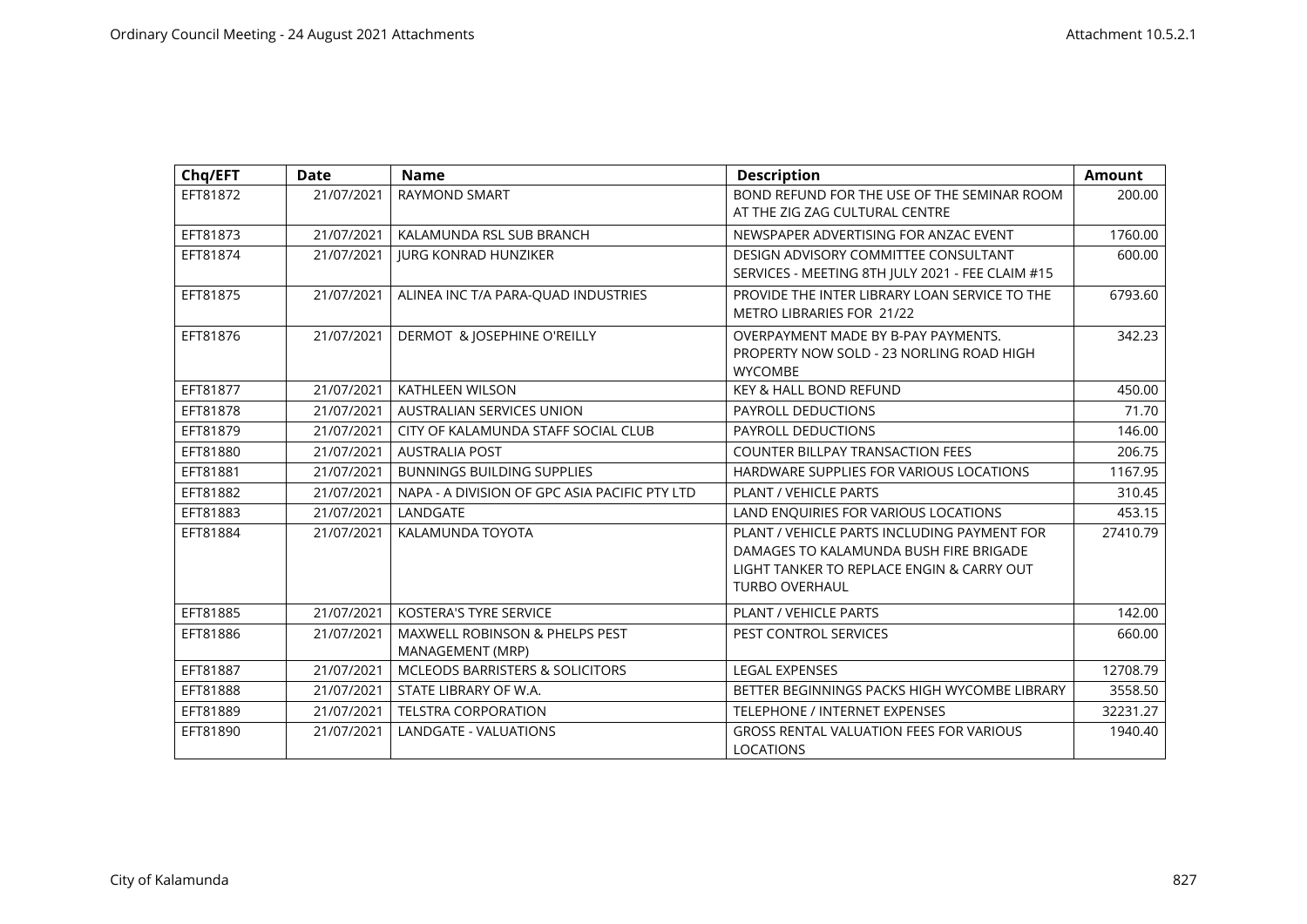| Chq/EFT | Date | Name | Description | Amount |
| --- | --- | --- | --- | --- |
| EFT81872 | 21/07/2021 | RAYMOND SMART | BOND REFUND FOR THE USE OF THE SEMINAR ROOM AT THE ZIG ZAG CULTURAL CENTRE | 200.00 |
| EFT81873 | 21/07/2021 | KALAMUNDA RSL SUB BRANCH | NEWSPAPER ADVERTISING FOR ANZAC EVENT | 1760.00 |
| EFT81874 | 21/07/2021 | JURG KONRAD HUNZIKER | DESIGN ADVISORY COMMITTEE CONSULTANT SERVICES - MEETING 8TH JULY 2021 - FEE CLAIM #15 | 600.00 |
| EFT81875 | 21/07/2021 | ALINEA INC T/A PARA-QUAD INDUSTRIES | PROVIDE THE INTER LIBRARY LOAN SERVICE TO THE METRO LIBRARIES FOR 21/22 | 6793.60 |
| EFT81876 | 21/07/2021 | DERMOT & JOSEPHINE O'REILLY | OVERPAYMENT MADE BY B-PAY PAYMENTS. PROPERTY NOW SOLD - 23 NORLING ROAD HIGH WYCOMBE | 342.23 |
| EFT81877 | 21/07/2021 | KATHLEEN WILSON | KEY & HALL BOND REFUND | 450.00 |
| EFT81878 | 21/07/2021 | AUSTRALIAN SERVICES UNION | PAYROLL DEDUCTIONS | 71.70 |
| EFT81879 | 21/07/2021 | CITY OF KALAMUNDA STAFF SOCIAL CLUB | PAYROLL DEDUCTIONS | 146.00 |
| EFT81880 | 21/07/2021 | AUSTRALIA POST | COUNTER BILLPAY TRANSACTION FEES | 206.75 |
| EFT81881 | 21/07/2021 | BUNNINGS BUILDING SUPPLIES | HARDWARE SUPPLIES FOR VARIOUS LOCATIONS | 1167.95 |
| EFT81882 | 21/07/2021 | NAPA - A DIVISION OF GPC ASIA PACIFIC PTY LTD | PLANT / VEHICLE PARTS | 310.45 |
| EFT81883 | 21/07/2021 | LANDGATE | LAND ENQUIRIES FOR VARIOUS LOCATIONS | 453.15 |
| EFT81884 | 21/07/2021 | KALAMUNDA TOYOTA | PLANT / VEHICLE PARTS INCLUDING PAYMENT FOR DAMAGES TO KALAMUNDA BUSH FIRE BRIGADE LIGHT TANKER TO REPLACE ENGIN & CARRY OUT TURBO OVERHAUL | 27410.79 |
| EFT81885 | 21/07/2021 | KOSTERA'S TYRE SERVICE | PLANT / VEHICLE PARTS | 142.00 |
| EFT81886 | 21/07/2021 | MAXWELL ROBINSON & PHELPS PEST MANAGEMENT (MRP) | PEST CONTROL SERVICES | 660.00 |
| EFT81887 | 21/07/2021 | MCLEODS BARRISTERS & SOLICITORS | LEGAL EXPENSES | 12708.79 |
| EFT81888 | 21/07/2021 | STATE LIBRARY OF W.A. | BETTER BEGINNINGS PACKS HIGH WYCOMBE LIBRARY | 3558.50 |
| EFT81889 | 21/07/2021 | TELSTRA CORPORATION | TELEPHONE / INTERNET EXPENSES | 32231.27 |
| EFT81890 | 21/07/2021 | LANDGATE - VALUATIONS | GROSS RENTAL VALUATION FEES FOR VARIOUS LOCATIONS | 1940.40 |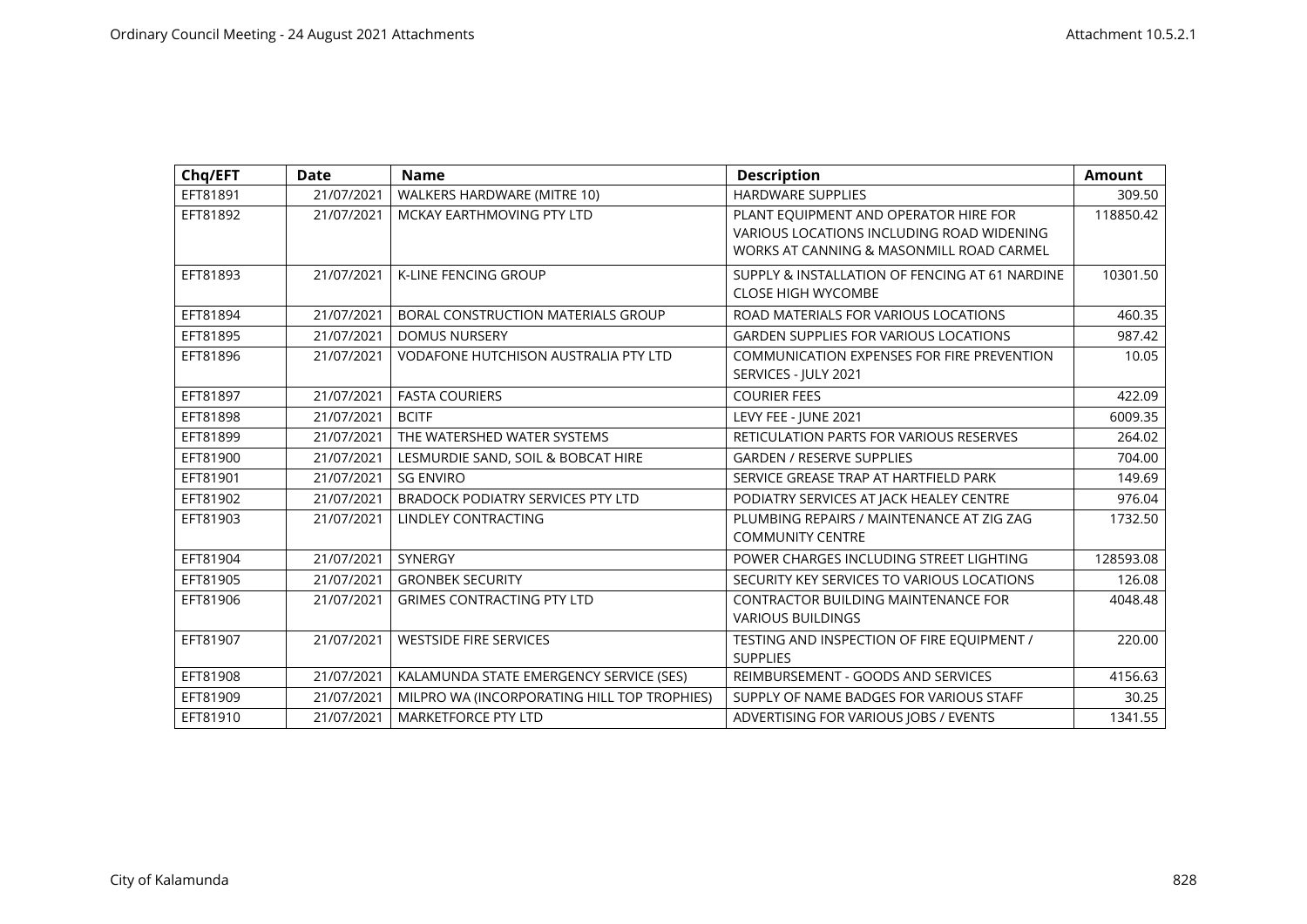| Chq/EFT | Date | Name | Description | Amount |
|---|---|---|---|---|
| EFT81891 | 21/07/2021 | WALKERS HARDWARE (MITRE 10) | HARDWARE SUPPLIES | 309.50 |
| EFT81892 | 21/07/2021 | MCKAY EARTHMOVING PTY LTD | PLANT EQUIPMENT AND OPERATOR HIRE FOR VARIOUS LOCATIONS INCLUDING ROAD WIDENING WORKS AT CANNING & MASONMILL ROAD CARMEL | 118850.42 |
| EFT81893 | 21/07/2021 | K-LINE FENCING GROUP | SUPPLY & INSTALLATION OF FENCING AT 61 NARDINE CLOSE HIGH WYCOMBE | 10301.50 |
| EFT81894 | 21/07/2021 | BORAL CONSTRUCTION MATERIALS GROUP | ROAD MATERIALS FOR VARIOUS LOCATIONS | 460.35 |
| EFT81895 | 21/07/2021 | DOMUS NURSERY | GARDEN SUPPLIES FOR VARIOUS LOCATIONS | 987.42 |
| EFT81896 | 21/07/2021 | VODAFONE HUTCHISON AUSTRALIA PTY LTD | COMMUNICATION EXPENSES FOR FIRE PREVENTION SERVICES - JULY 2021 | 10.05 |
| EFT81897 | 21/07/2021 | FASTA COURIERS | COURIER FEES | 422.09 |
| EFT81898 | 21/07/2021 | BCITF | LEVY FEE - JUNE 2021 | 6009.35 |
| EFT81899 | 21/07/2021 | THE WATERSHED WATER SYSTEMS | RETICULATION PARTS FOR VARIOUS RESERVES | 264.02 |
| EFT81900 | 21/07/2021 | LESMURDIE SAND, SOIL & BOBCAT HIRE | GARDEN / RESERVE SUPPLIES | 704.00 |
| EFT81901 | 21/07/2021 | SG ENVIRO | SERVICE GREASE TRAP AT HARTFIELD PARK | 149.69 |
| EFT81902 | 21/07/2021 | BRADOCK PODIATRY SERVICES PTY LTD | PODIATRY SERVICES AT JACK HEALEY CENTRE | 976.04 |
| EFT81903 | 21/07/2021 | LINDLEY CONTRACTING | PLUMBING REPAIRS / MAINTENANCE AT ZIG ZAG COMMUNITY CENTRE | 1732.50 |
| EFT81904 | 21/07/2021 | SYNERGY | POWER CHARGES INCLUDING STREET LIGHTING | 128593.08 |
| EFT81905 | 21/07/2021 | GRONBEK SECURITY | SECURITY KEY SERVICES TO VARIOUS LOCATIONS | 126.08 |
| EFT81906 | 21/07/2021 | GRIMES CONTRACTING PTY LTD | CONTRACTOR BUILDING MAINTENANCE FOR VARIOUS BUILDINGS | 4048.48 |
| EFT81907 | 21/07/2021 | WESTSIDE FIRE SERVICES | TESTING AND INSPECTION OF FIRE EQUIPMENT / SUPPLIES | 220.00 |
| EFT81908 | 21/07/2021 | KALAMUNDA STATE EMERGENCY SERVICE (SES) | REIMBURSEMENT - GOODS AND SERVICES | 4156.63 |
| EFT81909 | 21/07/2021 | MILPRO WA (INCORPORATING HILL TOP TROPHIES) | SUPPLY OF NAME BADGES FOR VARIOUS STAFF | 30.25 |
| EFT81910 | 21/07/2021 | MARKETFORCE PTY LTD | ADVERTISING FOR VARIOUS JOBS / EVENTS | 1341.55 |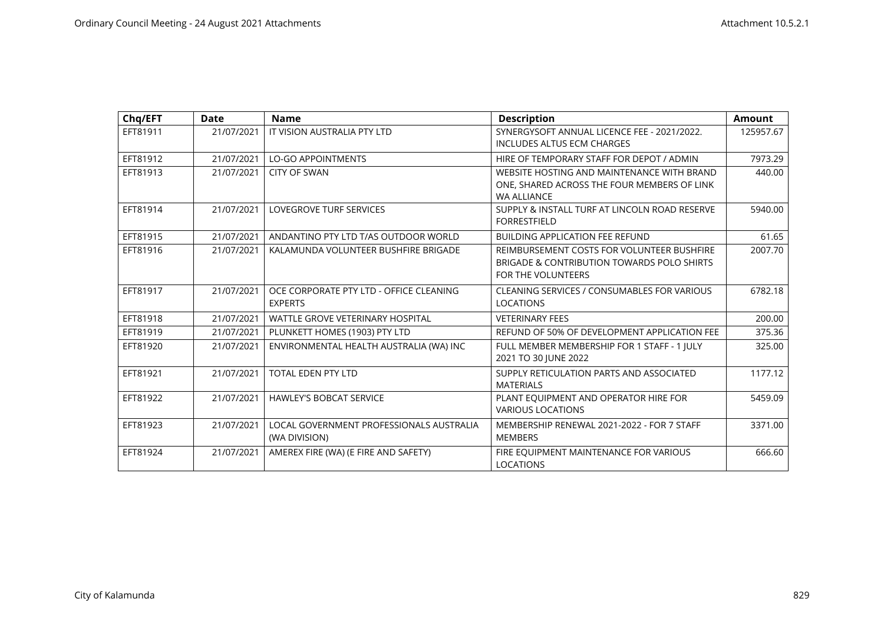| Chq/EFT | Date | Name | Description | Amount |
|---|---|---|---|---|
| EFT81911 | 21/07/2021 | IT VISION AUSTRALIA PTY LTD | SYNERGYSOFT ANNUAL LICENCE FEE - 2021/2022. INCLUDES ALTUS ECM CHARGES | 125957.67 |
| EFT81912 | 21/07/2021 | LO-GO APPOINTMENTS | HIRE OF TEMPORARY STAFF FOR DEPOT / ADMIN | 7973.29 |
| EFT81913 | 21/07/2021 | CITY OF SWAN | WEBSITE HOSTING AND MAINTENANCE WITH BRAND ONE, SHARED ACROSS THE FOUR MEMBERS OF LINK WA ALLIANCE | 440.00 |
| EFT81914 | 21/07/2021 | LOVEGROVE TURF SERVICES | SUPPLY & INSTALL TURF AT LINCOLN ROAD RESERVE FORRESTFIELD | 5940.00 |
| EFT81915 | 21/07/2021 | ANDANTINO PTY LTD T/AS OUTDOOR WORLD | BUILDING APPLICATION FEE REFUND | 61.65 |
| EFT81916 | 21/07/2021 | KALAMUNDA VOLUNTEER BUSHFIRE BRIGADE | REIMBURSEMENT COSTS FOR VOLUNTEER BUSHFIRE BRIGADE & CONTRIBUTION TOWARDS POLO SHIRTS FOR THE VOLUNTEERS | 2007.70 |
| EFT81917 | 21/07/2021 | OCE CORPORATE PTY LTD - OFFICE CLEANING EXPERTS | CLEANING SERVICES / CONSUMABLES FOR VARIOUS LOCATIONS | 6782.18 |
| EFT81918 | 21/07/2021 | WATTLE GROVE VETERINARY HOSPITAL | VETERINARY FEES | 200.00 |
| EFT81919 | 21/07/2021 | PLUNKETT HOMES (1903) PTY LTD | REFUND OF 50% OF DEVELOPMENT APPLICATION FEE | 375.36 |
| EFT81920 | 21/07/2021 | ENVIRONMENTAL HEALTH AUSTRALIA (WA) INC | FULL MEMBER MEMBERSHIP FOR 1 STAFF - 1 JULY 2021 TO 30 JUNE 2022 | 325.00 |
| EFT81921 | 21/07/2021 | TOTAL EDEN PTY LTD | SUPPLY RETICULATION PARTS AND ASSOCIATED MATERIALS | 1177.12 |
| EFT81922 | 21/07/2021 | HAWLEY'S BOBCAT SERVICE | PLANT EQUIPMENT AND OPERATOR HIRE FOR VARIOUS LOCATIONS | 5459.09 |
| EFT81923 | 21/07/2021 | LOCAL GOVERNMENT PROFESSIONALS AUSTRALIA (WA DIVISION) | MEMBERSHIP RENEWAL 2021-2022 - FOR 7 STAFF MEMBERS | 3371.00 |
| EFT81924 | 21/07/2021 | AMEREX FIRE (WA) (E FIRE AND SAFETY) | FIRE EQUIPMENT MAINTENANCE FOR VARIOUS LOCATIONS | 666.60 |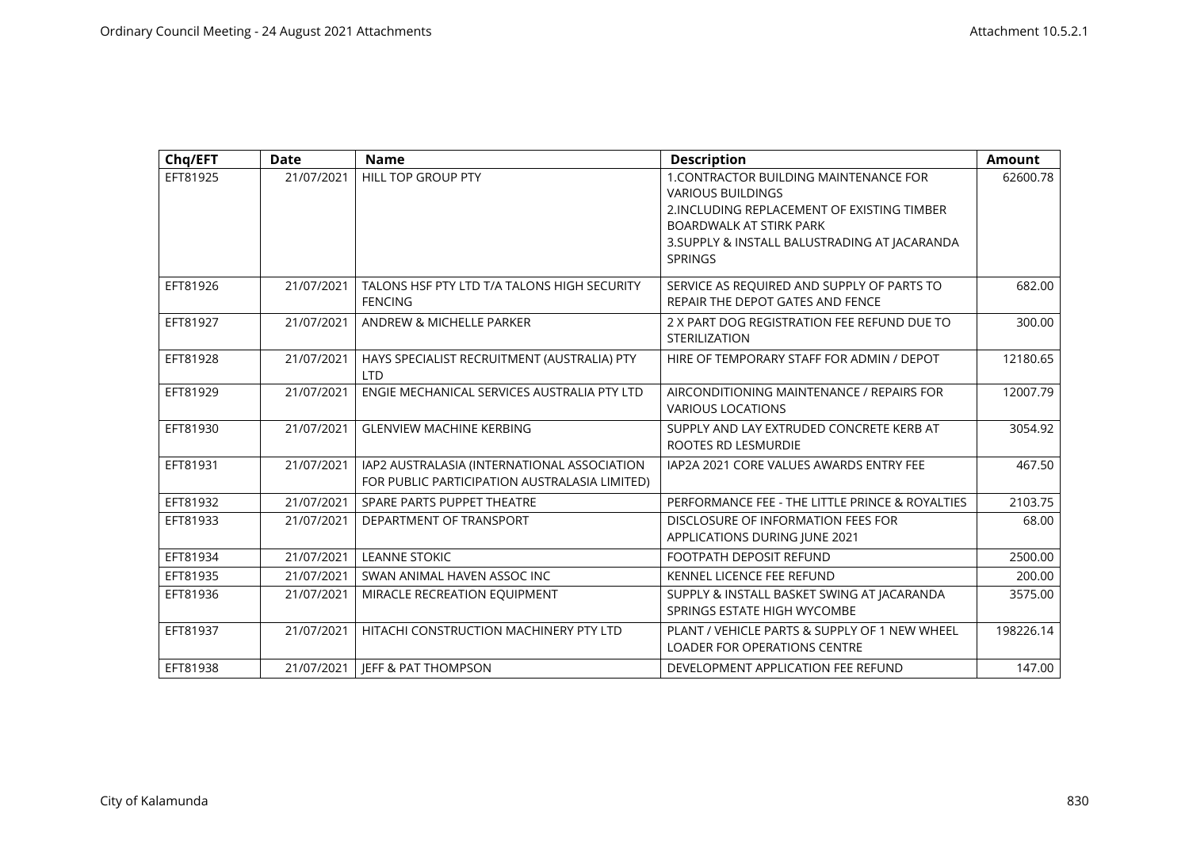| Chq/EFT | Date | Name | Description | Amount |
| --- | --- | --- | --- | --- |
| EFT81925 | 21/07/2021 | HILL TOP GROUP PTY | 1.CONTRACTOR BUILDING MAINTENANCE FOR VARIOUS BUILDINGS 2.INCLUDING REPLACEMENT OF EXISTING TIMBER BOARDWALK AT STIRK PARK 3.SUPPLY & INSTALL BALUSTRADING AT JACARANDA SPRINGS | 62600.78 |
| EFT81926 | 21/07/2021 | TALONS HSF PTY LTD T/A TALONS HIGH SECURITY FENCING | SERVICE AS REQUIRED AND SUPPLY OF PARTS TO REPAIR THE DEPOT GATES AND FENCE | 682.00 |
| EFT81927 | 21/07/2021 | ANDREW & MICHELLE PARKER | 2 X PART DOG REGISTRATION FEE REFUND DUE TO STERILIZATION | 300.00 |
| EFT81928 | 21/07/2021 | HAYS SPECIALIST RECRUITMENT (AUSTRALIA) PTY LTD | HIRE OF TEMPORARY STAFF FOR ADMIN / DEPOT | 12180.65 |
| EFT81929 | 21/07/2021 | ENGIE MECHANICAL SERVICES AUSTRALIA PTY LTD | AIRCONDITIONING MAINTENANCE / REPAIRS FOR VARIOUS LOCATIONS | 12007.79 |
| EFT81930 | 21/07/2021 | GLENVIEW MACHINE KERBING | SUPPLY AND LAY EXTRUDED CONCRETE KERB AT ROOTES RD LESMURDIE | 3054.92 |
| EFT81931 | 21/07/2021 | IAP2 AUSTRALASIA (INTERNATIONAL ASSOCIATION FOR PUBLIC PARTICIPATION AUSTRALASIA LIMITED) | IAP2A 2021 CORE VALUES AWARDS ENTRY FEE | 467.50 |
| EFT81932 | 21/07/2021 | SPARE PARTS PUPPET THEATRE | PERFORMANCE FEE - THE LITTLE PRINCE & ROYALTIES | 2103.75 |
| EFT81933 | 21/07/2021 | DEPARTMENT OF TRANSPORT | DISCLOSURE OF INFORMATION FEES FOR APPLICATIONS DURING JUNE 2021 | 68.00 |
| EFT81934 | 21/07/2021 | LEANNE STOKIC | FOOTPATH DEPOSIT REFUND | 2500.00 |
| EFT81935 | 21/07/2021 | SWAN ANIMAL HAVEN ASSOC INC | KENNEL LICENCE FEE REFUND | 200.00 |
| EFT81936 | 21/07/2021 | MIRACLE RECREATION EQUIPMENT | SUPPLY & INSTALL BASKET SWING AT JACARANDA SPRINGS ESTATE HIGH WYCOMBE | 3575.00 |
| EFT81937 | 21/07/2021 | HITACHI CONSTRUCTION MACHINERY PTY LTD | PLANT / VEHICLE PARTS & SUPPLY OF 1 NEW WHEEL LOADER FOR OPERATIONS CENTRE | 198226.14 |
| EFT81938 | 21/07/2021 | JEFF & PAT THOMPSON | DEVELOPMENT APPLICATION FEE REFUND | 147.00 |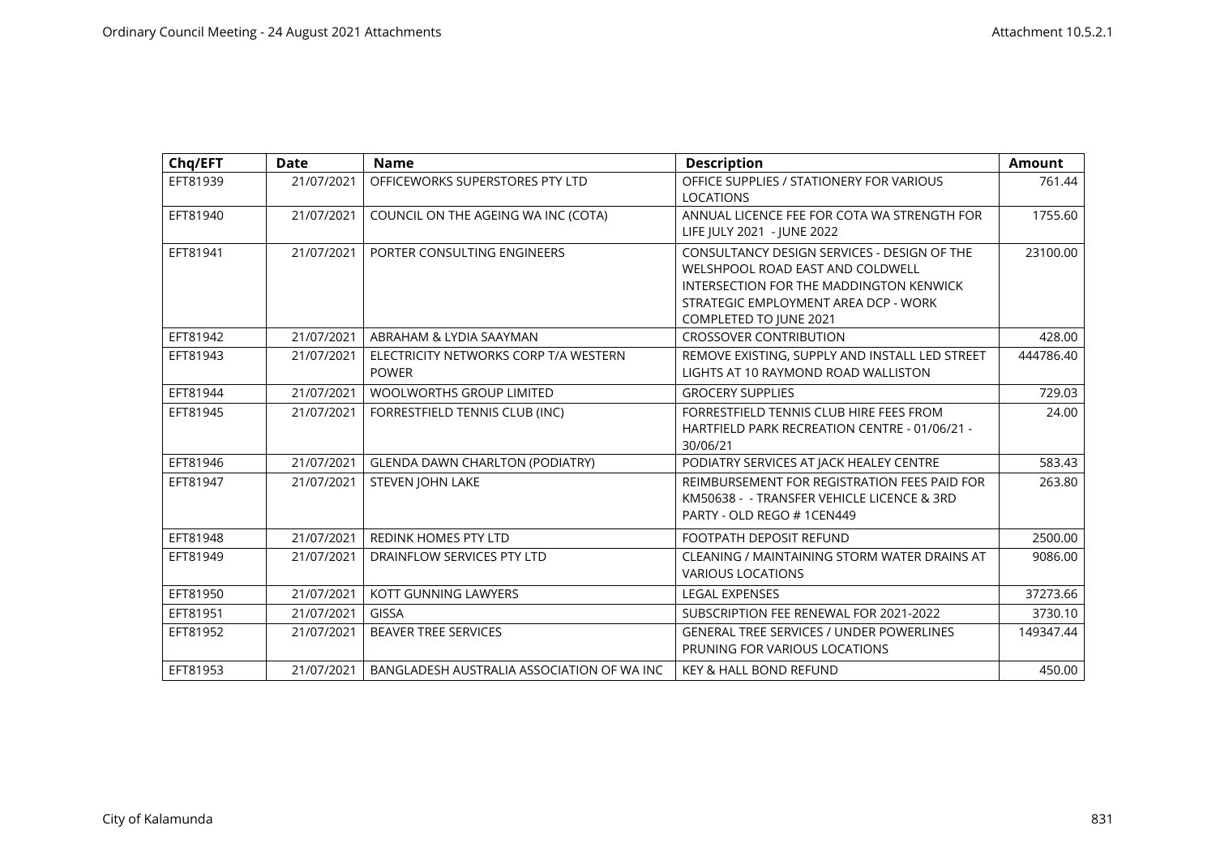| Chq/EFT | Date | Name | Description | Amount |
|---|---|---|---|---|
| EFT81939 | 21/07/2021 | OFFICEWORKS SUPERSTORES PTY LTD | OFFICE SUPPLIES / STATIONERY FOR VARIOUS LOCATIONS | 761.44 |
| EFT81940 | 21/07/2021 | COUNCIL ON THE AGEING WA INC (COTA) | ANNUAL LICENCE FEE FOR COTA WA STRENGTH FOR LIFE JULY 2021 - JUNE 2022 | 1755.60 |
| EFT81941 | 21/07/2021 | PORTER CONSULTING ENGINEERS | CONSULTANCY DESIGN SERVICES - DESIGN OF THE WELSHPOOL ROAD EAST AND COLDWELL INTERSECTION FOR THE MADDINGTON KENWICK STRATEGIC EMPLOYMENT AREA DCP - WORK COMPLETED TO JUNE 2021 | 23100.00 |
| EFT81942 | 21/07/2021 | ABRAHAM & LYDIA SAAYMAN | CROSSOVER CONTRIBUTION | 428.00 |
| EFT81943 | 21/07/2021 | ELECTRICITY NETWORKS CORP T/A WESTERN POWER | REMOVE EXISTING, SUPPLY AND INSTALL LED STREET LIGHTS AT 10 RAYMOND ROAD WALLISTON | 444786.40 |
| EFT81944 | 21/07/2021 | WOOLWORTHS GROUP LIMITED | GROCERY SUPPLIES | 729.03 |
| EFT81945 | 21/07/2021 | FORRESTFIELD TENNIS CLUB (INC) | FORRESTFIELD TENNIS CLUB HIRE FEES FROM HARTFIELD PARK RECREATION CENTRE - 01/06/21 - 30/06/21 | 24.00 |
| EFT81946 | 21/07/2021 | GLENDA DAWN CHARLTON (PODIATRY) | PODIATRY SERVICES AT JACK HEALEY CENTRE | 583.43 |
| EFT81947 | 21/07/2021 | STEVEN JOHN LAKE | REIMBURSEMENT FOR REGISTRATION FEES PAID FOR KM50638 - - TRANSFER VEHICLE LICENCE & 3RD PARTY - OLD REGO # 1CEN449 | 263.80 |
| EFT81948 | 21/07/2021 | REDINK HOMES PTY LTD | FOOTPATH DEPOSIT REFUND | 2500.00 |
| EFT81949 | 21/07/2021 | DRAINFLOW SERVICES PTY LTD | CLEANING / MAINTAINING STORM WATER DRAINS AT VARIOUS LOCATIONS | 9086.00 |
| EFT81950 | 21/07/2021 | KOTT GUNNING LAWYERS | LEGAL EXPENSES | 37273.66 |
| EFT81951 | 21/07/2021 | GISSA | SUBSCRIPTION FEE RENEWAL FOR 2021-2022 | 3730.10 |
| EFT81952 | 21/07/2021 | BEAVER TREE SERVICES | GENERAL TREE SERVICES / UNDER POWERLINES PRUNING FOR VARIOUS LOCATIONS | 149347.44 |
| EFT81953 | 21/07/2021 | BANGLADESH AUSTRALIA ASSOCIATION OF WA INC | KEY & HALL BOND REFUND | 450.00 |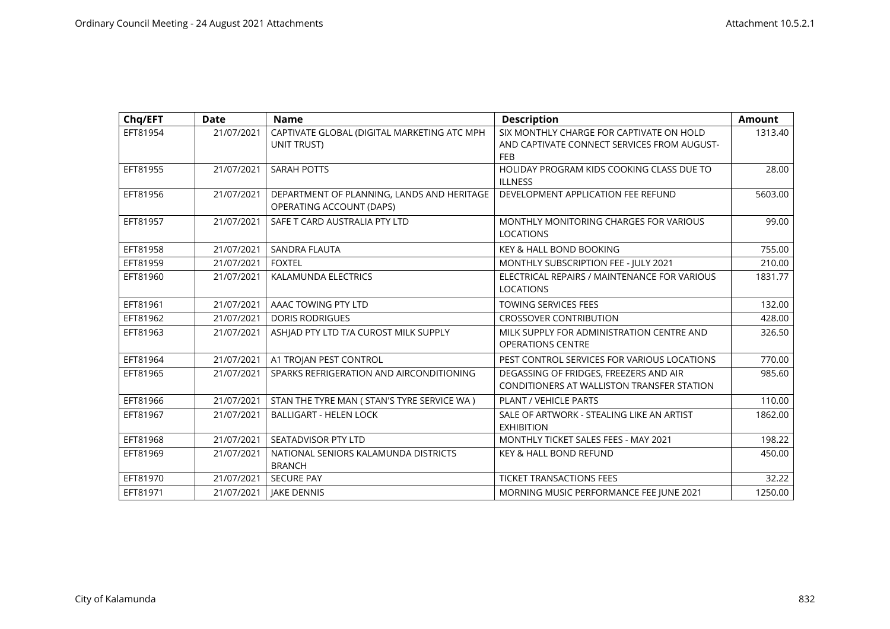| Chq/EFT | Date | Name | Description | Amount |
|---|---|---|---|---|
| EFT81954 | 21/07/2021 | CAPTIVATE GLOBAL (DIGITAL MARKETING ATC MPH UNIT TRUST) | SIX MONTHLY CHARGE FOR CAPTIVATE ON HOLD AND CAPTIVATE CONNECT SERVICES FROM AUGUST-FEB | 1313.40 |
| EFT81955 | 21/07/2021 | SARAH POTTS | HOLIDAY PROGRAM KIDS COOKING CLASS DUE TO ILLNESS | 28.00 |
| EFT81956 | 21/07/2021 | DEPARTMENT OF PLANNING, LANDS AND HERITAGE OPERATING ACCOUNT (DAPS) | DEVELOPMENT APPLICATION FEE REFUND | 5603.00 |
| EFT81957 | 21/07/2021 | SAFE T CARD AUSTRALIA PTY LTD | MONTHLY MONITORING CHARGES FOR VARIOUS LOCATIONS | 99.00 |
| EFT81958 | 21/07/2021 | SANDRA FLAUTA | KEY & HALL BOND BOOKING | 755.00 |
| EFT81959 | 21/07/2021 | FOXTEL | MONTHLY SUBSCRIPTION FEE - JULY 2021 | 210.00 |
| EFT81960 | 21/07/2021 | KALAMUNDA ELECTRICS | ELECTRICAL REPAIRS / MAINTENANCE FOR VARIOUS LOCATIONS | 1831.77 |
| EFT81961 | 21/07/2021 | AAAC TOWING PTY LTD | TOWING SERVICES FEES | 132.00 |
| EFT81962 | 21/07/2021 | DORIS RODRIGUES | CROSSOVER CONTRIBUTION | 428.00 |
| EFT81963 | 21/07/2021 | ASHJAD PTY LTD T/A CUROST MILK SUPPLY | MILK SUPPLY FOR ADMINISTRATION CENTRE AND OPERATIONS CENTRE | 326.50 |
| EFT81964 | 21/07/2021 | A1 TROJAN PEST CONTROL | PEST CONTROL SERVICES FOR VARIOUS LOCATIONS | 770.00 |
| EFT81965 | 21/07/2021 | SPARKS REFRIGERATION AND AIRCONDITIONING | DEGASSING OF FRIDGES, FREEZERS AND AIR CONDITIONERS AT WALLISTON TRANSFER STATION | 985.60 |
| EFT81966 | 21/07/2021 | STAN THE TYRE MAN ( STAN'S TYRE SERVICE WA ) | PLANT / VEHICLE PARTS | 110.00 |
| EFT81967 | 21/07/2021 | BALLIGART - HELEN LOCK | SALE OF ARTWORK - STEALING LIKE AN ARTIST EXHIBITION | 1862.00 |
| EFT81968 | 21/07/2021 | SEATADVISOR PTY LTD | MONTHLY TICKET SALES FEES - MAY 2021 | 198.22 |
| EFT81969 | 21/07/2021 | NATIONAL SENIORS KALAMUNDA DISTRICTS BRANCH | KEY & HALL BOND REFUND | 450.00 |
| EFT81970 | 21/07/2021 | SECURE PAY | TICKET TRANSACTIONS FEES | 32.22 |
| EFT81971 | 21/07/2021 | JAKE DENNIS | MORNING MUSIC PERFORMANCE FEE JUNE 2021 | 1250.00 |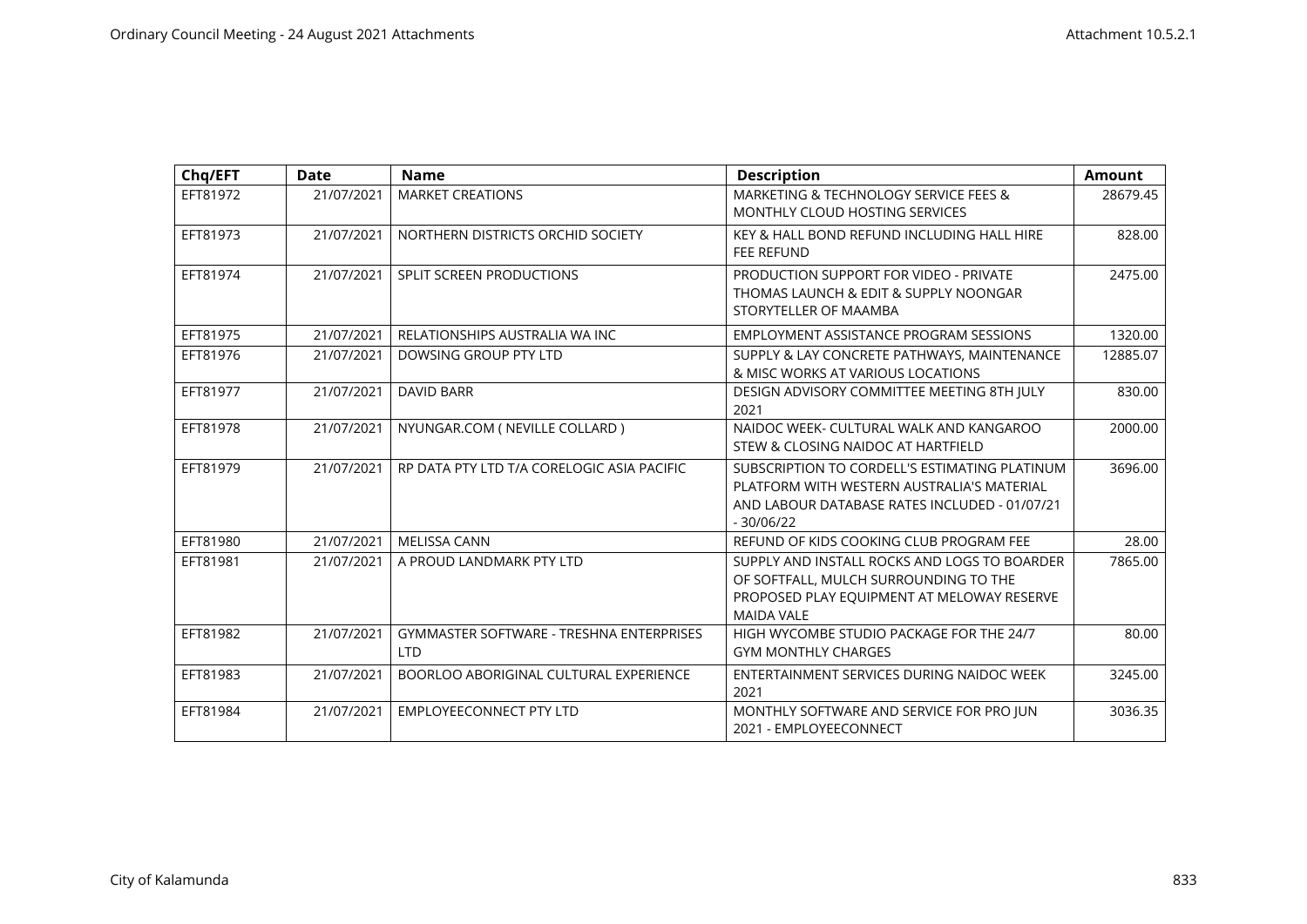| Chq/EFT | Date | Name | Description | Amount |
|---|---|---|---|---|
| EFT81972 | 21/07/2021 | MARKET CREATIONS | MARKETING & TECHNOLOGY SERVICE FEES & MONTHLY CLOUD HOSTING SERVICES | 28679.45 |
| EFT81973 | 21/07/2021 | NORTHERN DISTRICTS ORCHID SOCIETY | KEY & HALL BOND REFUND INCLUDING HALL HIRE FEE REFUND | 828.00 |
| EFT81974 | 21/07/2021 | SPLIT SCREEN PRODUCTIONS | PRODUCTION SUPPORT FOR VIDEO - PRIVATE THOMAS LAUNCH & EDIT & SUPPLY NOONGAR STORYTELLER OF MAAMBA | 2475.00 |
| EFT81975 | 21/07/2021 | RELATIONSHIPS AUSTRALIA WA INC | EMPLOYMENT ASSISTANCE PROGRAM SESSIONS | 1320.00 |
| EFT81976 | 21/07/2021 | DOWSING GROUP PTY LTD | SUPPLY & LAY CONCRETE PATHWAYS, MAINTENANCE & MISC WORKS AT VARIOUS LOCATIONS | 12885.07 |
| EFT81977 | 21/07/2021 | DAVID BARR | DESIGN ADVISORY COMMITTEE MEETING 8TH JULY 2021 | 830.00 |
| EFT81978 | 21/07/2021 | NYUNGAR.COM ( NEVILLE COLLARD ) | NAIDOC WEEK- CULTURAL WALK AND KANGAROO STEW & CLOSING NAIDOC AT HARTFIELD | 2000.00 |
| EFT81979 | 21/07/2021 | RP DATA PTY LTD T/A CORELOGIC ASIA PACIFIC | SUBSCRIPTION TO CORDELL'S ESTIMATING PLATINUM PLATFORM WITH WESTERN AUSTRALIA'S MATERIAL AND LABOUR DATABASE RATES INCLUDED - 01/07/21 - 30/06/22 | 3696.00 |
| EFT81980 | 21/07/2021 | MELISSA CANN | REFUND OF KIDS COOKING CLUB PROGRAM FEE | 28.00 |
| EFT81981 | 21/07/2021 | A PROUD LANDMARK PTY LTD | SUPPLY AND INSTALL ROCKS AND LOGS TO BOARDER OF SOFTFALL, MULCH SURROUNDING TO THE PROPOSED PLAY EQUIPMENT AT MELOWAY RESERVE MAIDA VALE | 7865.00 |
| EFT81982 | 21/07/2021 | GYMMASTER SOFTWARE - TRESHNA ENTERPRISES LTD | HIGH WYCOMBE STUDIO PACKAGE FOR THE 24/7 GYM MONTHLY CHARGES | 80.00 |
| EFT81983 | 21/07/2021 | BOORLOO ABORIGINAL CULTURAL EXPERIENCE | ENTERTAINMENT SERVICES DURING NAIDOC WEEK 2021 | 3245.00 |
| EFT81984 | 21/07/2021 | EMPLOYEECONNECT PTY LTD | MONTHLY SOFTWARE AND SERVICE FOR PRO JUN 2021 - EMPLOYEECONNECT | 3036.35 |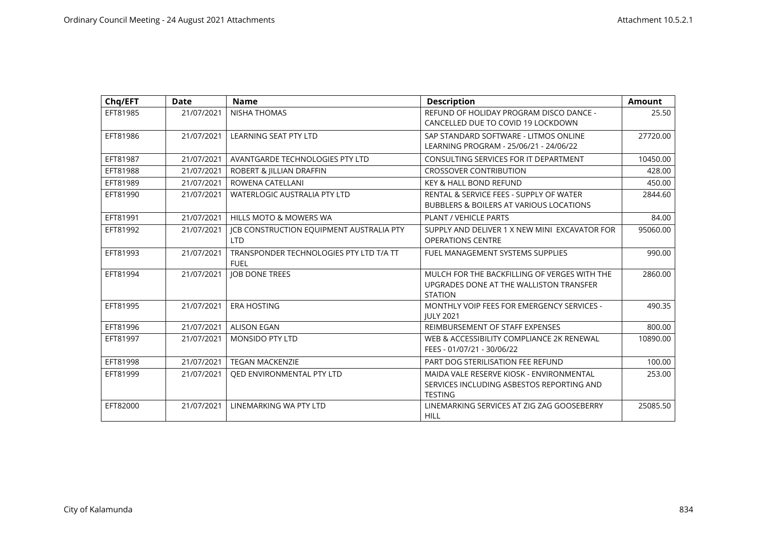| Chq/EFT | Date | Name | Description | Amount |
|---|---|---|---|---|
| EFT81985 | 21/07/2021 | NISHA THOMAS | REFUND OF HOLIDAY PROGRAM DISCO DANCE - CANCELLED DUE TO COVID 19 LOCKDOWN | 25.50 |
| EFT81986 | 21/07/2021 | LEARNING SEAT PTY LTD | SAP STANDARD SOFTWARE - LITMOS ONLINE LEARNING PROGRAM - 25/06/21 - 24/06/22 | 27720.00 |
| EFT81987 | 21/07/2021 | AVANTGARDE TECHNOLOGIES PTY LTD | CONSULTING SERVICES FOR IT DEPARTMENT | 10450.00 |
| EFT81988 | 21/07/2021 | ROBERT & JILLIAN DRAFFIN | CROSSOVER CONTRIBUTION | 428.00 |
| EFT81989 | 21/07/2021 | ROWENA CATELLANI | KEY & HALL BOND REFUND | 450.00 |
| EFT81990 | 21/07/2021 | WATERLOGIC AUSTRALIA PTY LTD | RENTAL & SERVICE FEES - SUPPLY OF WATER BUBBLERS & BOILERS AT VARIOUS LOCATIONS | 2844.60 |
| EFT81991 | 21/07/2021 | HILLS MOTO & MOWERS WA | PLANT / VEHICLE PARTS | 84.00 |
| EFT81992 | 21/07/2021 | JCB CONSTRUCTION EQUIPMENT AUSTRALIA PTY LTD | SUPPLY AND DELIVER 1 X NEW MINI EXCAVATOR FOR OPERATIONS CENTRE | 95060.00 |
| EFT81993 | 21/07/2021 | TRANSPONDER TECHNOLOGIES PTY LTD T/A TT FUEL | FUEL MANAGEMENT SYSTEMS SUPPLIES | 990.00 |
| EFT81994 | 21/07/2021 | JOB DONE TREES | MULCH FOR THE BACKFILLING OF VERGES WITH THE UPGRADES DONE AT THE WALLISTON TRANSFER STATION | 2860.00 |
| EFT81995 | 21/07/2021 | ERA HOSTING | MONTHLY VOIP FEES FOR EMERGENCY SERVICES - JULY 2021 | 490.35 |
| EFT81996 | 21/07/2021 | ALISON EGAN | REIMBURSEMENT OF STAFF EXPENSES | 800.00 |
| EFT81997 | 21/07/2021 | MONSIDO PTY LTD | WEB & ACCESSIBILITY COMPLIANCE 2K RENEWAL FEES - 01/07/21 - 30/06/22 | 10890.00 |
| EFT81998 | 21/07/2021 | TEGAN MACKENZIE | PART DOG STERILISATION FEE REFUND | 100.00 |
| EFT81999 | 21/07/2021 | QED ENVIRONMENTAL PTY LTD | MAIDA VALE RESERVE KIOSK - ENVIRONMENTAL SERVICES INCLUDING ASBESTOS REPORTING AND TESTING | 253.00 |
| EFT82000 | 21/07/2021 | LINEMARKING WA PTY LTD | LINEMARKING SERVICES AT ZIG ZAG GOOSEBERRY HILL | 25085.50 |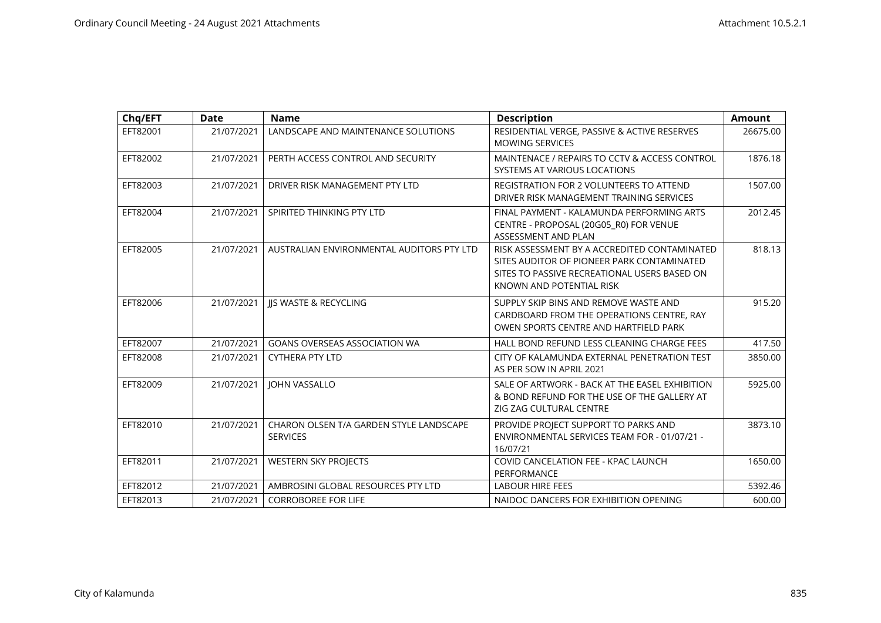| Chq/EFT | Date | Name | Description | Amount |
| --- | --- | --- | --- | --- |
| EFT82001 | 21/07/2021 | LANDSCAPE AND MAINTENANCE SOLUTIONS | RESIDENTIAL VERGE, PASSIVE & ACTIVE RESERVES MOWING SERVICES | 26675.00 |
| EFT82002 | 21/07/2021 | PERTH ACCESS CONTROL AND SECURITY | MAINTENACE / REPAIRS TO CCTV & ACCESS CONTROL SYSTEMS AT VARIOUS LOCATIONS | 1876.18 |
| EFT82003 | 21/07/2021 | DRIVER RISK MANAGEMENT PTY LTD | REGISTRATION FOR 2 VOLUNTEERS TO ATTEND DRIVER RISK MANAGEMENT TRAINING SERVICES | 1507.00 |
| EFT82004 | 21/07/2021 | SPIRITED THINKING PTY LTD | FINAL PAYMENT - KALAMUNDA PERFORMING ARTS CENTRE - PROPOSAL (20G05_R0) FOR VENUE ASSESSMENT AND PLAN | 2012.45 |
| EFT82005 | 21/07/2021 | AUSTRALIAN ENVIRONMENTAL AUDITORS PTY LTD | RISK ASSESSMENT BY A ACCREDITED CONTAMINATED SITES AUDITOR OF PIONEER PARK CONTAMINATED SITES TO PASSIVE RECREATIONAL USERS BASED ON KNOWN AND POTENTIAL RISK | 818.13 |
| EFT82006 | 21/07/2021 | JJS WASTE & RECYCLING | SUPPLY SKIP BINS AND REMOVE WASTE AND CARDBOARD FROM THE OPERATIONS CENTRE, RAY OWEN SPORTS CENTRE AND HARTFIELD PARK | 915.20 |
| EFT82007 | 21/07/2021 | GOANS OVERSEAS ASSOCIATION WA | HALL BOND REFUND LESS CLEANING CHARGE FEES | 417.50 |
| EFT82008 | 21/07/2021 | CYTHERA PTY LTD | CITY OF KALAMUNDA EXTERNAL PENETRATION TEST AS PER SOW IN APRIL 2021 | 3850.00 |
| EFT82009 | 21/07/2021 | JOHN VASSALLO | SALE OF ARTWORK - BACK AT THE EASEL EXHIBITION & BOND REFUND FOR THE USE OF THE GALLERY AT ZIG ZAG CULTURAL CENTRE | 5925.00 |
| EFT82010 | 21/07/2021 | CHARON OLSEN T/A GARDEN STYLE LANDSCAPE SERVICES | PROVIDE PROJECT SUPPORT TO PARKS AND ENVIRONMENTAL SERVICES TEAM FOR - 01/07/21 - 16/07/21 | 3873.10 |
| EFT82011 | 21/07/2021 | WESTERN SKY PROJECTS | COVID CANCELATION FEE - KPAC LAUNCH PERFORMANCE | 1650.00 |
| EFT82012 | 21/07/2021 | AMBROSINI GLOBAL RESOURCES PTY LTD | LABOUR HIRE FEES | 5392.46 |
| EFT82013 | 21/07/2021 | CORROBOREE FOR LIFE | NAIDOC DANCERS FOR EXHIBITION OPENING | 600.00 |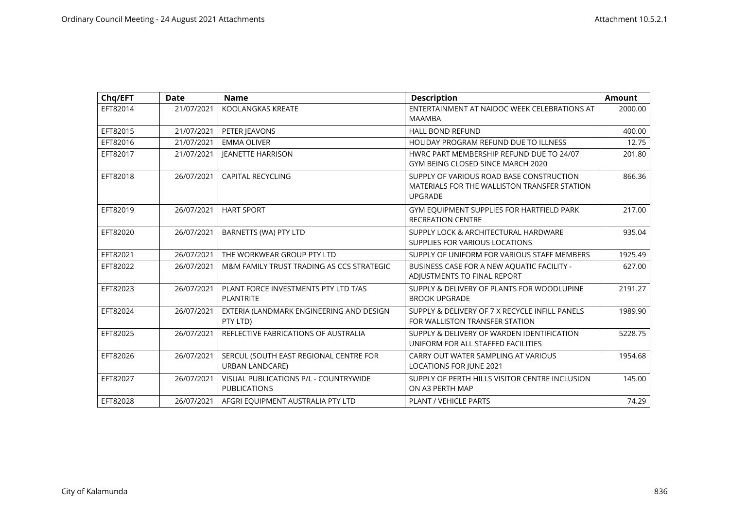| Chq/EFT | Date | Name | Description | Amount |
| --- | --- | --- | --- | --- |
| EFT82014 | 21/07/2021 | KOOLANGKAS KREATE | ENTERTAINMENT AT NAIDOC WEEK CELEBRATIONS AT MAAMBA | 2000.00 |
| EFT82015 | 21/07/2021 | PETER JEAVONS | HALL BOND REFUND | 400.00 |
| EFT82016 | 21/07/2021 | EMMA OLIVER | HOLIDAY PROGRAM REFUND DUE TO ILLNESS | 12.75 |
| EFT82017 | 21/07/2021 | JEANETTE HARRISON | HWRC PART MEMBERSHIP REFUND DUE TO 24/07 GYM BEING CLOSED SINCE MARCH 2020 | 201.80 |
| EFT82018 | 26/07/2021 | CAPITAL RECYCLING | SUPPLY OF VARIOUS ROAD BASE CONSTRUCTION MATERIALS FOR THE WALLISTON TRANSFER STATION UPGRADE | 866.36 |
| EFT82019 | 26/07/2021 | HART SPORT | GYM EQUIPMENT SUPPLIES FOR HARTFIELD PARK RECREATION CENTRE | 217.00 |
| EFT82020 | 26/07/2021 | BARNETTS (WA) PTY LTD | SUPPLY LOCK & ARCHITECTURAL HARDWARE SUPPLIES FOR VARIOUS LOCATIONS | 935.04 |
| EFT82021 | 26/07/2021 | THE WORKWEAR GROUP PTY LTD | SUPPLY OF UNIFORM FOR VARIOUS STAFF MEMBERS | 1925.49 |
| EFT82022 | 26/07/2021 | M&M FAMILY TRUST TRADING AS CCS STRATEGIC | BUSINESS CASE FOR A NEW AQUATIC FACILITY - ADJUSTMENTS TO FINAL REPORT | 627.00 |
| EFT82023 | 26/07/2021 | PLANT FORCE INVESTMENTS PTY LTD T/AS PLANTRITE | SUPPLY & DELIVERY OF PLANTS FOR WOODLUPINE BROOK UPGRADE | 2191.27 |
| EFT82024 | 26/07/2021 | EXTERIA (LANDMARK ENGINEERING AND DESIGN PTY LTD) | SUPPLY & DELIVERY OF 7 X RECYCLE INFILL PANELS FOR WALLISTON TRANSFER STATION | 1989.90 |
| EFT82025 | 26/07/2021 | REFLECTIVE FABRICATIONS OF AUSTRALIA | SUPPLY & DELIVERY OF WARDEN IDENTIFICATION UNIFORM FOR ALL STAFFED FACILITIES | 5228.75 |
| EFT82026 | 26/07/2021 | SERCUL (SOUTH EAST REGIONAL CENTRE FOR URBAN LANDCARE) | CARRY OUT WATER SAMPLING AT VARIOUS LOCATIONS FOR JUNE 2021 | 1954.68 |
| EFT82027 | 26/07/2021 | VISUAL PUBLICATIONS P/L - COUNTRYWIDE PUBLICATIONS | SUPPLY OF PERTH HILLS VISITOR CENTRE INCLUSION ON A3 PERTH MAP | 145.00 |
| EFT82028 | 26/07/2021 | AFGRI EQUIPMENT AUSTRALIA PTY LTD | PLANT / VEHICLE PARTS | 74.29 |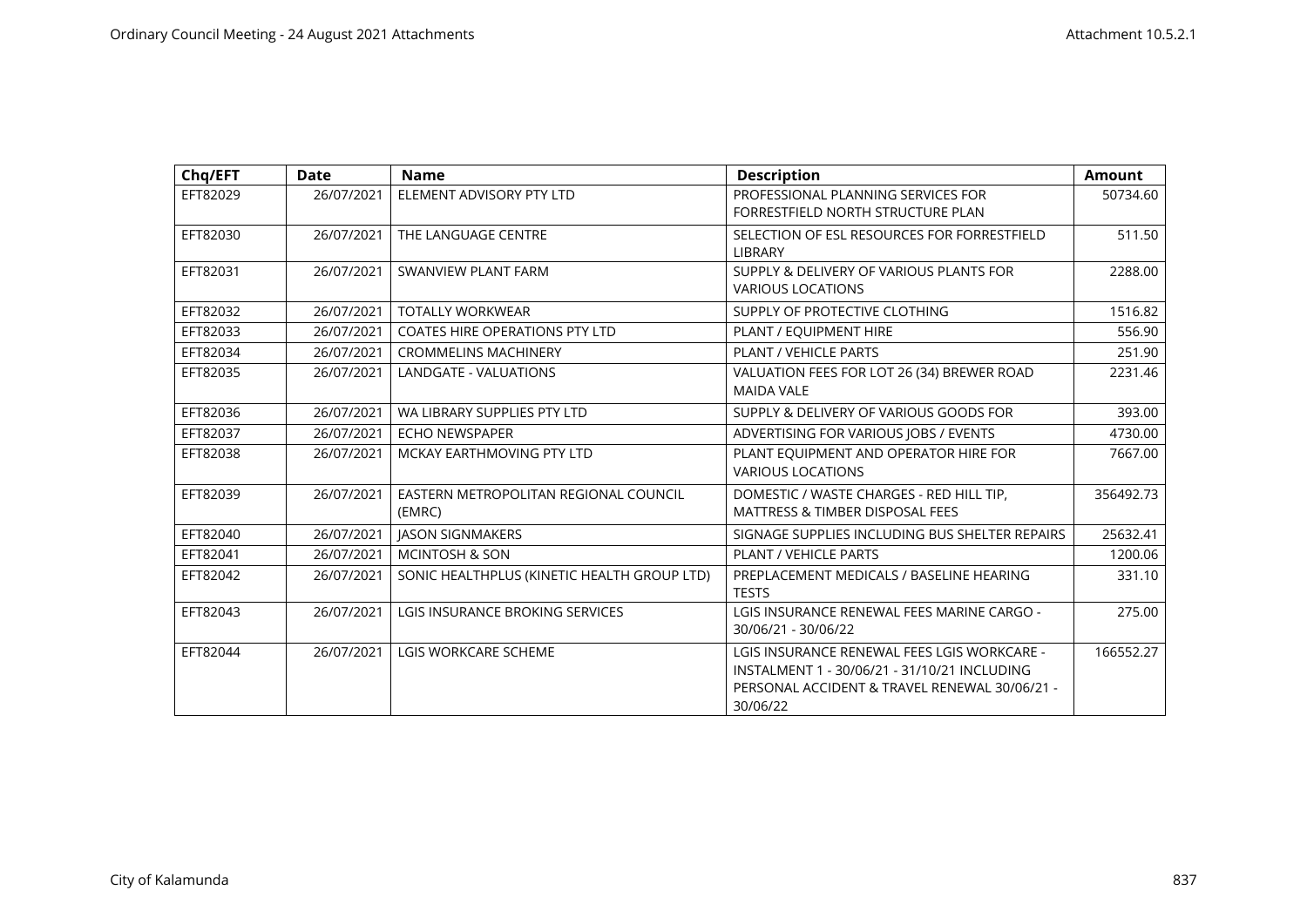| Chq/EFT | Date | Name | Description | Amount |
|---|---|---|---|---|
| EFT82029 | 26/07/2021 | ELEMENT ADVISORY PTY LTD | PROFESSIONAL PLANNING SERVICES FOR FORRESTFIELD NORTH STRUCTURE PLAN | 50734.60 |
| EFT82030 | 26/07/2021 | THE LANGUAGE CENTRE | SELECTION OF ESL RESOURCES FOR FORRESTFIELD LIBRARY | 511.50 |
| EFT82031 | 26/07/2021 | SWANVIEW PLANT FARM | SUPPLY & DELIVERY OF VARIOUS PLANTS FOR VARIOUS LOCATIONS | 2288.00 |
| EFT82032 | 26/07/2021 | TOTALLY WORKWEAR | SUPPLY OF PROTECTIVE CLOTHING | 1516.82 |
| EFT82033 | 26/07/2021 | COATES HIRE OPERATIONS PTY LTD | PLANT / EQUIPMENT HIRE | 556.90 |
| EFT82034 | 26/07/2021 | CROMMELINS MACHINERY | PLANT / VEHICLE PARTS | 251.90 |
| EFT82035 | 26/07/2021 | LANDGATE - VALUATIONS | VALUATION FEES FOR LOT 26 (34) BREWER ROAD MAIDA VALE | 2231.46 |
| EFT82036 | 26/07/2021 | WA LIBRARY SUPPLIES PTY LTD | SUPPLY & DELIVERY OF VARIOUS GOODS FOR | 393.00 |
| EFT82037 | 26/07/2021 | ECHO NEWSPAPER | ADVERTISING FOR VARIOUS JOBS / EVENTS | 4730.00 |
| EFT82038 | 26/07/2021 | MCKAY EARTHMOVING PTY LTD | PLANT EQUIPMENT AND OPERATOR HIRE FOR VARIOUS LOCATIONS | 7667.00 |
| EFT82039 | 26/07/2021 | EASTERN METROPOLITAN REGIONAL COUNCIL (EMRC) | DOMESTIC / WASTE CHARGES - RED HILL TIP, MATTRESS & TIMBER DISPOSAL FEES | 356492.73 |
| EFT82040 | 26/07/2021 | JASON SIGNMAKERS | SIGNAGE SUPPLIES INCLUDING BUS SHELTER REPAIRS | 25632.41 |
| EFT82041 | 26/07/2021 | MCINTOSH & SON | PLANT / VEHICLE PARTS | 1200.06 |
| EFT82042 | 26/07/2021 | SONIC HEALTHPLUS (KINETIC HEALTH GROUP LTD) | PREPLACEMENT MEDICALS / BASELINE HEARING TESTS | 331.10 |
| EFT82043 | 26/07/2021 | LGIS INSURANCE BROKING SERVICES | LGIS INSURANCE RENEWAL FEES MARINE CARGO - 30/06/21 - 30/06/22 | 275.00 |
| EFT82044 | 26/07/2021 | LGIS WORKCARE SCHEME | LGIS INSURANCE RENEWAL FEES LGIS WORKCARE - INSTALMENT 1 - 30/06/21 - 31/10/21 INCLUDING PERSONAL ACCIDENT & TRAVEL RENEWAL 30/06/21 - 30/06/22 | 166552.27 |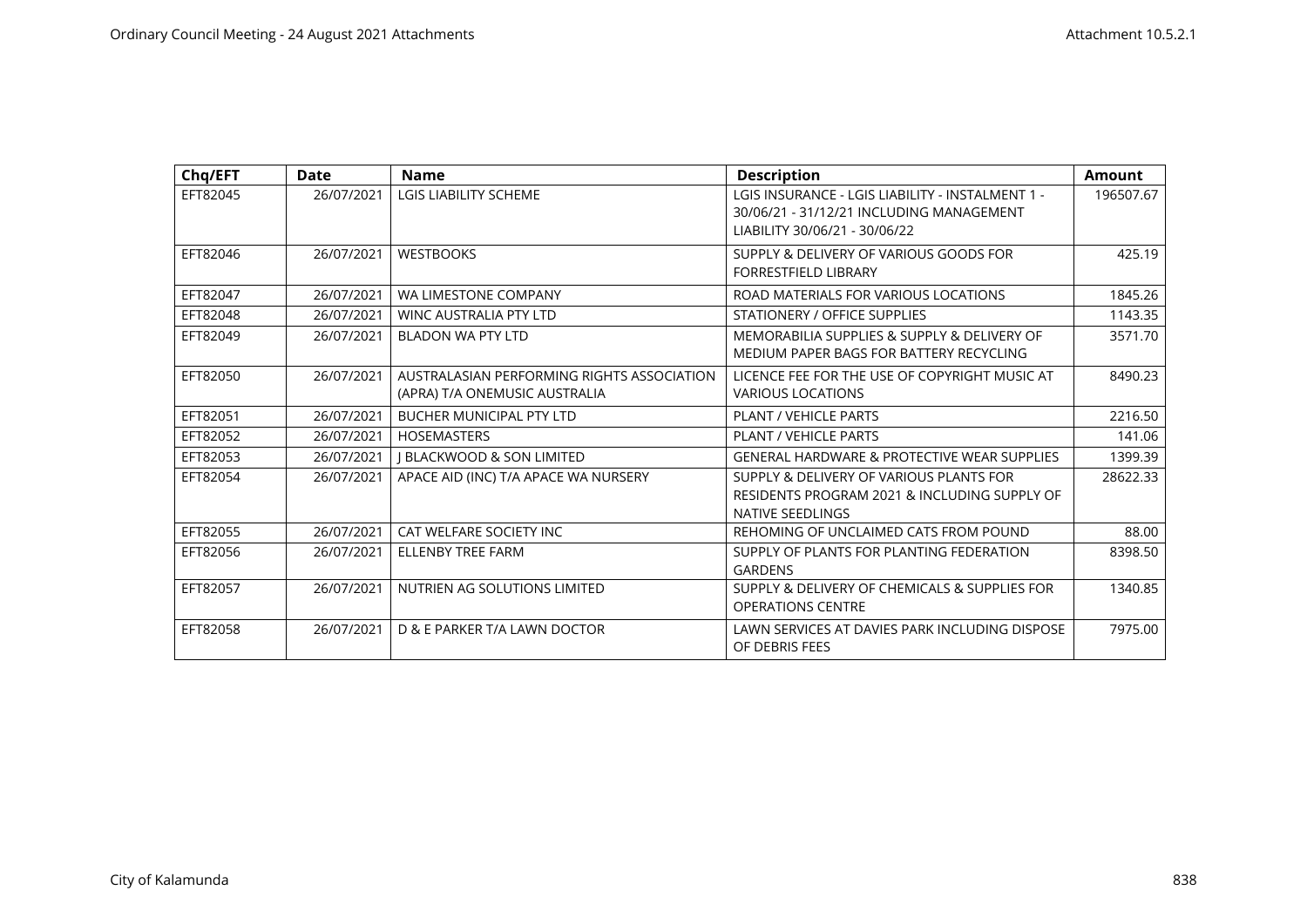| Chq/EFT | Date | Name | Description | Amount |
|---|---|---|---|---|
| EFT82045 | 26/07/2021 | LGIS LIABILITY SCHEME | LGIS INSURANCE - LGIS LIABILITY - INSTALMENT 1 - 30/06/21 - 31/12/21 INCLUDING MANAGEMENT LIABILITY 30/06/21 - 30/06/22 | 196507.67 |
| EFT82046 | 26/07/2021 | WESTBOOKS | SUPPLY & DELIVERY OF VARIOUS GOODS FOR FORRESTFIELD LIBRARY | 425.19 |
| EFT82047 | 26/07/2021 | WA LIMESTONE COMPANY | ROAD MATERIALS FOR VARIOUS LOCATIONS | 1845.26 |
| EFT82048 | 26/07/2021 | WINC AUSTRALIA PTY LTD | STATIONERY / OFFICE SUPPLIES | 1143.35 |
| EFT82049 | 26/07/2021 | BLADON WA PTY LTD | MEMORABILIA SUPPLIES & SUPPLY & DELIVERY OF MEDIUM PAPER BAGS FOR BATTERY RECYCLING | 3571.70 |
| EFT82050 | 26/07/2021 | AUSTRALASIAN PERFORMING RIGHTS ASSOCIATION (APRA) T/A ONEMUSIC AUSTRALIA | LICENCE FEE FOR THE USE OF COPYRIGHT MUSIC AT VARIOUS LOCATIONS | 8490.23 |
| EFT82051 | 26/07/2021 | BUCHER MUNICIPAL PTY LTD | PLANT / VEHICLE PARTS | 2216.50 |
| EFT82052 | 26/07/2021 | HOSEMASTERS | PLANT / VEHICLE PARTS | 141.06 |
| EFT82053 | 26/07/2021 | J BLACKWOOD & SON LIMITED | GENERAL HARDWARE & PROTECTIVE WEAR SUPPLIES | 1399.39 |
| EFT82054 | 26/07/2021 | APACE AID (INC) T/A APACE WA NURSERY | SUPPLY & DELIVERY OF VARIOUS PLANTS FOR RESIDENTS PROGRAM 2021 & INCLUDING SUPPLY OF NATIVE SEEDLINGS | 28622.33 |
| EFT82055 | 26/07/2021 | CAT WELFARE SOCIETY INC | REHOMING OF UNCLAIMED CATS FROM POUND | 88.00 |
| EFT82056 | 26/07/2021 | ELLENBY TREE FARM | SUPPLY OF PLANTS FOR PLANTING FEDERATION GARDENS | 8398.50 |
| EFT82057 | 26/07/2021 | NUTRIEN AG SOLUTIONS LIMITED | SUPPLY & DELIVERY OF CHEMICALS & SUPPLIES FOR OPERATIONS CENTRE | 1340.85 |
| EFT82058 | 26/07/2021 | D & E PARKER T/A LAWN DOCTOR | LAWN SERVICES AT DAVIES PARK INCLUDING DISPOSE OF DEBRIS FEES | 7975.00 |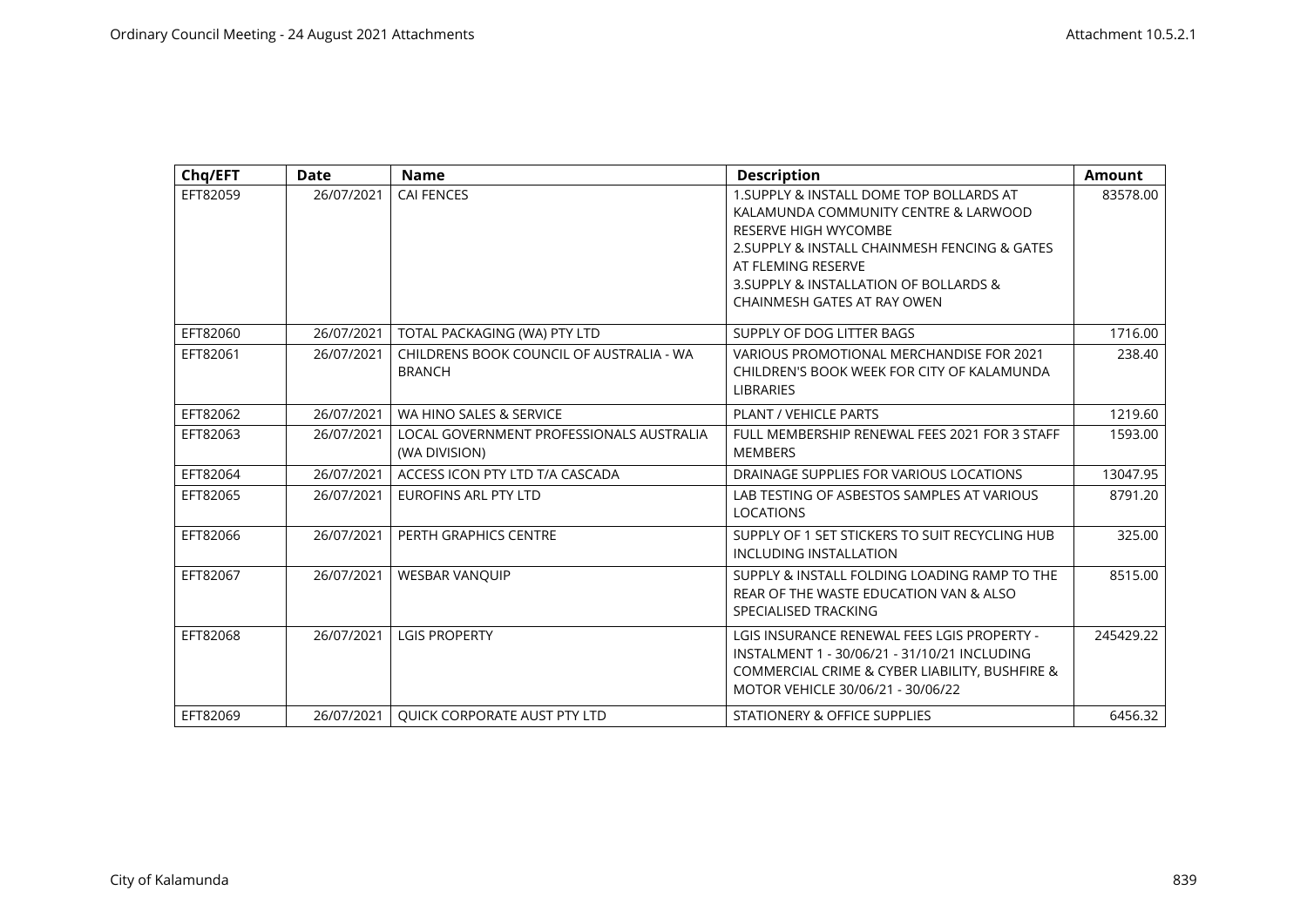| Chq/EFT | Date | Name | Description | Amount |
|---|---|---|---|---|
| EFT82059 | 26/07/2021 | CAI FENCES | 1.SUPPLY & INSTALL DOME TOP BOLLARDS AT KALAMUNDA COMMUNITY CENTRE & LARWOOD RESERVE HIGH WYCOMBE<br>2.SUPPLY & INSTALL CHAINMESH FENCING & GATES AT FLEMING RESERVE<br>3.SUPPLY & INSTALLATION OF BOLLARDS & CHAINMESH GATES AT RAY OWEN | 83578.00 |
| EFT82060 | 26/07/2021 | TOTAL PACKAGING (WA) PTY LTD | SUPPLY OF DOG LITTER BAGS | 1716.00 |
| EFT82061 | 26/07/2021 | CHILDRENS BOOK COUNCIL OF AUSTRALIA - WA BRANCH | VARIOUS PROMOTIONAL MERCHANDISE FOR 2021 CHILDREN'S BOOK WEEK FOR CITY OF KALAMUNDA LIBRARIES | 238.40 |
| EFT82062 | 26/07/2021 | WA HINO SALES & SERVICE | PLANT / VEHICLE PARTS | 1219.60 |
| EFT82063 | 26/07/2021 | LOCAL GOVERNMENT PROFESSIONALS AUSTRALIA (WA DIVISION) | FULL MEMBERSHIP RENEWAL FEES 2021 FOR 3 STAFF MEMBERS | 1593.00 |
| EFT82064 | 26/07/2021 | ACCESS ICON PTY LTD T/A CASCADA | DRAINAGE SUPPLIES FOR VARIOUS LOCATIONS | 13047.95 |
| EFT82065 | 26/07/2021 | EUROFINS ARL PTY LTD | LAB TESTING OF ASBESTOS SAMPLES AT VARIOUS LOCATIONS | 8791.20 |
| EFT82066 | 26/07/2021 | PERTH GRAPHICS CENTRE | SUPPLY OF 1 SET STICKERS TO SUIT RECYCLING HUB INCLUDING INSTALLATION | 325.00 |
| EFT82067 | 26/07/2021 | WESBAR VANQUIP | SUPPLY & INSTALL FOLDING LOADING RAMP TO THE REAR OF THE WASTE EDUCATION VAN & ALSO SPECIALISED TRACKING | 8515.00 |
| EFT82068 | 26/07/2021 | LGIS PROPERTY | LGIS INSURANCE RENEWAL FEES LGIS PROPERTY - INSTALMENT 1 - 30/06/21 - 31/10/21 INCLUDING COMMERCIAL CRIME & CYBER LIABILITY, BUSHFIRE & MOTOR VEHICLE 30/06/21 - 30/06/22 | 245429.22 |
| EFT82069 | 26/07/2021 | QUICK CORPORATE AUST PTY LTD | STATIONERY & OFFICE SUPPLIES | 6456.32 |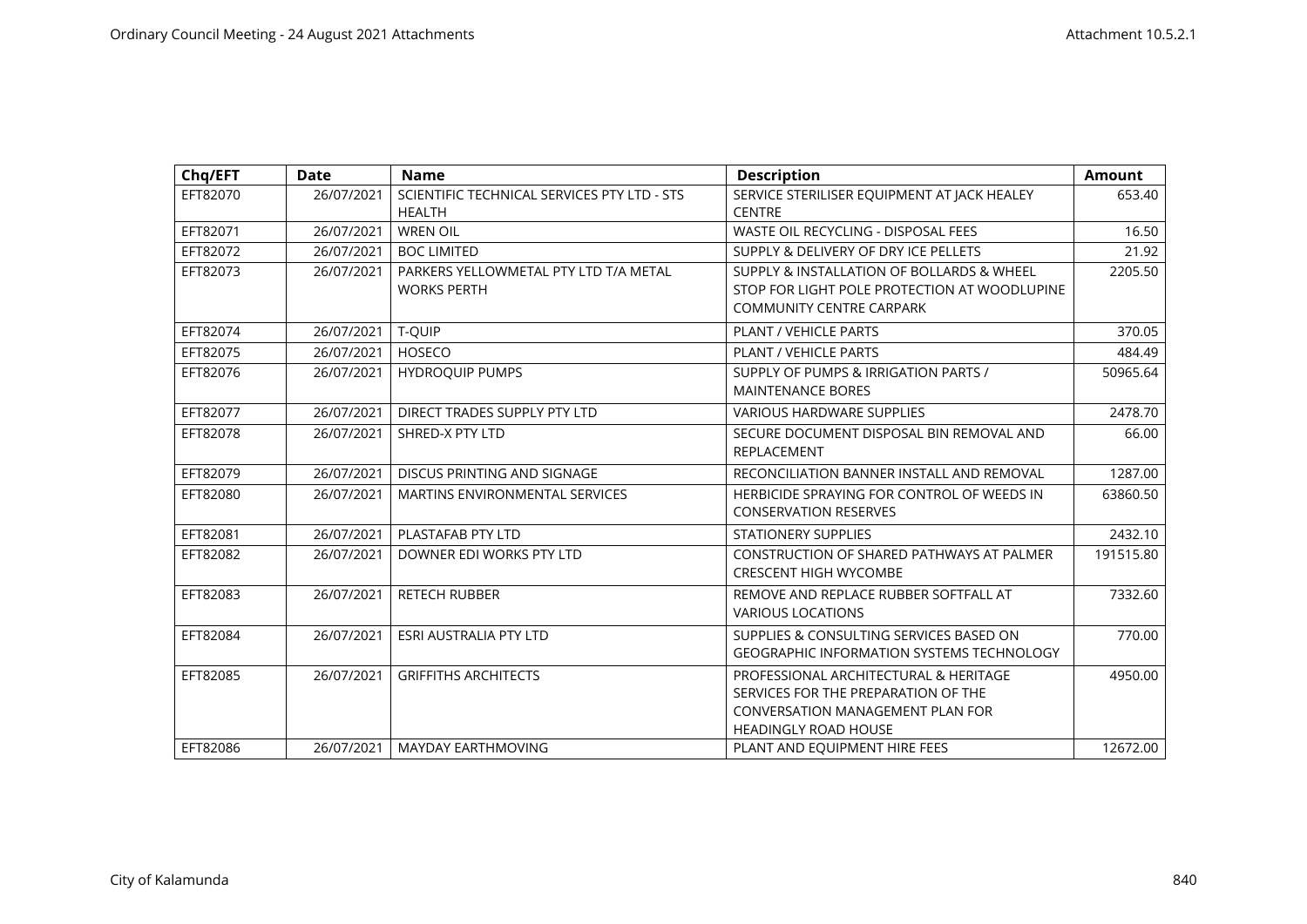| Chq/EFT | Date | Name | Description | Amount |
|---|---|---|---|---|
| EFT82070 | 26/07/2021 | SCIENTIFIC TECHNICAL SERVICES PTY LTD - STS HEALTH | SERVICE STERILISER EQUIPMENT AT JACK HEALEY CENTRE | 653.40 |
| EFT82071 | 26/07/2021 | WREN OIL | WASTE OIL RECYCLING - DISPOSAL FEES | 16.50 |
| EFT82072 | 26/07/2021 | BOC LIMITED | SUPPLY & DELIVERY OF DRY ICE PELLETS | 21.92 |
| EFT82073 | 26/07/2021 | PARKERS YELLOWMETAL PTY LTD T/A METAL WORKS PERTH | SUPPLY & INSTALLATION OF BOLLARDS & WHEEL STOP FOR LIGHT POLE PROTECTION AT WOODLUPINE COMMUNITY CENTRE CARPARK | 2205.50 |
| EFT82074 | 26/07/2021 | T-QUIP | PLANT / VEHICLE PARTS | 370.05 |
| EFT82075 | 26/07/2021 | HOSECO | PLANT / VEHICLE PARTS | 484.49 |
| EFT82076 | 26/07/2021 | HYDROQUIP PUMPS | SUPPLY OF PUMPS & IRRIGATION PARTS / MAINTENANCE BORES | 50965.64 |
| EFT82077 | 26/07/2021 | DIRECT TRADES SUPPLY PTY LTD | VARIOUS HARDWARE SUPPLIES | 2478.70 |
| EFT82078 | 26/07/2021 | SHRED-X PTY LTD | SECURE DOCUMENT DISPOSAL BIN REMOVAL AND REPLACEMENT | 66.00 |
| EFT82079 | 26/07/2021 | DISCUS PRINTING AND SIGNAGE | RECONCILIATION BANNER INSTALL AND REMOVAL | 1287.00 |
| EFT82080 | 26/07/2021 | MARTINS ENVIRONMENTAL SERVICES | HERBICIDE SPRAYING FOR CONTROL OF WEEDS IN CONSERVATION RESERVES | 63860.50 |
| EFT82081 | 26/07/2021 | PLASTAFAB PTY LTD | STATIONERY SUPPLIES | 2432.10 |
| EFT82082 | 26/07/2021 | DOWNER EDI WORKS PTY LTD | CONSTRUCTION OF SHARED PATHWAYS AT PALMER CRESCENT HIGH WYCOMBE | 191515.80 |
| EFT82083 | 26/07/2021 | RETECH RUBBER | REMOVE AND REPLACE RUBBER SOFTFALL AT VARIOUS LOCATIONS | 7332.60 |
| EFT82084 | 26/07/2021 | ESRI AUSTRALIA PTY LTD | SUPPLIES & CONSULTING SERVICES BASED ON GEOGRAPHIC INFORMATION SYSTEMS TECHNOLOGY | 770.00 |
| EFT82085 | 26/07/2021 | GRIFFITHS ARCHITECTS | PROFESSIONAL ARCHITECTURAL & HERITAGE SERVICES FOR THE PREPARATION OF THE CONVERSATION MANAGEMENT PLAN FOR HEADINGLY ROAD HOUSE | 4950.00 |
| EFT82086 | 26/07/2021 | MAYDAY EARTHMOVING | PLANT AND EQUIPMENT HIRE FEES | 12672.00 |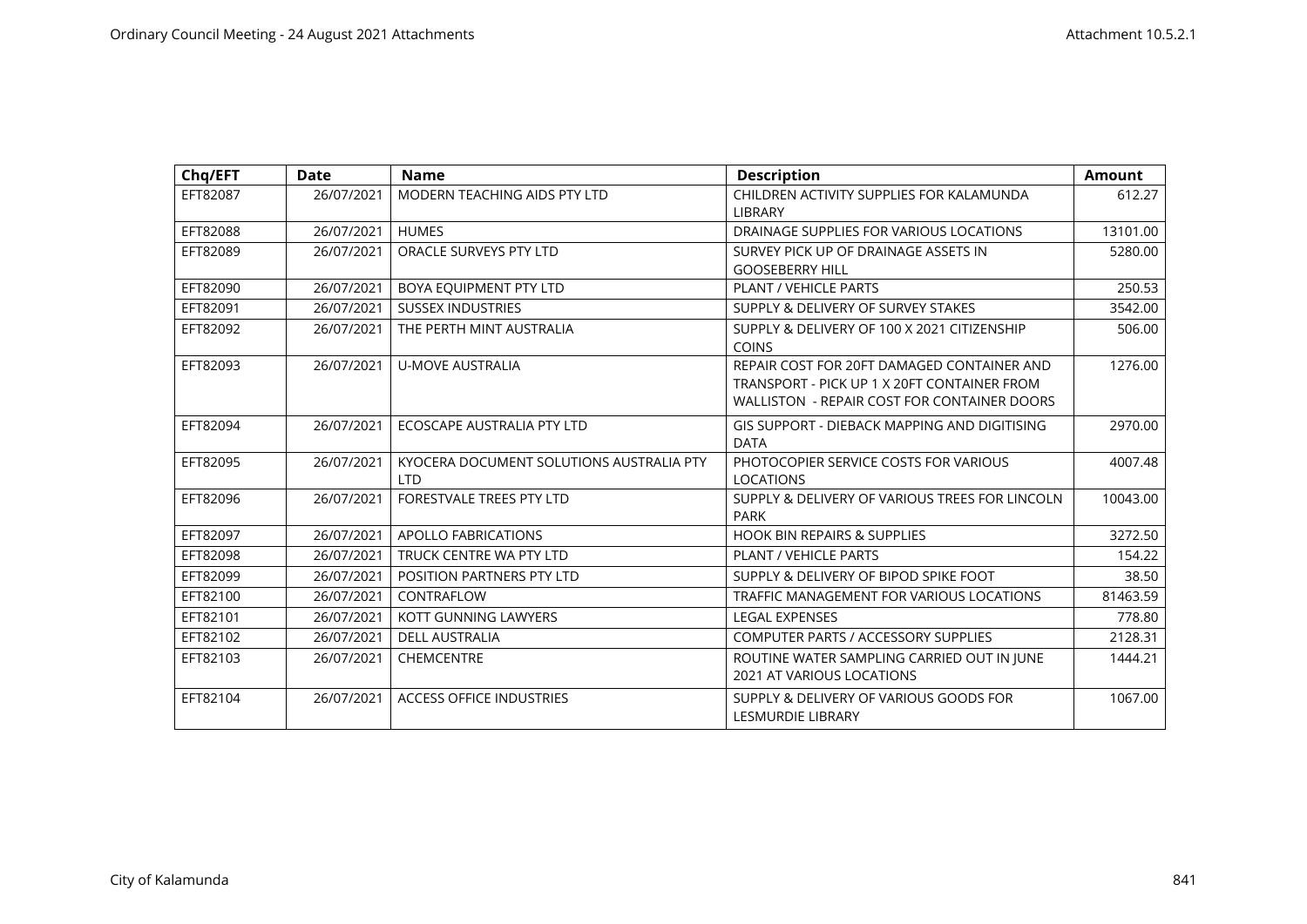| Chq/EFT | Date | Name | Description | Amount |
|---|---|---|---|---|
| EFT82087 | 26/07/2021 | MODERN TEACHING AIDS PTY LTD | CHILDREN ACTIVITY SUPPLIES FOR KALAMUNDA LIBRARY | 612.27 |
| EFT82088 | 26/07/2021 | HUMES | DRAINAGE SUPPLIES FOR VARIOUS LOCATIONS | 13101.00 |
| EFT82089 | 26/07/2021 | ORACLE SURVEYS PTY LTD | SURVEY PICK UP OF DRAINAGE ASSETS IN GOOSEBERRY HILL | 5280.00 |
| EFT82090 | 26/07/2021 | BOYA EQUIPMENT PTY LTD | PLANT / VEHICLE PARTS | 250.53 |
| EFT82091 | 26/07/2021 | SUSSEX INDUSTRIES | SUPPLY & DELIVERY OF SURVEY STAKES | 3542.00 |
| EFT82092 | 26/07/2021 | THE PERTH MINT AUSTRALIA | SUPPLY & DELIVERY OF 100 X 2021 CITIZENSHIP COINS | 506.00 |
| EFT82093 | 26/07/2021 | U-MOVE AUSTRALIA | REPAIR COST FOR 20FT DAMAGED CONTAINER AND TRANSPORT - PICK UP 1 X 20FT CONTAINER FROM WALLISTON - REPAIR COST FOR CONTAINER DOORS | 1276.00 |
| EFT82094 | 26/07/2021 | ECOSCAPE AUSTRALIA PTY LTD | GIS SUPPORT - DIEBACK MAPPING AND DIGITISING DATA | 2970.00 |
| EFT82095 | 26/07/2021 | KYOCERA DOCUMENT SOLUTIONS AUSTRALIA PTY LTD | PHOTOCOPIER SERVICE COSTS FOR VARIOUS LOCATIONS | 4007.48 |
| EFT82096 | 26/07/2021 | FORESTVALE TREES PTY LTD | SUPPLY & DELIVERY OF VARIOUS TREES FOR LINCOLN PARK | 10043.00 |
| EFT82097 | 26/07/2021 | APOLLO FABRICATIONS | HOOK BIN REPAIRS & SUPPLIES | 3272.50 |
| EFT82098 | 26/07/2021 | TRUCK CENTRE WA PTY LTD | PLANT / VEHICLE PARTS | 154.22 |
| EFT82099 | 26/07/2021 | POSITION PARTNERS PTY LTD | SUPPLY & DELIVERY OF BIPOD SPIKE FOOT | 38.50 |
| EFT82100 | 26/07/2021 | CONTRAFLOW | TRAFFIC MANAGEMENT FOR VARIOUS LOCATIONS | 81463.59 |
| EFT82101 | 26/07/2021 | KOTT GUNNING LAWYERS | LEGAL EXPENSES | 778.80 |
| EFT82102 | 26/07/2021 | DELL AUSTRALIA | COMPUTER PARTS / ACCESSORY SUPPLIES | 2128.31 |
| EFT82103 | 26/07/2021 | CHEMCENTRE | ROUTINE WATER SAMPLING CARRIED OUT IN JUNE 2021 AT VARIOUS LOCATIONS | 1444.21 |
| EFT82104 | 26/07/2021 | ACCESS OFFICE INDUSTRIES | SUPPLY & DELIVERY OF VARIOUS GOODS FOR LESMURDIE LIBRARY | 1067.00 |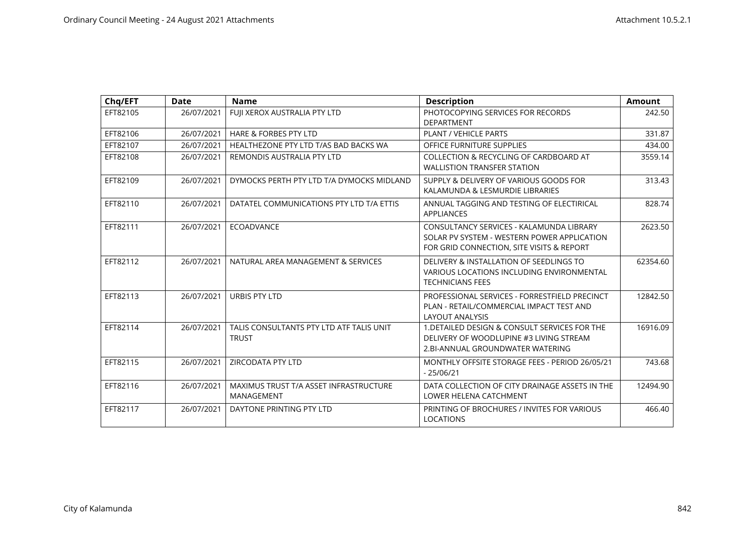| Chq/EFT | Date | Name | Description | Amount |
|---|---|---|---|---|
| EFT82105 | 26/07/2021 | FUJI XEROX AUSTRALIA PTY LTD | PHOTOCOPYING SERVICES FOR RECORDS DEPARTMENT | 242.50 |
| EFT82106 | 26/07/2021 | HARE & FORBES PTY LTD | PLANT / VEHICLE PARTS | 331.87 |
| EFT82107 | 26/07/2021 | HEALTHEZONE PTY LTD T/AS BAD BACKS WA | OFFICE FURNITURE SUPPLIES | 434.00 |
| EFT82108 | 26/07/2021 | REMONDIS AUSTRALIA PTY LTD | COLLECTION & RECYCLING OF CARDBOARD AT WALLISTION TRANSFER STATION | 3559.14 |
| EFT82109 | 26/07/2021 | DYMOCKS PERTH PTY LTD T/A DYMOCKS MIDLAND | SUPPLY & DELIVERY OF VARIOUS GOODS FOR KALAMUNDA & LESMURDIE LIBRARIES | 313.43 |
| EFT82110 | 26/07/2021 | DATATEL COMMUNICATIONS PTY LTD T/A ETTIS | ANNUAL TAGGING AND TESTING OF ELECTIRICAL APPLIANCES | 828.74 |
| EFT82111 | 26/07/2021 | ECOADVANCE | CONSULTANCY SERVICES - KALAMUNDA LIBRARY SOLAR PV SYSTEM - WESTERN POWER APPLICATION FOR GRID CONNECTION, SITE VISITS & REPORT | 2623.50 |
| EFT82112 | 26/07/2021 | NATURAL AREA MANAGEMENT & SERVICES | DELIVERY & INSTALLATION OF SEEDLINGS TO VARIOUS LOCATIONS INCLUDING ENVIRONMENTAL TECHNICIANS FEES | 62354.60 |
| EFT82113 | 26/07/2021 | URBIS PTY LTD | PROFESSIONAL SERVICES - FORRESTFIELD PRECINCT PLAN - RETAIL/COMMERCIAL IMPACT TEST AND LAYOUT ANALYSIS | 12842.50 |
| EFT82114 | 26/07/2021 | TALIS CONSULTANTS PTY LTD ATF TALIS UNIT TRUST | 1.DETAILED DESIGN & CONSULT SERVICES FOR THE DELIVERY OF WOODLUPINE #3 LIVING STREAM 2.BI-ANNUAL GROUNDWATER WATERING | 16916.09 |
| EFT82115 | 26/07/2021 | ZIRCODATA PTY LTD | MONTHLY OFFSITE STORAGE FEES - PERIOD 26/05/21 - 25/06/21 | 743.68 |
| EFT82116 | 26/07/2021 | MAXIMUS TRUST T/A ASSET INFRASTRUCTURE MANAGEMENT | DATA COLLECTION OF CITY DRAINAGE ASSETS IN THE LOWER HELENA CATCHMENT | 12494.90 |
| EFT82117 | 26/07/2021 | DAYTONE PRINTING PTY LTD | PRINTING OF BROCHURES / INVITES FOR VARIOUS LOCATIONS | 466.40 |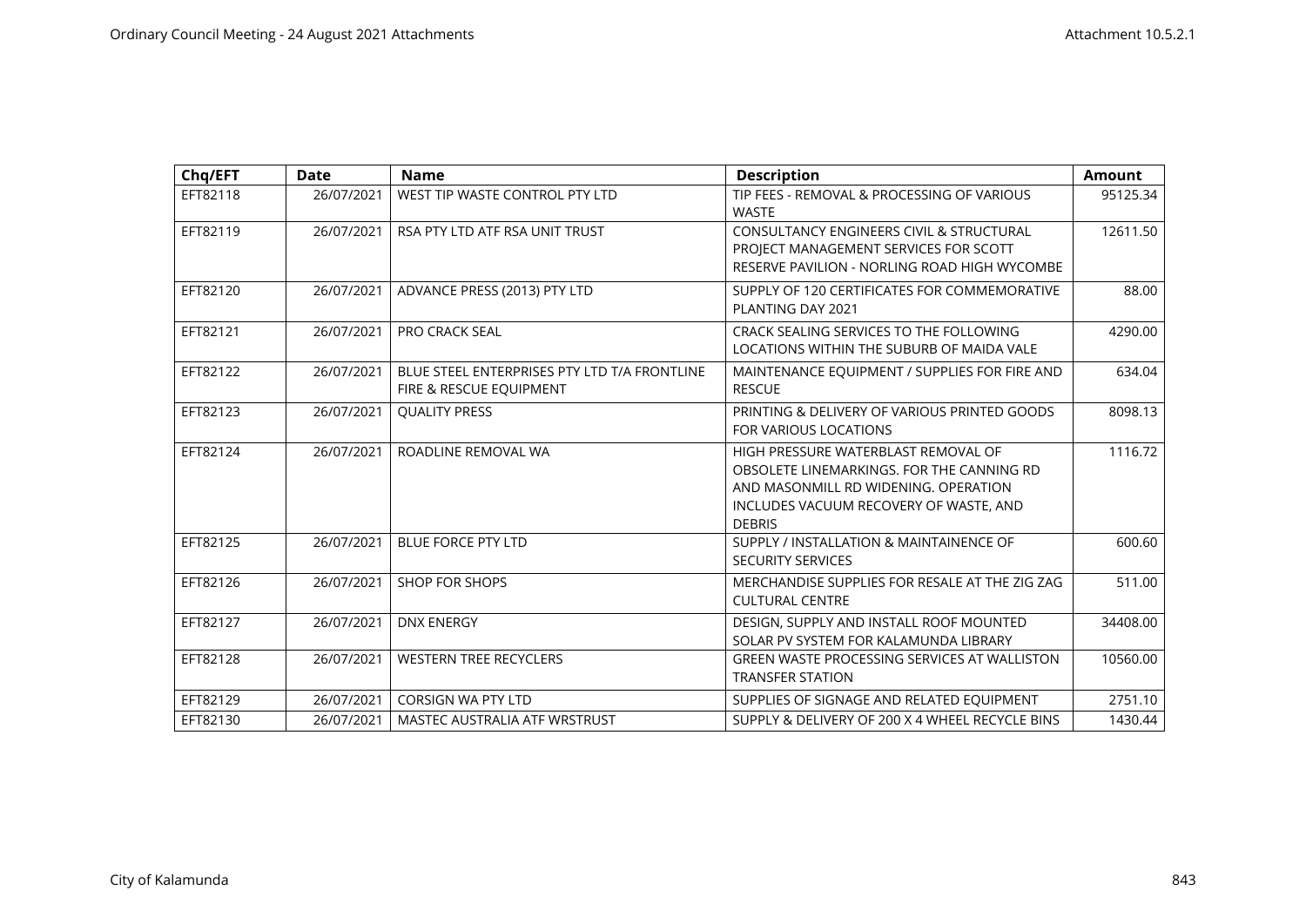| Chq/EFT | Date | Name | Description | Amount |
|---|---|---|---|---|
| EFT82118 | 26/07/2021 | WEST TIP WASTE CONTROL PTY LTD | TIP FEES - REMOVAL & PROCESSING OF VARIOUS WASTE | 95125.34 |
| EFT82119 | 26/07/2021 | RSA PTY LTD ATF RSA UNIT TRUST | CONSULTANCY ENGINEERS CIVIL & STRUCTURAL PROJECT MANAGEMENT SERVICES FOR SCOTT RESERVE PAVILION - NORLING ROAD HIGH WYCOMBE | 12611.50 |
| EFT82120 | 26/07/2021 | ADVANCE PRESS (2013) PTY LTD | SUPPLY OF 120 CERTIFICATES FOR COMMEMORATIVE PLANTING DAY 2021 | 88.00 |
| EFT82121 | 26/07/2021 | PRO CRACK SEAL | CRACK SEALING SERVICES TO THE FOLLOWING LOCATIONS WITHIN THE SUBURB OF MAIDA VALE | 4290.00 |
| EFT82122 | 26/07/2021 | BLUE STEEL ENTERPRISES PTY LTD T/A FRONTLINE FIRE & RESCUE EQUIPMENT | MAINTENANCE EQUIPMENT / SUPPLIES FOR FIRE AND RESCUE | 634.04 |
| EFT82123 | 26/07/2021 | QUALITY PRESS | PRINTING & DELIVERY OF VARIOUS PRINTED GOODS FOR VARIOUS LOCATIONS | 8098.13 |
| EFT82124 | 26/07/2021 | ROADLINE REMOVAL WA | HIGH PRESSURE WATERBLAST REMOVAL OF OBSOLETE LINEMARKINGS. FOR THE CANNING RD AND MASONMILL RD WIDENING. OPERATION INCLUDES VACUUM RECOVERY OF WASTE, AND DEBRIS | 1116.72 |
| EFT82125 | 26/07/2021 | BLUE FORCE PTY LTD | SUPPLY / INSTALLATION & MAINTAINENCE OF SECURITY SERVICES | 600.60 |
| EFT82126 | 26/07/2021 | SHOP FOR SHOPS | MERCHANDISE SUPPLIES FOR RESALE AT THE ZIG ZAG CULTURAL CENTRE | 511.00 |
| EFT82127 | 26/07/2021 | DNX ENERGY | DESIGN, SUPPLY AND INSTALL ROOF MOUNTED SOLAR PV SYSTEM FOR KALAMUNDA LIBRARY | 34408.00 |
| EFT82128 | 26/07/2021 | WESTERN TREE RECYCLERS | GREEN WASTE PROCESSING SERVICES AT WALLISTON TRANSFER STATION | 10560.00 |
| EFT82129 | 26/07/2021 | CORSIGN WA PTY LTD | SUPPLIES OF SIGNAGE AND RELATED EQUIPMENT | 2751.10 |
| EFT82130 | 26/07/2021 | MASTEC AUSTRALIA ATF WRSTRUST | SUPPLY & DELIVERY OF 200 X 4 WHEEL RECYCLE BINS | 1430.44 |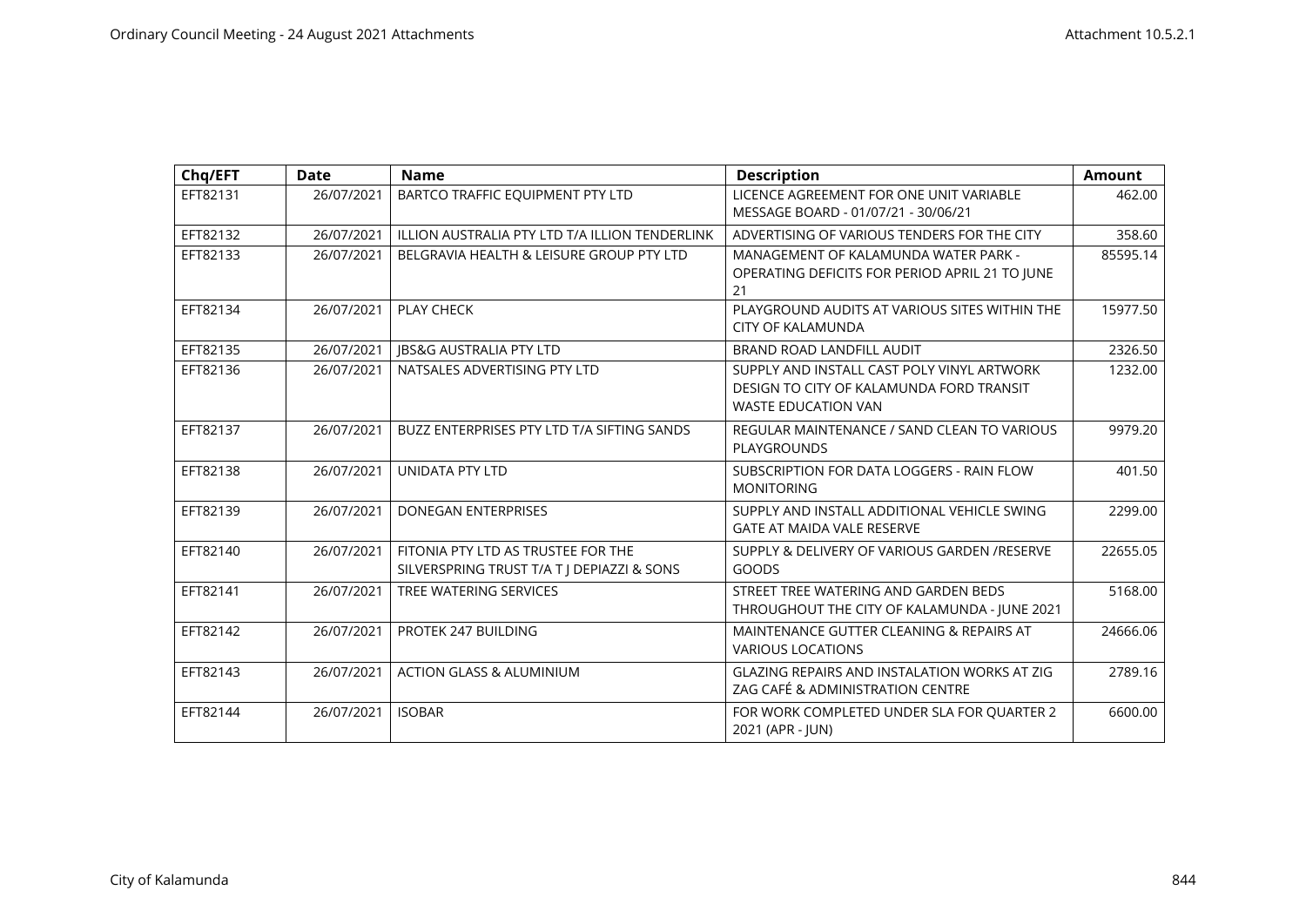| Chq/EFT | Date | Name | Description | Amount |
|---|---|---|---|---|
| EFT82131 | 26/07/2021 | BARTCO TRAFFIC EQUIPMENT PTY LTD | LICENCE AGREEMENT FOR ONE UNIT VARIABLE MESSAGE BOARD - 01/07/21 - 30/06/21 | 462.00 |
| EFT82132 | 26/07/2021 | ILLION AUSTRALIA PTY LTD T/A ILLION TENDERLINK | ADVERTISING OF VARIOUS TENDERS FOR THE CITY | 358.60 |
| EFT82133 | 26/07/2021 | BELGRAVIA HEALTH & LEISURE GROUP PTY LTD | MANAGEMENT OF KALAMUNDA WATER PARK - OPERATING DEFICITS FOR PERIOD APRIL 21 TO JUNE 21 | 85595.14 |
| EFT82134 | 26/07/2021 | PLAY CHECK | PLAYGROUND AUDITS AT VARIOUS SITES WITHIN THE CITY OF KALAMUNDA | 15977.50 |
| EFT82135 | 26/07/2021 | JBS&G AUSTRALIA PTY LTD | BRAND ROAD LANDFILL AUDIT | 2326.50 |
| EFT82136 | 26/07/2021 | NATSALES ADVERTISING PTY LTD | SUPPLY AND INSTALL CAST POLY VINYL ARTWORK DESIGN TO CITY OF KALAMUNDA FORD TRANSIT WASTE EDUCATION VAN | 1232.00 |
| EFT82137 | 26/07/2021 | BUZZ ENTERPRISES PTY LTD T/A SIFTING SANDS | REGULAR MAINTENANCE / SAND CLEAN TO VARIOUS PLAYGROUNDS | 9979.20 |
| EFT82138 | 26/07/2021 | UNIDATA PTY LTD | SUBSCRIPTION FOR DATA LOGGERS - RAIN FLOW MONITORING | 401.50 |
| EFT82139 | 26/07/2021 | DONEGAN ENTERPRISES | SUPPLY AND INSTALL ADDITIONAL VEHICLE SWING GATE AT MAIDA VALE RESERVE | 2299.00 |
| EFT82140 | 26/07/2021 | FITONIA PTY LTD AS TRUSTEE FOR THE SILVERSPRING TRUST T/A T J DEPIAZZI & SONS | SUPPLY & DELIVERY OF VARIOUS GARDEN /RESERVE GOODS | 22655.05 |
| EFT82141 | 26/07/2021 | TREE WATERING SERVICES | STREET TREE WATERING AND GARDEN BEDS THROUGHOUT THE CITY OF KALAMUNDA - JUNE 2021 | 5168.00 |
| EFT82142 | 26/07/2021 | PROTEK 247 BUILDING | MAINTENANCE GUTTER CLEANING & REPAIRS AT VARIOUS LOCATIONS | 24666.06 |
| EFT82143 | 26/07/2021 | ACTION GLASS & ALUMINIUM | GLAZING REPAIRS AND INSTALATION WORKS AT ZIG ZAG CAFÉ & ADMINISTRATION CENTRE | 2789.16 |
| EFT82144 | 26/07/2021 | ISOBAR | FOR WORK COMPLETED UNDER SLA FOR QUARTER 2 2021 (APR - JUN) | 6600.00 |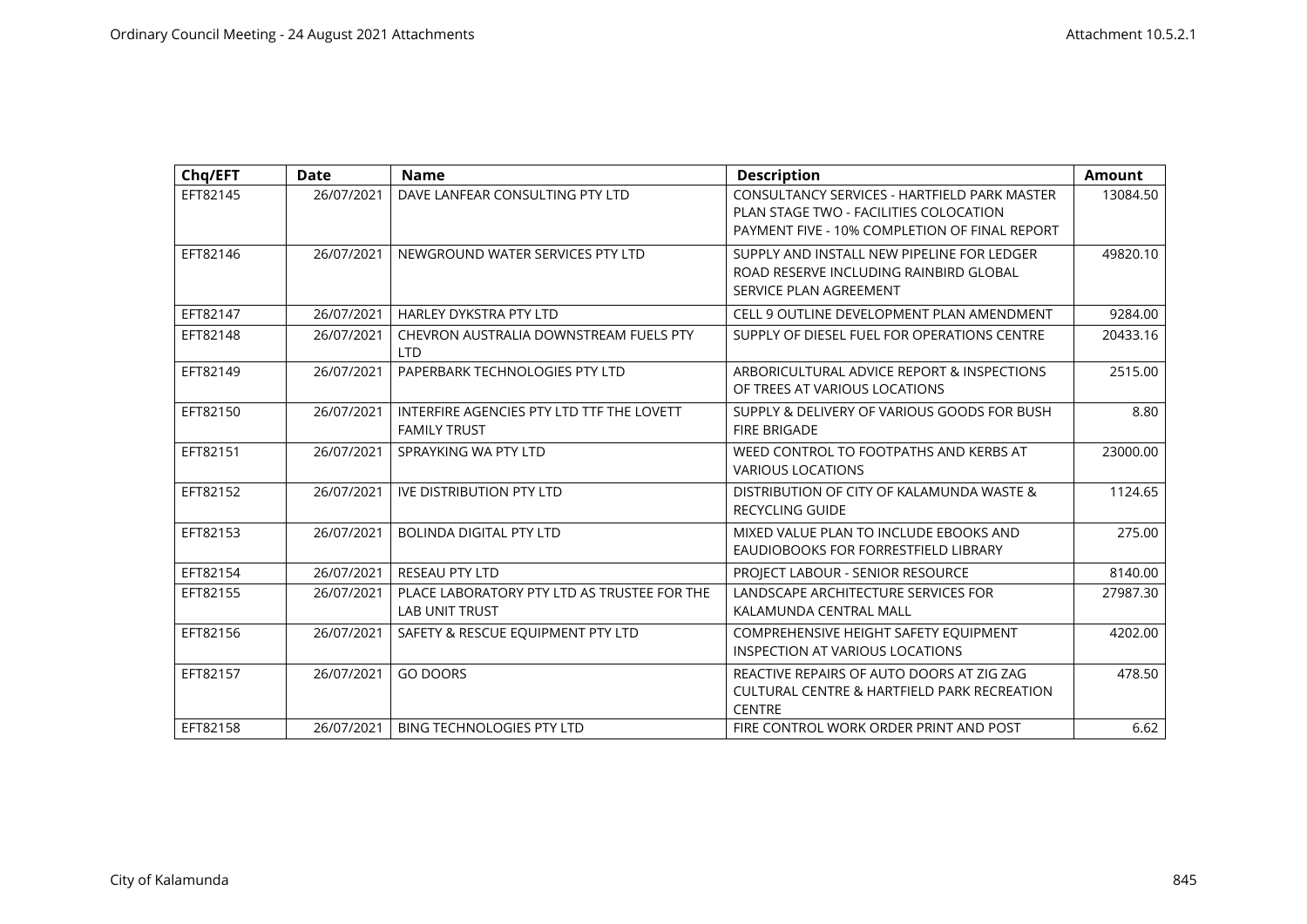| Chq/EFT | Date | Name | Description | Amount |
|---|---|---|---|---|
| EFT82145 | 26/07/2021 | DAVE LANFEAR CONSULTING PTY LTD | CONSULTANCY SERVICES - HARTFIELD PARK MASTER PLAN STAGE TWO - FACILITIES COLOCATION PAYMENT FIVE - 10% COMPLETION OF FINAL REPORT | 13084.50 |
| EFT82146 | 26/07/2021 | NEWGROUND WATER SERVICES PTY LTD | SUPPLY AND INSTALL NEW PIPELINE FOR LEDGER ROAD RESERVE INCLUDING RAINBIRD GLOBAL SERVICE PLAN AGREEMENT | 49820.10 |
| EFT82147 | 26/07/2021 | HARLEY DYKSTRA PTY LTD | CELL 9 OUTLINE DEVELOPMENT PLAN AMENDMENT | 9284.00 |
| EFT82148 | 26/07/2021 | CHEVRON AUSTRALIA DOWNSTREAM FUELS PTY LTD | SUPPLY OF DIESEL FUEL FOR OPERATIONS CENTRE | 20433.16 |
| EFT82149 | 26/07/2021 | PAPERBARK TECHNOLOGIES PTY LTD | ARBORICULTURAL ADVICE REPORT & INSPECTIONS OF TREES AT VARIOUS LOCATIONS | 2515.00 |
| EFT82150 | 26/07/2021 | INTERFIRE AGENCIES PTY LTD TTF THE LOVETT FAMILY TRUST | SUPPLY & DELIVERY OF VARIOUS GOODS FOR BUSH FIRE BRIGADE | 8.80 |
| EFT82151 | 26/07/2021 | SPRAYKING WA PTY LTD | WEED CONTROL TO FOOTPATHS AND KERBS AT VARIOUS LOCATIONS | 23000.00 |
| EFT82152 | 26/07/2021 | IVE DISTRIBUTION PTY LTD | DISTRIBUTION OF CITY OF KALAMUNDA WASTE & RECYCLING GUIDE | 1124.65 |
| EFT82153 | 26/07/2021 | BOLINDA DIGITAL PTY LTD | MIXED VALUE PLAN TO INCLUDE EBOOKS AND EAUDIOBOOKS FOR FORRESTFIELD LIBRARY | 275.00 |
| EFT82154 | 26/07/2021 | RESEAU PTY LTD | PROJECT LABOUR - SENIOR RESOURCE | 8140.00 |
| EFT82155 | 26/07/2021 | PLACE LABORATORY PTY LTD AS TRUSTEE FOR THE LAB UNIT TRUST | LANDSCAPE ARCHITECTURE SERVICES FOR KALAMUNDA CENTRAL MALL | 27987.30 |
| EFT82156 | 26/07/2021 | SAFETY & RESCUE EQUIPMENT PTY LTD | COMPREHENSIVE HEIGHT SAFETY EQUIPMENT INSPECTION AT VARIOUS LOCATIONS | 4202.00 |
| EFT82157 | 26/07/2021 | GO DOORS | REACTIVE REPAIRS OF AUTO DOORS AT ZIG ZAG CULTURAL CENTRE & HARTFIELD PARK RECREATION CENTRE | 478.50 |
| EFT82158 | 26/07/2021 | BING TECHNOLOGIES PTY LTD | FIRE CONTROL WORK ORDER PRINT AND POST | 6.62 |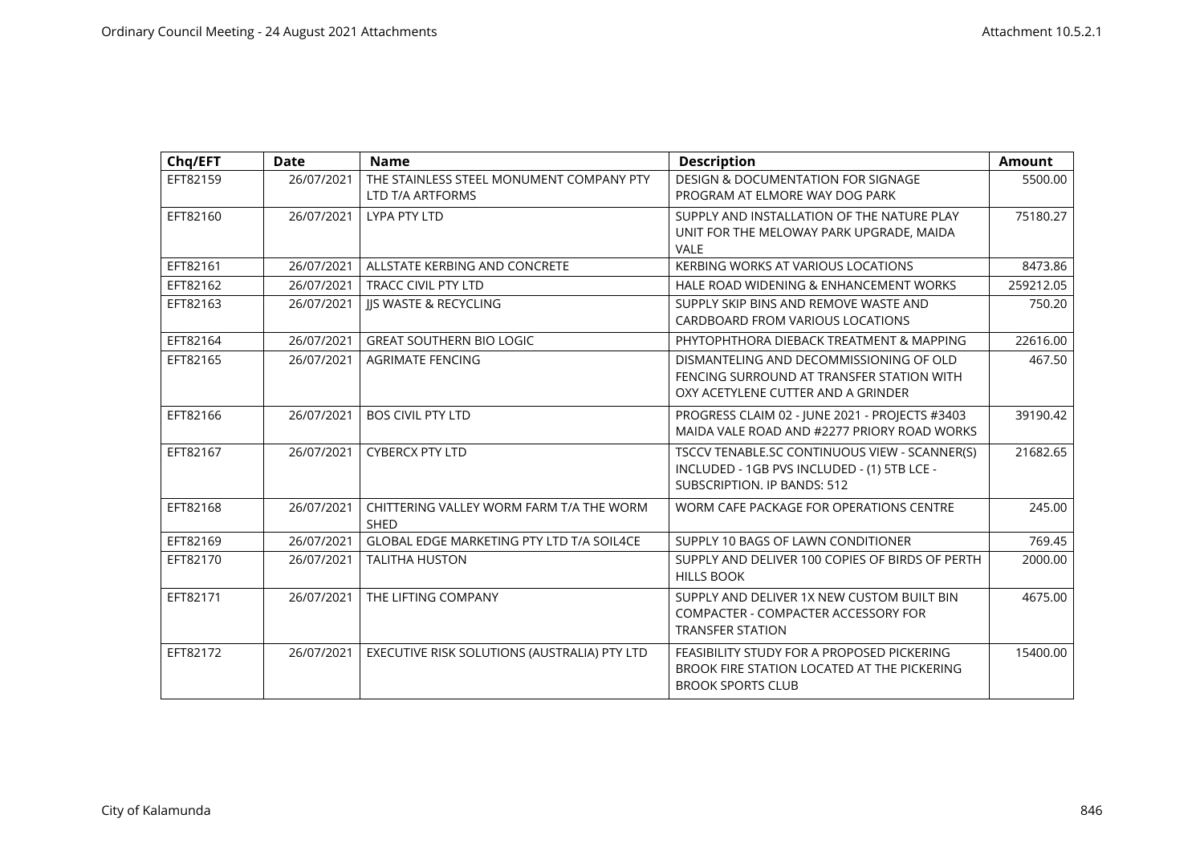| Chq/EFT | Date | Name | Description | Amount |
| --- | --- | --- | --- | --- |
| EFT82159 | 26/07/2021 | THE STAINLESS STEEL MONUMENT COMPANY PTY LTD T/A ARTFORMS | DESIGN & DOCUMENTATION FOR SIGNAGE PROGRAM AT ELMORE WAY DOG PARK | 5500.00 |
| EFT82160 | 26/07/2021 | LYPA PTY LTD | SUPPLY AND INSTALLATION OF THE NATURE PLAY UNIT FOR THE MELOWAY PARK UPGRADE, MAIDA VALE | 75180.27 |
| EFT82161 | 26/07/2021 | ALLSTATE KERBING AND CONCRETE | KERBING WORKS AT VARIOUS LOCATIONS | 8473.86 |
| EFT82162 | 26/07/2021 | TRACC CIVIL PTY LTD | HALE ROAD WIDENING & ENHANCEMENT WORKS | 259212.05 |
| EFT82163 | 26/07/2021 | JJS WASTE & RECYCLING | SUPPLY SKIP BINS AND REMOVE WASTE AND CARDBOARD FROM VARIOUS LOCATIONS | 750.20 |
| EFT82164 | 26/07/2021 | GREAT SOUTHERN BIO LOGIC | PHYTOPHTHORA DIEBACK TREATMENT & MAPPING | 22616.00 |
| EFT82165 | 26/07/2021 | AGRIMATE FENCING | DISMANTELING AND DECOMMISSIONING OF OLD FENCING SURROUND AT TRANSFER STATION WITH OXY ACETYLENE CUTTER AND A GRINDER | 467.50 |
| EFT82166 | 26/07/2021 | BOS CIVIL PTY LTD | PROGRESS CLAIM 02 - JUNE 2021 - PROJECTS #3403 MAIDA VALE ROAD AND #2277 PRIORY ROAD WORKS | 39190.42 |
| EFT82167 | 26/07/2021 | CYBERCX PTY LTD | TSCCV TENABLE.SC CONTINUOUS VIEW - SCANNER(S) INCLUDED - 1GB PVS INCLUDED - (1) 5TB LCE - SUBSCRIPTION. IP BANDS: 512 | 21682.65 |
| EFT82168 | 26/07/2021 | CHITTERING VALLEY WORM FARM T/A THE WORM SHED | WORM CAFE PACKAGE FOR OPERATIONS CENTRE | 245.00 |
| EFT82169 | 26/07/2021 | GLOBAL EDGE MARKETING PTY LTD T/A SOIL4CE | SUPPLY 10 BAGS OF LAWN CONDITIONER | 769.45 |
| EFT82170 | 26/07/2021 | TALITHA HUSTON | SUPPLY AND DELIVER 100 COPIES OF BIRDS OF PERTH HILLS BOOK | 2000.00 |
| EFT82171 | 26/07/2021 | THE LIFTING COMPANY | SUPPLY AND DELIVER 1X NEW CUSTOM BUILT BIN COMPACTER - COMPACTER ACCESSORY FOR TRANSFER STATION | 4675.00 |
| EFT82172 | 26/07/2021 | EXECUTIVE RISK SOLUTIONS (AUSTRALIA) PTY LTD | FEASIBILITY STUDY FOR A PROPOSED PICKERING BROOK FIRE STATION LOCATED AT THE PICKERING BROOK SPORTS CLUB | 15400.00 |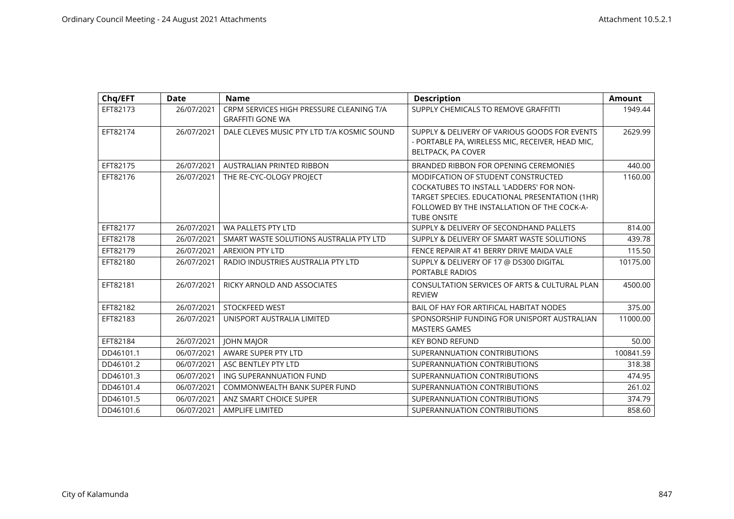| Chq/EFT | Date | Name | Description | Amount |
|---|---|---|---|---|
| EFT82173 | 26/07/2021 | CRPM SERVICES HIGH PRESSURE CLEANING T/A GRAFFITI GONE WA | SUPPLY CHEMICALS TO REMOVE GRAFFITTI | 1949.44 |
| EFT82174 | 26/07/2021 | DALE CLEVES MUSIC PTY LTD T/A KOSMIC SOUND | SUPPLY & DELIVERY OF VARIOUS GOODS FOR EVENTS - PORTABLE PA, WIRELESS MIC, RECEIVER, HEAD MIC, BELTPACK, PA COVER | 2629.99 |
| EFT82175 | 26/07/2021 | AUSTRALIAN PRINTED RIBBON | BRANDED RIBBON FOR OPENING CEREMONIES | 440.00 |
| EFT82176 | 26/07/2021 | THE RE-CYC-OLOGY PROJECT | MODIFCATION OF STUDENT CONSTRUCTED COCKATUBES TO INSTALL 'LADDERS' FOR NON-TARGET SPECIES. EDUCATIONAL PRESENTATION (1HR) FOLLOWED BY THE INSTALLATION OF THE COCK-A-TUBE ONSITE | 1160.00 |
| EFT82177 | 26/07/2021 | WA PALLETS PTY LTD | SUPPLY & DELIVERY OF SECONDHAND PALLETS | 814.00 |
| EFT82178 | 26/07/2021 | SMART WASTE SOLUTIONS AUSTRALIA PTY LTD | SUPPLY & DELIVERY OF SMART WASTE SOLUTIONS | 439.78 |
| EFT82179 | 26/07/2021 | AREXION PTY LTD | FENCE REPAIR AT 41 BERRY DRIVE MAIDA VALE | 115.50 |
| EFT82180 | 26/07/2021 | RADIO INDUSTRIES AUSTRALIA PTY LTD | SUPPLY & DELIVERY OF 17 @ DS300 DIGITAL PORTABLE RADIOS | 10175.00 |
| EFT82181 | 26/07/2021 | RICKY ARNOLD AND ASSOCIATES | CONSULTATION SERVICES OF ARTS & CULTURAL PLAN REVIEW | 4500.00 |
| EFT82182 | 26/07/2021 | STOCKFEED WEST | BAIL OF HAY FOR ARTIFICAL HABITAT NODES | 375.00 |
| EFT82183 | 26/07/2021 | UNISPORT AUSTRALIA LIMITED | SPONSORSHIP FUNDING FOR UNISPORT AUSTRALIAN MASTERS GAMES | 11000.00 |
| EFT82184 | 26/07/2021 | JOHN MAJOR | KEY BOND REFUND | 50.00 |
| DD46101.1 | 06/07/2021 | AWARE SUPER PTY LTD | SUPERANNUATION CONTRIBUTIONS | 100841.59 |
| DD46101.2 | 06/07/2021 | ASC BENTLEY PTY LTD | SUPERANNUATION CONTRIBUTIONS | 318.38 |
| DD46101.3 | 06/07/2021 | ING SUPERANNUATION FUND | SUPERANNUATION CONTRIBUTIONS | 474.95 |
| DD46101.4 | 06/07/2021 | COMMONWEALTH BANK SUPER FUND | SUPERANNUATION CONTRIBUTIONS | 261.02 |
| DD46101.5 | 06/07/2021 | ANZ SMART CHOICE SUPER | SUPERANNUATION CONTRIBUTIONS | 374.79 |
| DD46101.6 | 06/07/2021 | AMPLIFE LIMITED | SUPERANNUATION CONTRIBUTIONS | 858.60 |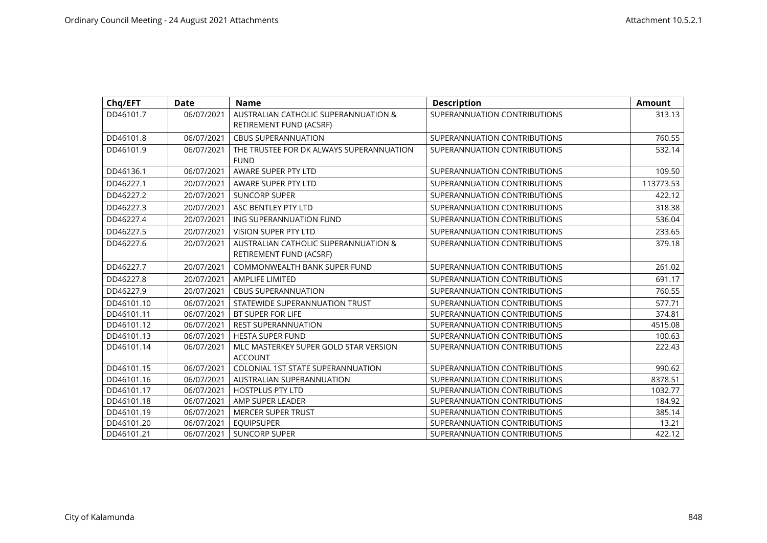| Chq/EFT | Date | Name | Description | Amount |
| --- | --- | --- | --- | --- |
| DD46101.7 | 06/07/2021 | AUSTRALIAN CATHOLIC SUPERANNUATION & RETIREMENT FUND (ACSRF) | SUPERANNUATION CONTRIBUTIONS | 313.13 |
| DD46101.8 | 06/07/2021 | CBUS SUPERANNUATION | SUPERANNUATION CONTRIBUTIONS | 760.55 |
| DD46101.9 | 06/07/2021 | THE TRUSTEE FOR DK ALWAYS SUPERANNUATION FUND | SUPERANNUATION CONTRIBUTIONS | 532.14 |
| DD46136.1 | 06/07/2021 | AWARE SUPER PTY LTD | SUPERANNUATION CONTRIBUTIONS | 109.50 |
| DD46227.1 | 20/07/2021 | AWARE SUPER PTY LTD | SUPERANNUATION CONTRIBUTIONS | 113773.53 |
| DD46227.2 | 20/07/2021 | SUNCORP SUPER | SUPERANNUATION CONTRIBUTIONS | 422.12 |
| DD46227.3 | 20/07/2021 | ASC BENTLEY PTY LTD | SUPERANNUATION CONTRIBUTIONS | 318.38 |
| DD46227.4 | 20/07/2021 | ING SUPERANNUATION FUND | SUPERANNUATION CONTRIBUTIONS | 536.04 |
| DD46227.5 | 20/07/2021 | VISION SUPER PTY LTD | SUPERANNUATION CONTRIBUTIONS | 233.65 |
| DD46227.6 | 20/07/2021 | AUSTRALIAN CATHOLIC SUPERANNUATION & RETIREMENT FUND (ACSRF) | SUPERANNUATION CONTRIBUTIONS | 379.18 |
| DD46227.7 | 20/07/2021 | COMMONWEALTH BANK SUPER FUND | SUPERANNUATION CONTRIBUTIONS | 261.02 |
| DD46227.8 | 20/07/2021 | AMPLIFE LIMITED | SUPERANNUATION CONTRIBUTIONS | 691.17 |
| DD46227.9 | 20/07/2021 | CBUS SUPERANNUATION | SUPERANNUATION CONTRIBUTIONS | 760.55 |
| DD46101.10 | 06/07/2021 | STATEWIDE SUPERANNUATION TRUST | SUPERANNUATION CONTRIBUTIONS | 577.71 |
| DD46101.11 | 06/07/2021 | BT SUPER FOR LIFE | SUPERANNUATION CONTRIBUTIONS | 374.81 |
| DD46101.12 | 06/07/2021 | REST SUPERANNUATION | SUPERANNUATION CONTRIBUTIONS | 4515.08 |
| DD46101.13 | 06/07/2021 | HESTA SUPER FUND | SUPERANNUATION CONTRIBUTIONS | 100.63 |
| DD46101.14 | 06/07/2021 | MLC MASTERKEY SUPER GOLD STAR VERSION ACCOUNT | SUPERANNUATION CONTRIBUTIONS | 222.43 |
| DD46101.15 | 06/07/2021 | COLONIAL 1ST STATE SUPERANNUATION | SUPERANNUATION CONTRIBUTIONS | 990.62 |
| DD46101.16 | 06/07/2021 | AUSTRALIAN SUPERANNUATION | SUPERANNUATION CONTRIBUTIONS | 8378.51 |
| DD46101.17 | 06/07/2021 | HOSTPLUS PTY LTD | SUPERANNUATION CONTRIBUTIONS | 1032.77 |
| DD46101.18 | 06/07/2021 | AMP SUPER LEADER | SUPERANNUATION CONTRIBUTIONS | 184.92 |
| DD46101.19 | 06/07/2021 | MERCER SUPER TRUST | SUPERANNUATION CONTRIBUTIONS | 385.14 |
| DD46101.20 | 06/07/2021 | EQUIPSUPER | SUPERANNUATION CONTRIBUTIONS | 13.21 |
| DD46101.21 | 06/07/2021 | SUNCORP SUPER | SUPERANNUATION CONTRIBUTIONS | 422.12 |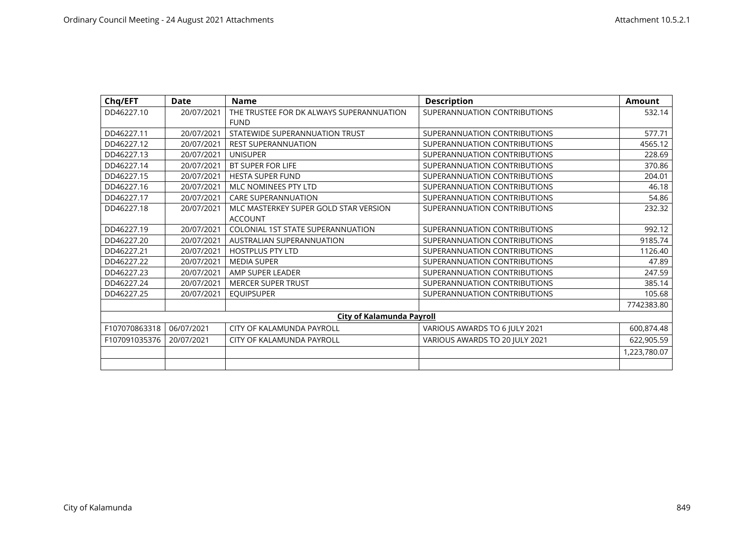| Chq/EFT | Date | Name | Description | Amount |
|---|---|---|---|---|
| DD46227.10 | 20/07/2021 | THE TRUSTEE FOR DK ALWAYS SUPERANNUATION FUND | SUPERANNUATION CONTRIBUTIONS | 532.14 |
| DD46227.11 | 20/07/2021 | STATEWIDE SUPERANNUATION TRUST | SUPERANNUATION CONTRIBUTIONS | 577.71 |
| DD46227.12 | 20/07/2021 | REST SUPERANNUATION | SUPERANNUATION CONTRIBUTIONS | 4565.12 |
| DD46227.13 | 20/07/2021 | UNISUPER | SUPERANNUATION CONTRIBUTIONS | 228.69 |
| DD46227.14 | 20/07/2021 | BT SUPER FOR LIFE | SUPERANNUATION CONTRIBUTIONS | 370.86 |
| DD46227.15 | 20/07/2021 | HESTA SUPER FUND | SUPERANNUATION CONTRIBUTIONS | 204.01 |
| DD46227.16 | 20/07/2021 | MLC NOMINEES PTY LTD | SUPERANNUATION CONTRIBUTIONS | 46.18 |
| DD46227.17 | 20/07/2021 | CARE SUPERANNUATION | SUPERANNUATION CONTRIBUTIONS | 54.86 |
| DD46227.18 | 20/07/2021 | MLC MASTERKEY SUPER GOLD STAR VERSION ACCOUNT | SUPERANNUATION CONTRIBUTIONS | 232.32 |
| DD46227.19 | 20/07/2021 | COLONIAL 1ST STATE SUPERANNUATION | SUPERANNUATION CONTRIBUTIONS | 992.12 |
| DD46227.20 | 20/07/2021 | AUSTRALIAN SUPERANNUATION | SUPERANNUATION CONTRIBUTIONS | 9185.74 |
| DD46227.21 | 20/07/2021 | HOSTPLUS PTY LTD | SUPERANNUATION CONTRIBUTIONS | 1126.40 |
| DD46227.22 | 20/07/2021 | MEDIA SUPER | SUPERANNUATION CONTRIBUTIONS | 47.89 |
| DD46227.23 | 20/07/2021 | AMP SUPER LEADER | SUPERANNUATION CONTRIBUTIONS | 247.59 |
| DD46227.24 | 20/07/2021 | MERCER SUPER TRUST | SUPERANNUATION CONTRIBUTIONS | 385.14 |
| DD46227.25 | 20/07/2021 | EQUIPSUPER | SUPERANNUATION CONTRIBUTIONS | 105.68 |
| | | | | 7742383.80 |
| | | **City of Kalamunda Payroll** | | |
| F107070863318 | 06/07/2021 | CITY OF KALAMUNDA PAYROLL | VARIOUS AWARDS TO 6 JULY 2021 | 600,874.48 |
| F107091035376 | 20/07/2021 | CITY OF KALAMUNDA PAYROLL | VARIOUS AWARDS TO 20 JULY 2021 | 622,905.59 |
| | | | | 1,223,780.07 |
| | | | | |